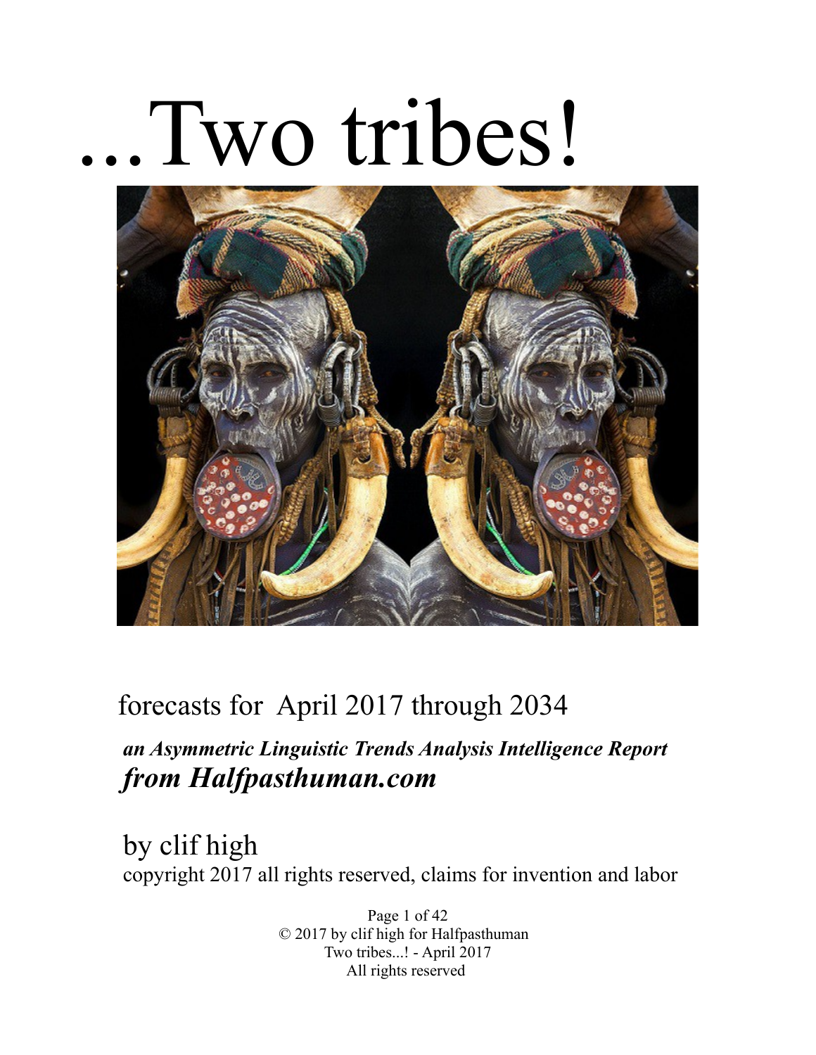# ...Two tribes!

forecasts for April 2017 through 2034

***an Asymmetric Linguistic Trends Analysis Intelligence Report***
***from Halfpasthuman.com***

by clif high
copyright 2017 all rights reserved, claims for invention and labor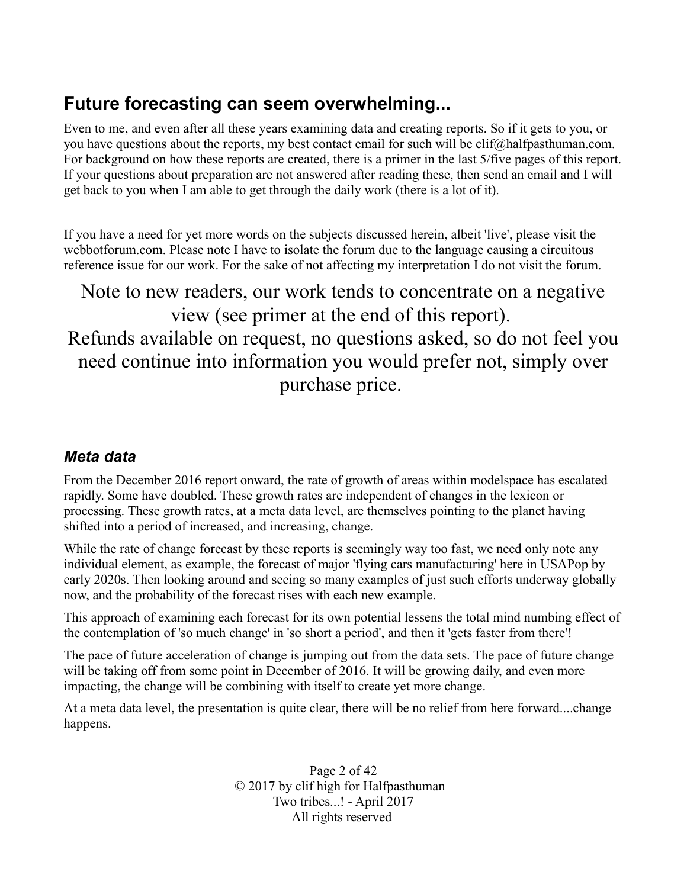## Future forecasting can seem overwhelming...

Even to me, and even after all these years examining data and creating reports. So if it gets to you, or you have questions about the reports, my best contact email for such will be clif@halfpasthuman.com. For background on how these reports are created, there is a primer in the last 5/five pages of this report. If your questions about preparation are not answered after reading these, then send an email and I will get back to you when I am able to get through the daily work (there is a lot of it).

If you have a need for yet more words on the subjects discussed herein, albeit 'live', please visit the webbotforum.com. Please note I have to isolate the forum due to the language causing a circuitous reference issue for our work. For the sake of not affecting my interpretation I do not visit the forum.

Note to new readers, our work tends to concentrate on a negative view (see primer at the end of this report). Refunds available on request, no questions asked, so do not feel you need continue into information you would prefer not, simply over purchase price.

### *Meta data*

From the December 2016 report onward, the rate of growth of areas within modelspace has escalated rapidly. Some have doubled. These growth rates are independent of changes in the lexicon or processing. These growth rates, at a meta data level, are themselves pointing to the planet having shifted into a period of increased, and increasing, change.

While the rate of change forecast by these reports is seemingly way too fast, we need only note any individual element, as example, the forecast of major 'flying cars manufacturing' here in USAPop by early 2020s. Then looking around and seeing so many examples of just such efforts underway globally now, and the probability of the forecast rises with each new example.

This approach of examining each forecast for its own potential lessens the total mind numbing effect of the contemplation of 'so much change' in 'so short a period', and then it 'gets faster from there'!

The pace of future acceleration of change is jumping out from the data sets. The pace of future change will be taking off from some point in December of 2016. It will be growing daily, and even more impacting, the change will be combining with itself to create yet more change.

At a meta data level, the presentation is quite clear, there will be no relief from here forward....change happens.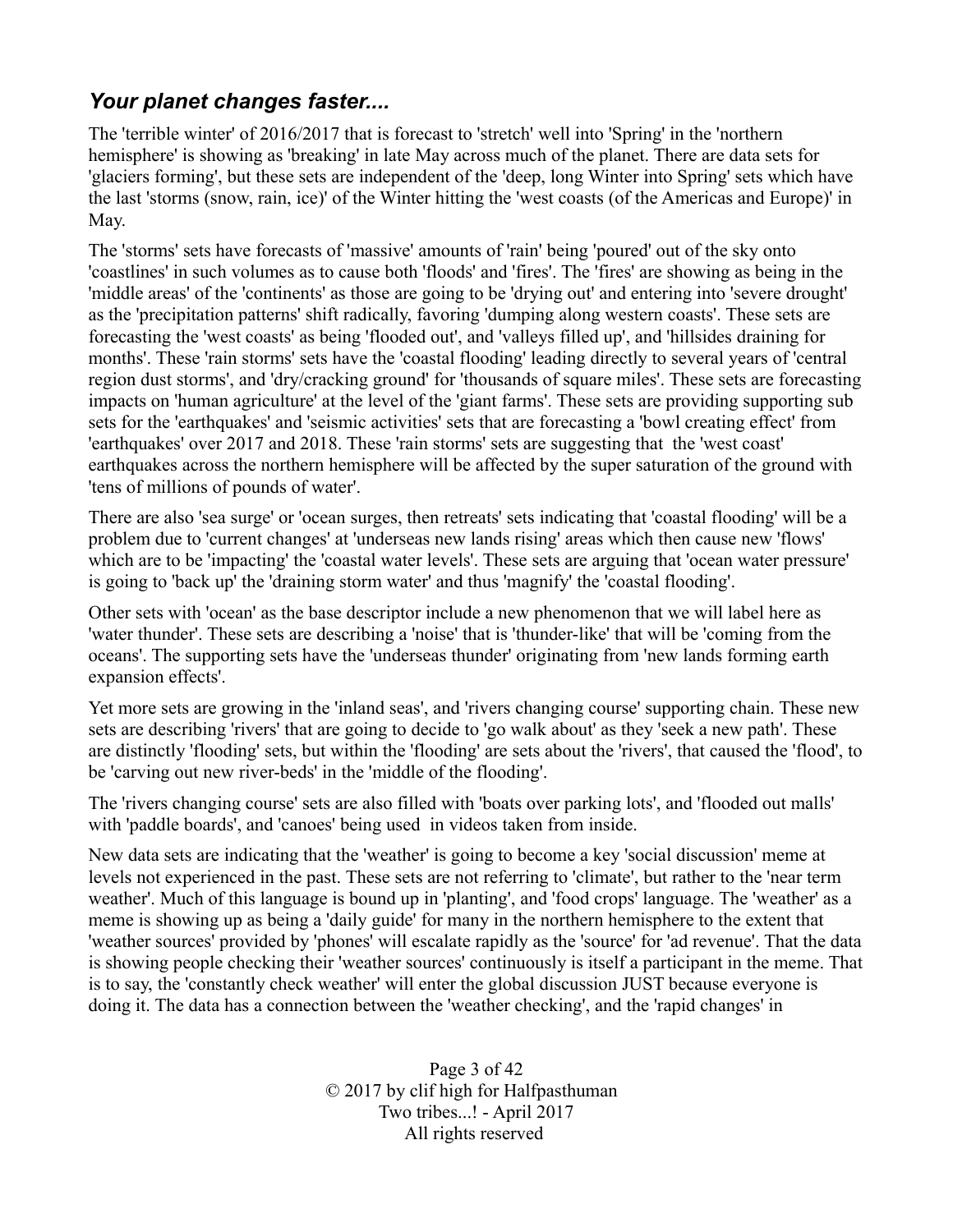### *Your planet changes faster....*

The 'terrible winter' of 2016/2017 that is forecast to 'stretch' well into 'Spring' in the 'northern hemisphere' is showing as 'breaking' in late May across much of the planet. There are data sets for 'glaciers forming', but these sets are independent of the 'deep, long Winter into Spring' sets which have the last 'storms (snow, rain, ice)' of the Winter hitting the 'west coasts (of the Americas and Europe)' in May.

The 'storms' sets have forecasts of 'massive' amounts of 'rain' being 'poured' out of the sky onto 'coastlines' in such volumes as to cause both 'floods' and 'fires'. The 'fires' are showing as being in the 'middle areas' of the 'continents' as those are going to be 'drying out' and entering into 'severe drought' as the 'precipitation patterns' shift radically, favoring 'dumping along western coasts'. These sets are forecasting the 'west coasts' as being 'flooded out', and 'valleys filled up', and 'hillsides draining for months'. These 'rain storms' sets have the 'coastal flooding' leading directly to several years of 'central region dust storms', and 'dry/cracking ground' for 'thousands of square miles'. These sets are forecasting impacts on 'human agriculture' at the level of the 'giant farms'. These sets are providing supporting sub sets for the 'earthquakes' and 'seismic activities' sets that are forecasting a 'bowl creating effect' from 'earthquakes' over 2017 and 2018. These 'rain storms' sets are suggesting that the 'west coast' earthquakes across the northern hemisphere will be affected by the super saturation of the ground with 'tens of millions of pounds of water'.

There are also 'sea surge' or 'ocean surges, then retreats' sets indicating that 'coastal flooding' will be a problem due to 'current changes' at 'underseas new lands rising' areas which then cause new 'flows' which are to be 'impacting' the 'coastal water levels'. These sets are arguing that 'ocean water pressure' is going to 'back up' the 'draining storm water' and thus 'magnify' the 'coastal flooding'.

Other sets with 'ocean' as the base descriptor include a new phenomenon that we will label here as 'water thunder'. These sets are describing a 'noise' that is 'thunder-like' that will be 'coming from the oceans'. The supporting sets have the 'underseas thunder' originating from 'new lands forming earth expansion effects'.

Yet more sets are growing in the 'inland seas', and 'rivers changing course' supporting chain. These new sets are describing 'rivers' that are going to decide to 'go walk about' as they 'seek a new path'. These are distinctly 'flooding' sets, but within the 'flooding' are sets about the 'rivers', that caused the 'flood', to be 'carving out new river-beds' in the 'middle of the flooding'.

The 'rivers changing course' sets are also filled with 'boats over parking lots', and 'flooded out malls' with 'paddle boards', and 'canoes' being used in videos taken from inside.

New data sets are indicating that the 'weather' is going to become a key 'social discussion' meme at levels not experienced in the past. These sets are not referring to 'climate', but rather to the 'near term weather'. Much of this language is bound up in 'planting', and 'food crops' language. The 'weather' as a meme is showing up as being a 'daily guide' for many in the northern hemisphere to the extent that 'weather sources' provided by 'phones' will escalate rapidly as the 'source' for 'ad revenue'. That the data is showing people checking their 'weather sources' continuously is itself a participant in the meme. That is to say, the 'constantly check weather' will enter the global discussion JUST because everyone is doing it. The data has a connection between the 'weather checking', and the 'rapid changes' in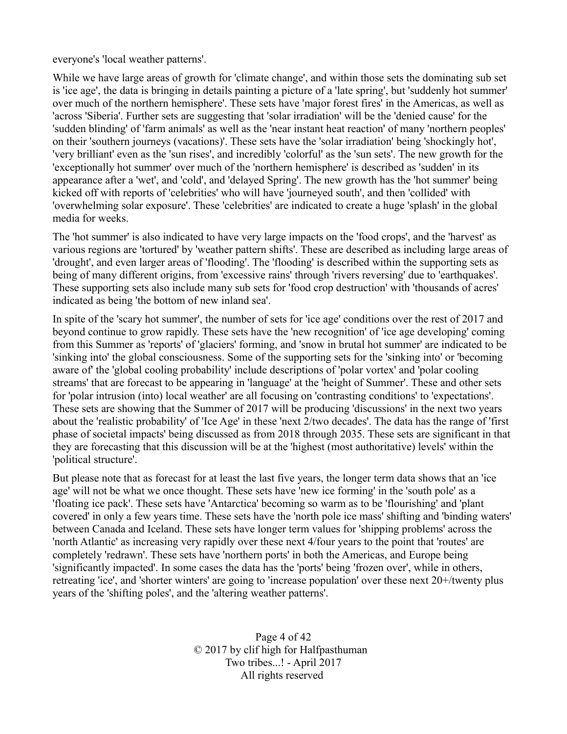everyone's 'local weather patterns'.

While we have large areas of growth for 'climate change', and within those sets the dominating sub set is 'ice age', the data is bringing in details painting a picture of a 'late spring', but 'suddenly hot summer' over much of the northern hemisphere'. These sets have 'major forest fires' in the Americas, as well as 'across 'Siberia'. Further sets are suggesting that 'solar irradiation' will be the 'denied cause' for the 'sudden blinding' of 'farm animals' as well as the 'near instant heat reaction' of many 'northern peoples' on their 'southern journeys (vacations)'. These sets have the 'solar irradiation' being 'shockingly hot', 'very brilliant' even as the 'sun rises', and incredibly 'colorful' as the 'sun sets'. The new growth for the 'exceptionally hot summer' over much of the 'northern hemisphere' is described as 'sudden' in its appearance after a 'wet', and 'cold', and 'delayed Spring'. The new growth has the 'hot summer' being kicked off with reports of 'celebrities' who will have 'journeyed south', and then 'collided' with 'overwhelming solar exposure'. These 'celebrities' are indicated to create a huge 'splash' in the global media for weeks.

The 'hot summer' is also indicated to have very large impacts on the 'food crops', and the 'harvest' as various regions are 'tortured' by 'weather pattern shifts'. These are described as including large areas of 'drought', and even larger areas of 'flooding'. The 'flooding' is described within the supporting sets as being of many different origins, from 'excessive rains' through 'rivers reversing' due to 'earthquakes'. These supporting sets also include many sub sets for 'food crop destruction' with 'thousands of acres' indicated as being 'the bottom of new inland sea'.

In spite of the 'scary hot summer', the number of sets for 'ice age' conditions over the rest of 2017 and beyond continue to grow rapidly. These sets have the 'new recognition' of 'ice age developing' coming from this Summer as 'reports' of 'glaciers' forming, and 'snow in brutal hot summer' are indicated to be 'sinking into' the global consciousness. Some of the supporting sets for the 'sinking into' or 'becoming aware of' the 'global cooling probability' include descriptions of 'polar vortex' and 'polar cooling streams' that are forecast to be appearing in 'language' at the 'height of Summer'. These and other sets for 'polar intrusion (into) local weather' are all focusing on 'contrasting conditions' to 'expectations'. These sets are showing that the Summer of 2017 will be producing 'discussions' in the next two years about the 'realistic probability' of 'Ice Age' in these 'next 2/two decades'. The data has the range of 'first phase of societal impacts' being discussed as from 2018 through 2035. These sets are significant in that they are forecasting that this discussion will be at the 'highest (most authoritative) levels' within the 'political structure'.

But please note that as forecast for at least the last five years, the longer term data shows that an 'ice age' will not be what we once thought. These sets have 'new ice forming' in the 'south pole' as a 'floating ice pack'. These sets have 'Antarctica' becoming so warm as to be 'flourishing' and 'plant covered' in only a few years time. These sets have the 'north pole ice mass' shifting and 'binding waters' between Canada and Iceland. These sets have longer term values for 'shipping problems' across the 'north Atlantic' as increasing very rapidly over these next 4/four years to the point that 'routes' are completely 'redrawn'. These sets have 'northern ports' in both the Americas, and Europe being 'significantly impacted'. In some cases the data has the 'ports' being 'frozen over', while in others, retreating 'ice', and 'shorter winters' are going to 'increase population' over these next 20+/twenty plus years of the 'shifting poles', and the 'altering weather patterns'.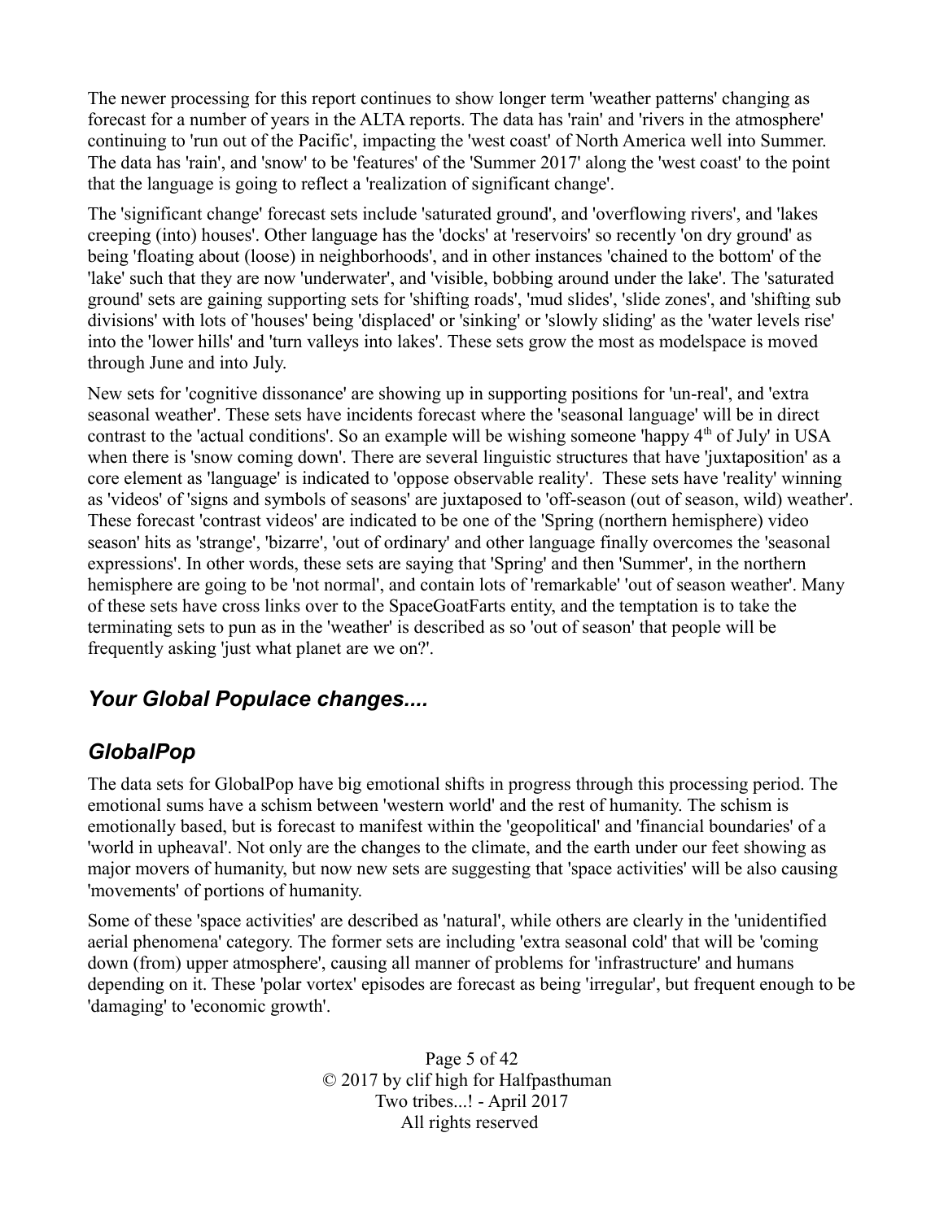The newer processing for this report continues to show longer term 'weather patterns' changing as forecast for a number of years in the ALTA reports. The data has 'rain' and 'rivers in the atmosphere' continuing to 'run out of the Pacific', impacting the 'west coast' of North America well into Summer. The data has 'rain', and 'snow' to be 'features' of the 'Summer 2017' along the 'west coast' to the point that the language is going to reflect a 'realization of significant change'.

The 'significant change' forecast sets include 'saturated ground', and 'overflowing rivers', and 'lakes creeping (into) houses'. Other language has the 'docks' at 'reservoirs' so recently 'on dry ground' as being 'floating about (loose) in neighborhoods', and in other instances 'chained to the bottom' of the 'lake' such that they are now 'underwater', and 'visible, bobbing around under the lake'. The 'saturated ground' sets are gaining supporting sets for 'shifting roads', 'mud slides', 'slide zones', and 'shifting sub divisions' with lots of 'houses' being 'displaced' or 'sinking' or 'slowly sliding' as the 'water levels rise' into the 'lower hills' and 'turn valleys into lakes'. These sets grow the most as modelspace is moved through June and into July.

New sets for 'cognitive dissonance' are showing up in supporting positions for 'un-real', and 'extra seasonal weather'. These sets have incidents forecast where the 'seasonal language' will be in direct contrast to the 'actual conditions'. So an example will be wishing someone 'happy 4th of July' in USA when there is 'snow coming down'. There are several linguistic structures that have 'juxtaposition' as a core element as 'language' is indicated to 'oppose observable reality'. These sets have 'reality' winning as 'videos' of 'signs and symbols of seasons' are juxtaposed to 'off-season (out of season, wild) weather'. These forecast 'contrast videos' are indicated to be one of the 'Spring (northern hemisphere) video season' hits as 'strange', 'bizarre', 'out of ordinary' and other language finally overcomes the 'seasonal expressions'. In other words, these sets are saying that 'Spring' and then 'Summer', in the northern hemisphere are going to be 'not normal', and contain lots of 'remarkable' 'out of season weather'. Many of these sets have cross links over to the SpaceGoatFarts entity, and the temptation is to take the terminating sets to pun as in the 'weather' is described as so 'out of season' that people will be frequently asking 'just what planet are we on?'.

## *Your Global Populace changes....*

## *GlobalPop*

The data sets for GlobalPop have big emotional shifts in progress through this processing period. The emotional sums have a schism between 'western world' and the rest of humanity. The schism is emotionally based, but is forecast to manifest within the 'geopolitical' and 'financial boundaries' of a 'world in upheaval'. Not only are the changes to the climate, and the earth under our feet showing as major movers of humanity, but now new sets are suggesting that 'space activities' will be also causing 'movements' of portions of humanity.

Some of these 'space activities' are described as 'natural', while others are clearly in the 'unidentified aerial phenomena' category. The former sets are including 'extra seasonal cold' that will be 'coming down (from) upper atmosphere', causing all manner of problems for 'infrastructure' and humans depending on it. These 'polar vortex' episodes are forecast as being 'irregular', but frequent enough to be 'damaging' to 'economic growth'.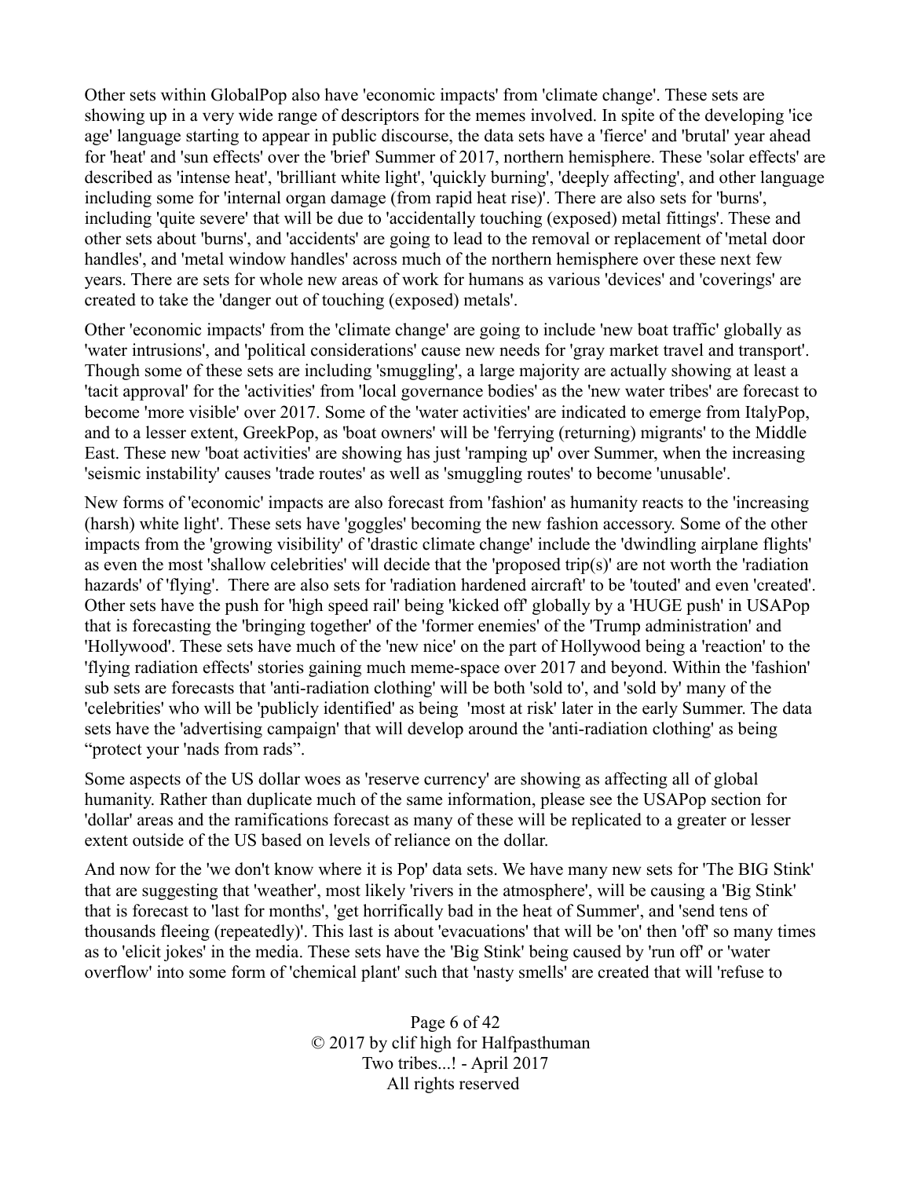Other sets within GlobalPop also have 'economic impacts' from 'climate change'. These sets are showing up in a very wide range of descriptors for the memes involved. In spite of the developing 'ice age' language starting to appear in public discourse, the data sets have a 'fierce' and 'brutal' year ahead for 'heat' and 'sun effects' over the 'brief' Summer of 2017, northern hemisphere. These 'solar effects' are described as 'intense heat', 'brilliant white light', 'quickly burning', 'deeply affecting', and other language including some for 'internal organ damage (from rapid heat rise)'. There are also sets for 'burns', including 'quite severe' that will be due to 'accidentally touching (exposed) metal fittings'. These and other sets about 'burns', and 'accidents' are going to lead to the removal or replacement of 'metal door handles', and 'metal window handles' across much of the northern hemisphere over these next few years. There are sets for whole new areas of work for humans as various 'devices' and 'coverings' are created to take the 'danger out of touching (exposed) metals'.

Other 'economic impacts' from the 'climate change' are going to include 'new boat traffic' globally as 'water intrusions', and 'political considerations' cause new needs for 'gray market travel and transport'. Though some of these sets are including 'smuggling', a large majority are actually showing at least a 'tacit approval' for the 'activities' from 'local governance bodies' as the 'new water tribes' are forecast to become 'more visible' over 2017. Some of the 'water activities' are indicated to emerge from ItalyPop, and to a lesser extent, GreekPop, as 'boat owners' will be 'ferrying (returning) migrants' to the Middle East. These new 'boat activities' are showing has just 'ramping up' over Summer, when the increasing 'seismic instability' causes 'trade routes' as well as 'smuggling routes' to become 'unusable'.

New forms of 'economic' impacts are also forecast from 'fashion' as humanity reacts to the 'increasing (harsh) white light'. These sets have 'goggles' becoming the new fashion accessory. Some of the other impacts from the 'growing visibility' of 'drastic climate change' include the 'dwindling airplane flights' as even the most 'shallow celebrities' will decide that the 'proposed trip(s)' are not worth the 'radiation hazards' of 'flying'. There are also sets for 'radiation hardened aircraft' to be 'touted' and even 'created'. Other sets have the push for 'high speed rail' being 'kicked off' globally by a 'HUGE push' in USAPop that is forecasting the 'bringing together' of the 'former enemies' of the 'Trump administration' and 'Hollywood'. These sets have much of the 'new nice' on the part of Hollywood being a 'reaction' to the 'flying radiation effects' stories gaining much meme-space over 2017 and beyond. Within the 'fashion' sub sets are forecasts that 'anti-radiation clothing' will be both 'sold to', and 'sold by' many of the 'celebrities' who will be 'publicly identified' as being 'most at risk' later in the early Summer. The data sets have the 'advertising campaign' that will develop around the 'anti-radiation clothing' as being "protect your 'nads from rads".

Some aspects of the US dollar woes as 'reserve currency' are showing as affecting all of global humanity. Rather than duplicate much of the same information, please see the USAPop section for 'dollar' areas and the ramifications forecast as many of these will be replicated to a greater or lesser extent outside of the US based on levels of reliance on the dollar.

And now for the 'we don't know where it is Pop' data sets. We have many new sets for 'The BIG Stink' that are suggesting that 'weather', most likely 'rivers in the atmosphere', will be causing a 'Big Stink' that is forecast to 'last for months', 'get horrifically bad in the heat of Summer', and 'send tens of thousands fleeing (repeatedly)'. This last is about 'evacuations' that will be 'on' then 'off' so many times as to 'elicit jokes' in the media. These sets have the 'Big Stink' being caused by 'run off' or 'water overflow' into some form of 'chemical plant' such that 'nasty smells' are created that will 'refuse to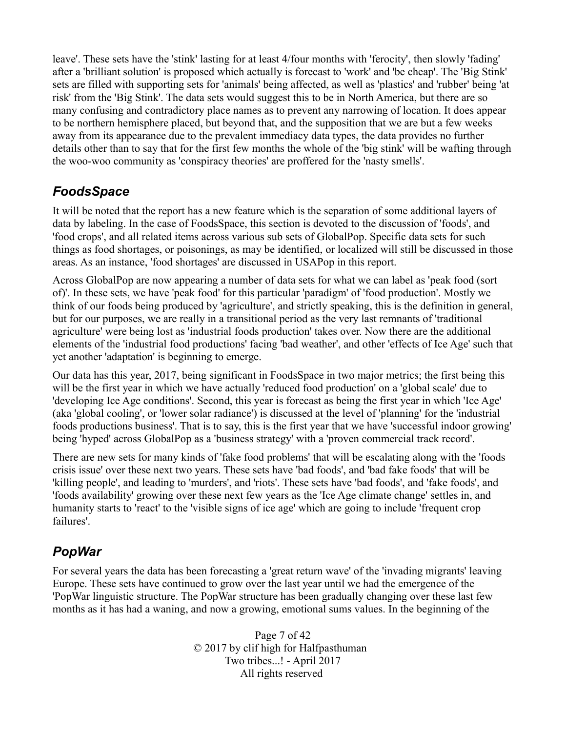leave'. These sets have the 'stink' lasting for at least 4/four months with 'ferocity', then slowly 'fading' after a 'brilliant solution' is proposed which actually is forecast to 'work' and 'be cheap'. The 'Big Stink' sets are filled with supporting sets for 'animals' being affected, as well as 'plastics' and 'rubber' being 'at risk' from the 'Big Stink'. The data sets would suggest this to be in North America, but there are so many confusing and contradictory place names as to prevent any narrowing of location. It does appear to be northern hemisphere placed, but beyond that, and the supposition that we are but a few weeks away from its appearance due to the prevalent immediacy data types, the data provides no further details other than to say that for the first few months the whole of the 'big stink' will be wafting through the woo-woo community as 'conspiracy theories' are proffered for the 'nasty smells'.

## *FoodsSpace*

It will be noted that the report has a new feature which is the separation of some additional layers of data by labeling. In the case of FoodsSpace, this section is devoted to the discussion of 'foods', and 'food crops', and all related items across various sub sets of GlobalPop. Specific data sets for such things as food shortages, or poisonings, as may be identified, or localized will still be discussed in those areas. As an instance, 'food shortages' are discussed in USAPop in this report.

Across GlobalPop are now appearing a number of data sets for what we can label as 'peak food (sort of)'. In these sets, we have 'peak food' for this particular 'paradigm' of 'food production'. Mostly we think of our foods being produced by 'agriculture', and strictly speaking, this is the definition in general, but for our purposes, we are really in a transitional period as the very last remnants of 'traditional agriculture' were being lost as 'industrial foods production' takes over. Now there are the additional elements of the 'industrial food productions' facing 'bad weather', and other 'effects of Ice Age' such that yet another 'adaptation' is beginning to emerge.

Our data has this year, 2017, being significant in FoodsSpace in two major metrics; the first being this will be the first year in which we have actually 'reduced food production' on a 'global scale' due to 'developing Ice Age conditions'. Second, this year is forecast as being the first year in which 'Ice Age' (aka 'global cooling', or 'lower solar radiance') is discussed at the level of 'planning' for the 'industrial foods productions business'. That is to say, this is the first year that we have 'successful indoor growing' being 'hyped' across GlobalPop as a 'business strategy' with a 'proven commercial track record'.

There are new sets for many kinds of 'fake food problems' that will be escalating along with the 'foods crisis issue' over these next two years. These sets have 'bad foods', and 'bad fake foods' that will be 'killing people', and leading to 'murders', and 'riots'. These sets have 'bad foods', and 'fake foods', and 'foods availability' growing over these next few years as the 'Ice Age climate change' settles in, and humanity starts to 'react' to the 'visible signs of ice age' which are going to include 'frequent crop failures'.

## *PopWar*

For several years the data has been forecasting a 'great return wave' of the 'invading migrants' leaving Europe. These sets have continued to grow over the last year until we had the emergence of the 'PopWar linguistic structure. The PopWar structure has been gradually changing over these last few months as it has had a waning, and now a growing, emotional sums values. In the beginning of the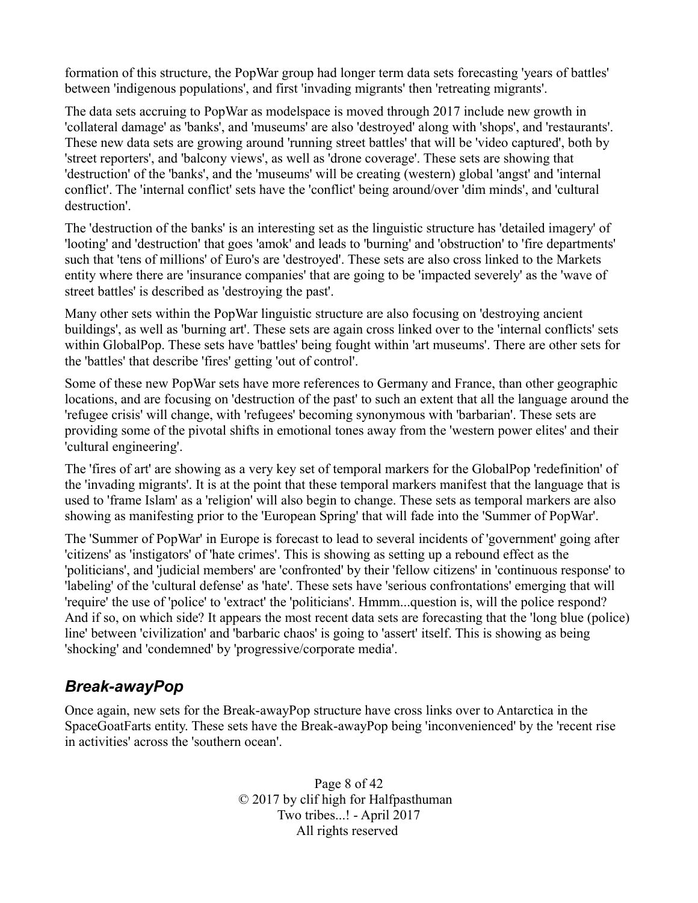formation of this structure, the PopWar group had longer term data sets forecasting 'years of battles' between 'indigenous populations', and first 'invading migrants' then 'retreating migrants'.

The data sets accruing to PopWar as modelspace is moved through 2017 include new growth in 'collateral damage' as 'banks', and 'museums' are also 'destroyed' along with 'shops', and 'restaurants'. These new data sets are growing around 'running street battles' that will be 'video captured', both by 'street reporters', and 'balcony views', as well as 'drone coverage'. These sets are showing that 'destruction' of the 'banks', and the 'museums' will be creating (western) global 'angst' and 'internal conflict'. The 'internal conflict' sets have the 'conflict' being around/over 'dim minds', and 'cultural destruction'.

The 'destruction of the banks' is an interesting set as the linguistic structure has 'detailed imagery' of 'looting' and 'destruction' that goes 'amok' and leads to 'burning' and 'obstruction' to 'fire departments' such that 'tens of millions' of Euro's are 'destroyed'. These sets are also cross linked to the Markets entity where there are 'insurance companies' that are going to be 'impacted severely' as the 'wave of street battles' is described as 'destroying the past'.

Many other sets within the PopWar linguistic structure are also focusing on 'destroying ancient buildings', as well as 'burning art'. These sets are again cross linked over to the 'internal conflicts' sets within GlobalPop. These sets have 'battles' being fought within 'art museums'. There are other sets for the 'battles' that describe 'fires' getting 'out of control'.

Some of these new PopWar sets have more references to Germany and France, than other geographic locations, and are focusing on 'destruction of the past' to such an extent that all the language around the 'refugee crisis' will change, with 'refugees' becoming synonymous with 'barbarian'. These sets are providing some of the pivotal shifts in emotional tones away from the 'western power elites' and their 'cultural engineering'.

The 'fires of art' are showing as a very key set of temporal markers for the GlobalPop 'redefinition' of the 'invading migrants'. It is at the point that these temporal markers manifest that the language that is used to 'frame Islam' as a 'religion' will also begin to change. These sets as temporal markers are also showing as manifesting prior to the 'European Spring' that will fade into the 'Summer of PopWar'.

The 'Summer of PopWar' in Europe is forecast to lead to several incidents of 'government' going after 'citizens' as 'instigators' of 'hate crimes'. This is showing as setting up a rebound effect as the 'politicians', and 'judicial members' are 'confronted' by their 'fellow citizens' in 'continuous response' to 'labeling' of the 'cultural defense' as 'hate'. These sets have 'serious confrontations' emerging that will 'require' the use of 'police' to 'extract' the 'politicians'. Hmmm...question is, will the police respond? And if so, on which side? It appears the most recent data sets are forecasting that the 'long blue (police) line' between 'civilization' and 'barbaric chaos' is going to 'assert' itself. This is showing as being 'shocking' and 'condemned' by 'progressive/corporate media'.

## *Break-awayPop*

Once again, new sets for the Break-awayPop structure have cross links over to Antarctica in the SpaceGoatFarts entity. These sets have the Break-awayPop being 'inconvenienced' by the 'recent rise in activities' across the 'southern ocean'.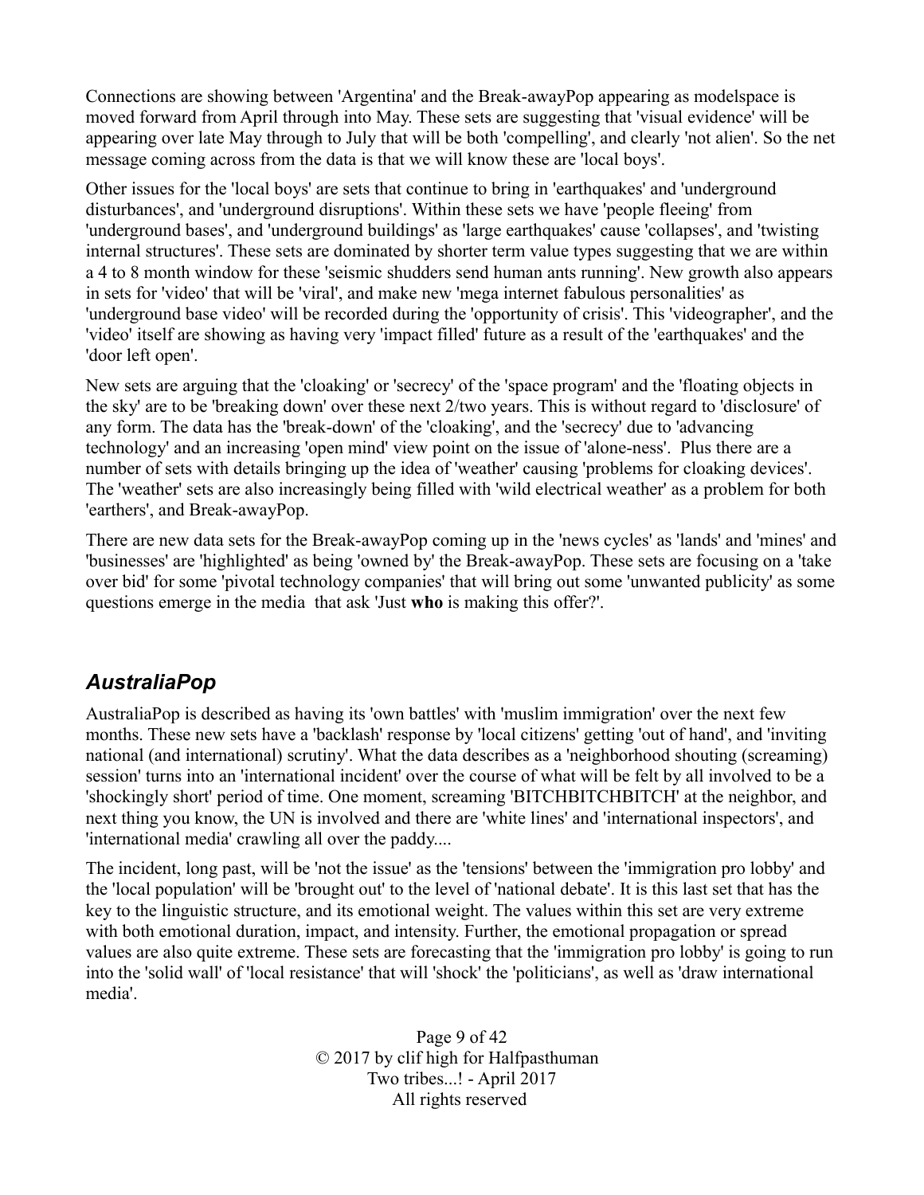Connections are showing between 'Argentina' and the Break-awayPop appearing as modelspace is moved forward from April through into May. These sets are suggesting that 'visual evidence' will be appearing over late May through to July that will be both 'compelling', and clearly 'not alien'. So the net message coming across from the data is that we will know these are 'local boys'.

Other issues for the 'local boys' are sets that continue to bring in 'earthquakes' and 'underground disturbances', and 'underground disruptions'. Within these sets we have 'people fleeing' from 'underground bases', and 'underground buildings' as 'large earthquakes' cause 'collapses', and 'twisting internal structures'. These sets are dominated by shorter term value types suggesting that we are within a 4 to 8 month window for these 'seismic shudders send human ants running'. New growth also appears in sets for 'video' that will be 'viral', and make new 'mega internet fabulous personalities' as 'underground base video' will be recorded during the 'opportunity of crisis'. This 'videographer', and the 'video' itself are showing as having very 'impact filled' future as a result of the 'earthquakes' and the 'door left open'.

New sets are arguing that the 'cloaking' or 'secrecy' of the 'space program' and the 'floating objects in the sky' are to be 'breaking down' over these next 2/two years. This is without regard to 'disclosure' of any form. The data has the 'break-down' of the 'cloaking', and the 'secrecy' due to 'advancing technology' and an increasing 'open mind' view point on the issue of 'alone-ness'. Plus there are a number of sets with details bringing up the idea of 'weather' causing 'problems for cloaking devices'. The 'weather' sets are also increasingly being filled with 'wild electrical weather' as a problem for both 'earthers', and Break-awayPop.

There are new data sets for the Break-awayPop coming up in the 'news cycles' as 'lands' and 'mines' and 'businesses' are 'highlighted' as being 'owned by' the Break-awayPop. These sets are focusing on a 'take over bid' for some 'pivotal technology companies' that will bring out some 'unwanted publicity' as some questions emerge in the media that ask 'Just **who** is making this offer?'.

## *AustraliaPop*

AustraliaPop is described as having its 'own battles' with 'muslim immigration' over the next few months. These new sets have a 'backlash' response by 'local citizens' getting 'out of hand', and 'inviting national (and international) scrutiny'. What the data describes as a 'neighborhood shouting (screaming) session' turns into an 'international incident' over the course of what will be felt by all involved to be a 'shockingly short' period of time. One moment, screaming 'BITCHBITCHBITCH' at the neighbor, and next thing you know, the UN is involved and there are 'white lines' and 'international inspectors', and 'international media' crawling all over the paddy....

The incident, long past, will be 'not the issue' as the 'tensions' between the 'immigration pro lobby' and the 'local population' will be 'brought out' to the level of 'national debate'. It is this last set that has the key to the linguistic structure, and its emotional weight. The values within this set are very extreme with both emotional duration, impact, and intensity. Further, the emotional propagation or spread values are also quite extreme. These sets are forecasting that the 'immigration pro lobby' is going to run into the 'solid wall' of 'local resistance' that will 'shock' the 'politicians', as well as 'draw international media'.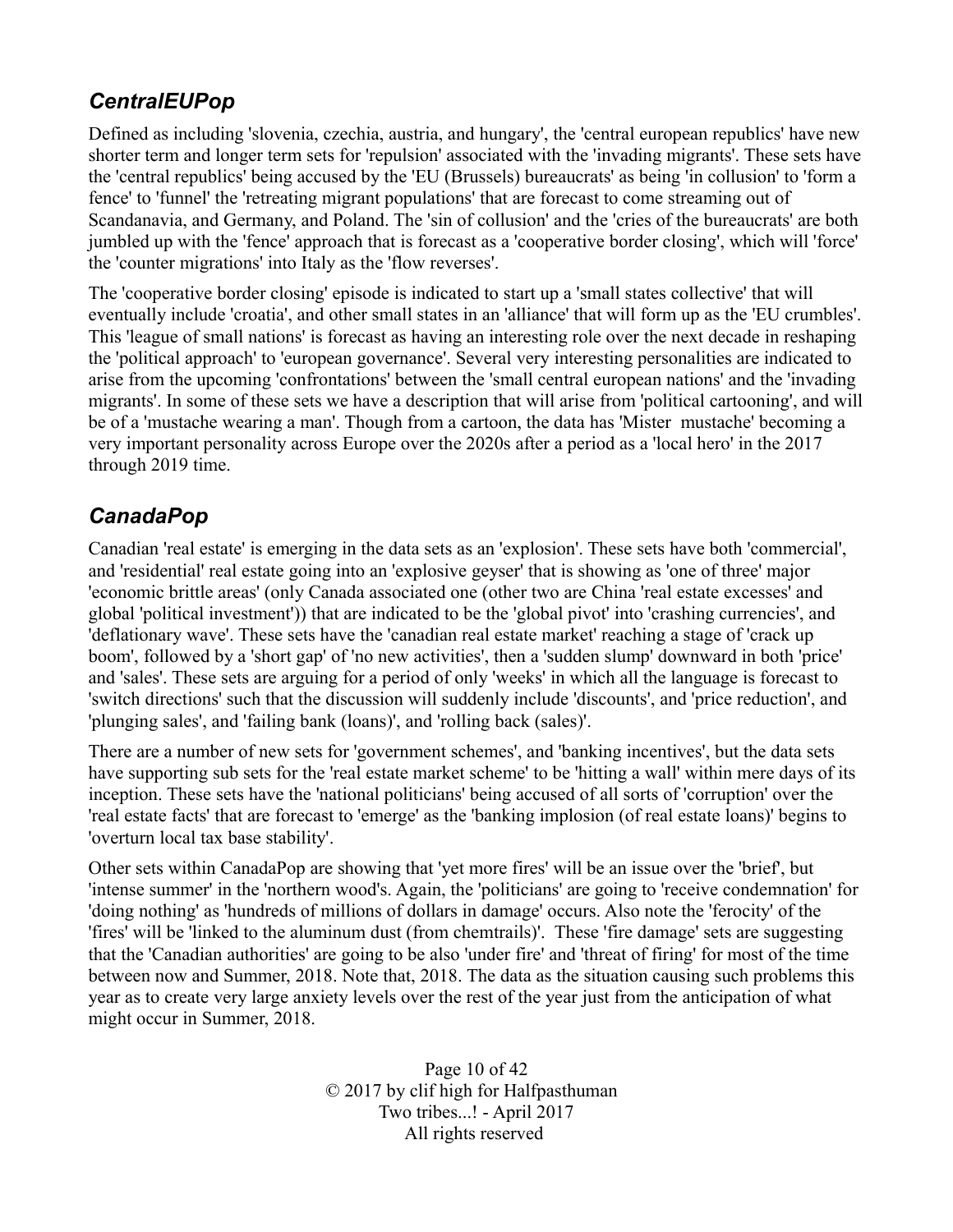### *CentralEUPop*

Defined as including 'slovenia, czechia, austria, and hungary', the 'central european republics' have new shorter term and longer term sets for 'repulsion' associated with the 'invading migrants'. These sets have the 'central republics' being accused by the 'EU (Brussels) bureaucrats' as being 'in collusion' to 'form a fence' to 'funnel' the 'retreating migrant populations' that are forecast to come streaming out of Scandanavia, and Germany, and Poland. The 'sin of collusion' and the 'cries of the bureaucrats' are both jumbled up with the 'fence' approach that is forecast as a 'cooperative border closing', which will 'force' the 'counter migrations' into Italy as the 'flow reverses'.

The 'cooperative border closing' episode is indicated to start up a 'small states collective' that will eventually include 'croatia', and other small states in an 'alliance' that will form up as the 'EU crumbles'. This 'league of small nations' is forecast as having an interesting role over the next decade in reshaping the 'political approach' to 'european governance'. Several very interesting personalities are indicated to arise from the upcoming 'confrontations' between the 'small central european nations' and the 'invading migrants'. In some of these sets we have a description that will arise from 'political cartooning', and will be of a 'mustache wearing a man'. Though from a cartoon, the data has 'Mister mustache' becoming a very important personality across Europe over the 2020s after a period as a 'local hero' in the 2017 through 2019 time.

### *CanadaPop*

Canadian 'real estate' is emerging in the data sets as an 'explosion'. These sets have both 'commercial', and 'residential' real estate going into an 'explosive geyser' that is showing as 'one of three' major 'economic brittle areas' (only Canada associated one (other two are China 'real estate excesses' and global 'political investment')) that are indicated to be the 'global pivot' into 'crashing currencies', and 'deflationary wave'. These sets have the 'canadian real estate market' reaching a stage of 'crack up boom', followed by a 'short gap' of 'no new activities', then a 'sudden slump' downward in both 'price' and 'sales'. These sets are arguing for a period of only 'weeks' in which all the language is forecast to 'switch directions' such that the discussion will suddenly include 'discounts', and 'price reduction', and 'plunging sales', and 'failing bank (loans)', and 'rolling back (sales)'.

There are a number of new sets for 'government schemes', and 'banking incentives', but the data sets have supporting sub sets for the 'real estate market scheme' to be 'hitting a wall' within mere days of its inception. These sets have the 'national politicians' being accused of all sorts of 'corruption' over the 'real estate facts' that are forecast to 'emerge' as the 'banking implosion (of real estate loans)' begins to 'overturn local tax base stability'.

Other sets within CanadaPop are showing that 'yet more fires' will be an issue over the 'brief', but 'intense summer' in the 'northern wood's. Again, the 'politicians' are going to 'receive condemnation' for 'doing nothing' as 'hundreds of millions of dollars in damage' occurs. Also note the 'ferocity' of the 'fires' will be 'linked to the aluminum dust (from chemtrails)'. These 'fire damage' sets are suggesting that the 'Canadian authorities' are going to be also 'under fire' and 'threat of firing' for most of the time between now and Summer, 2018. Note that, 2018. The data as the situation causing such problems this year as to create very large anxiety levels over the rest of the year just from the anticipation of what might occur in Summer, 2018.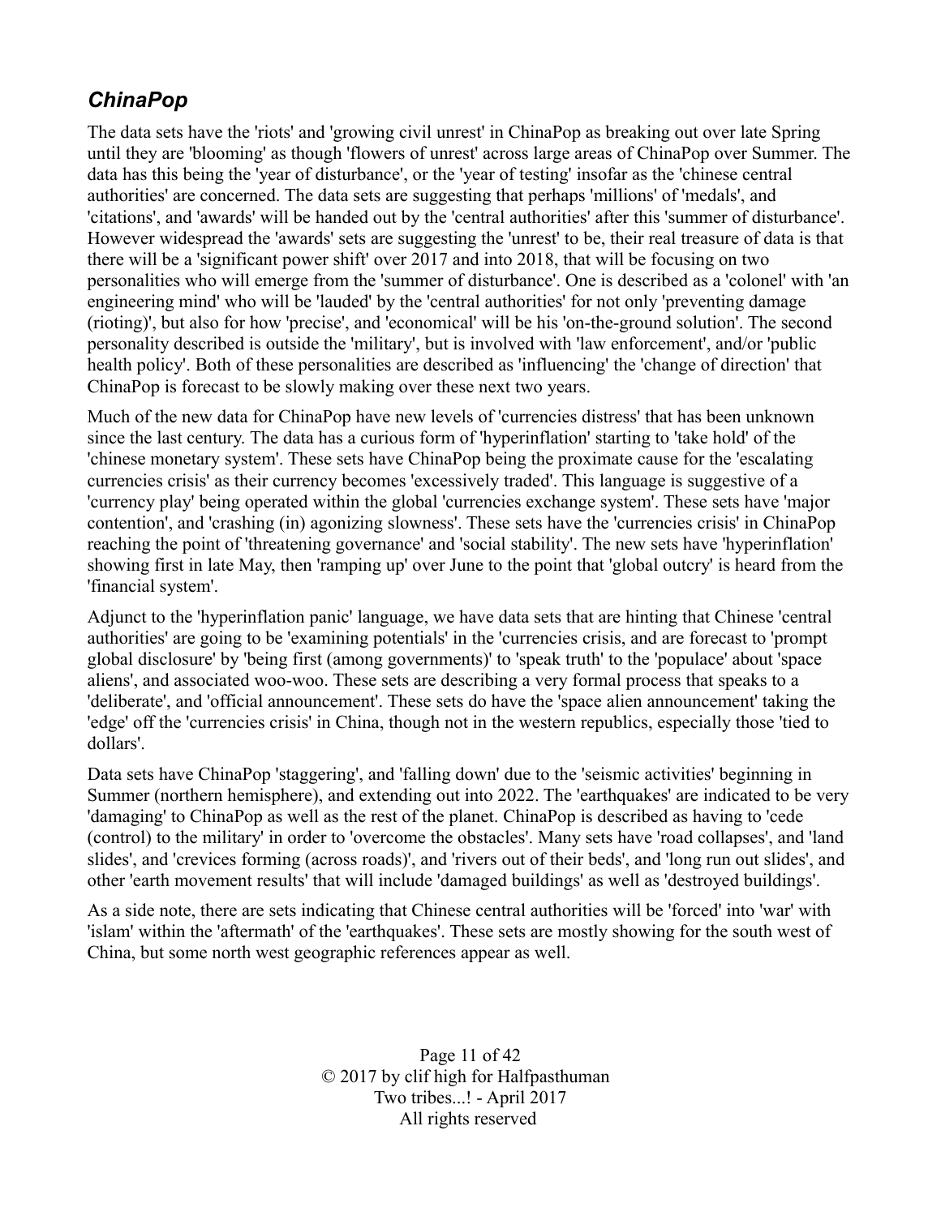## *ChinaPop*

The data sets have the 'riots' and 'growing civil unrest' in ChinaPop as breaking out over late Spring until they are 'blooming' as though 'flowers of unrest' across large areas of ChinaPop over Summer. The data has this being the 'year of disturbance', or the 'year of testing' insofar as the 'chinese central authorities' are concerned. The data sets are suggesting that perhaps 'millions' of 'medals', and 'citations', and 'awards' will be handed out by the 'central authorities' after this 'summer of disturbance'. However widespread the 'awards' sets are suggesting the 'unrest' to be, their real treasure of data is that there will be a 'significant power shift' over 2017 and into 2018, that will be focusing on two personalities who will emerge from the 'summer of disturbance'. One is described as a 'colonel' with 'an engineering mind' who will be 'lauded' by the 'central authorities' for not only 'preventing damage (rioting)', but also for how 'precise', and 'economical' will be his 'on-the-ground solution'. The second personality described is outside the 'military', but is involved with 'law enforcement', and/or 'public health policy'. Both of these personalities are described as 'influencing' the 'change of direction' that ChinaPop is forecast to be slowly making over these next two years.

Much of the new data for ChinaPop have new levels of 'currencies distress' that has been unknown since the last century. The data has a curious form of 'hyperinflation' starting to 'take hold' of the 'chinese monetary system'. These sets have ChinaPop being the proximate cause for the 'escalating currencies crisis' as their currency becomes 'excessively traded'. This language is suggestive of a 'currency play' being operated within the global 'currencies exchange system'. These sets have 'major contention', and 'crashing (in) agonizing slowness'. These sets have the 'currencies crisis' in ChinaPop reaching the point of 'threatening governance' and 'social stability'. The new sets have 'hyperinflation' showing first in late May, then 'ramping up' over June to the point that 'global outcry' is heard from the 'financial system'.

Adjunct to the 'hyperinflation panic' language, we have data sets that are hinting that Chinese 'central authorities' are going to be 'examining potentials' in the 'currencies crisis, and are forecast to 'prompt global disclosure' by 'being first (among governments)' to 'speak truth' to the 'populace' about 'space aliens', and associated woo-woo. These sets are describing a very formal process that speaks to a 'deliberate', and 'official announcement'. These sets do have the 'space alien announcement' taking the 'edge' off the 'currencies crisis' in China, though not in the western republics, especially those 'tied to dollars'.

Data sets have ChinaPop 'staggering', and 'falling down' due to the 'seismic activities' beginning in Summer (northern hemisphere), and extending out into 2022. The 'earthquakes' are indicated to be very 'damaging' to ChinaPop as well as the rest of the planet. ChinaPop is described as having to 'cede (control) to the military' in order to 'overcome the obstacles'. Many sets have 'road collapses', and 'land slides', and 'crevices forming (across roads)', and 'rivers out of their beds', and 'long run out slides', and other 'earth movement results' that will include 'damaged buildings' as well as 'destroyed buildings'.

As a side note, there are sets indicating that Chinese central authorities will be 'forced' into 'war' with 'islam' within the 'aftermath' of the 'earthquakes'. These sets are mostly showing for the south west of China, but some north west geographic references appear as well.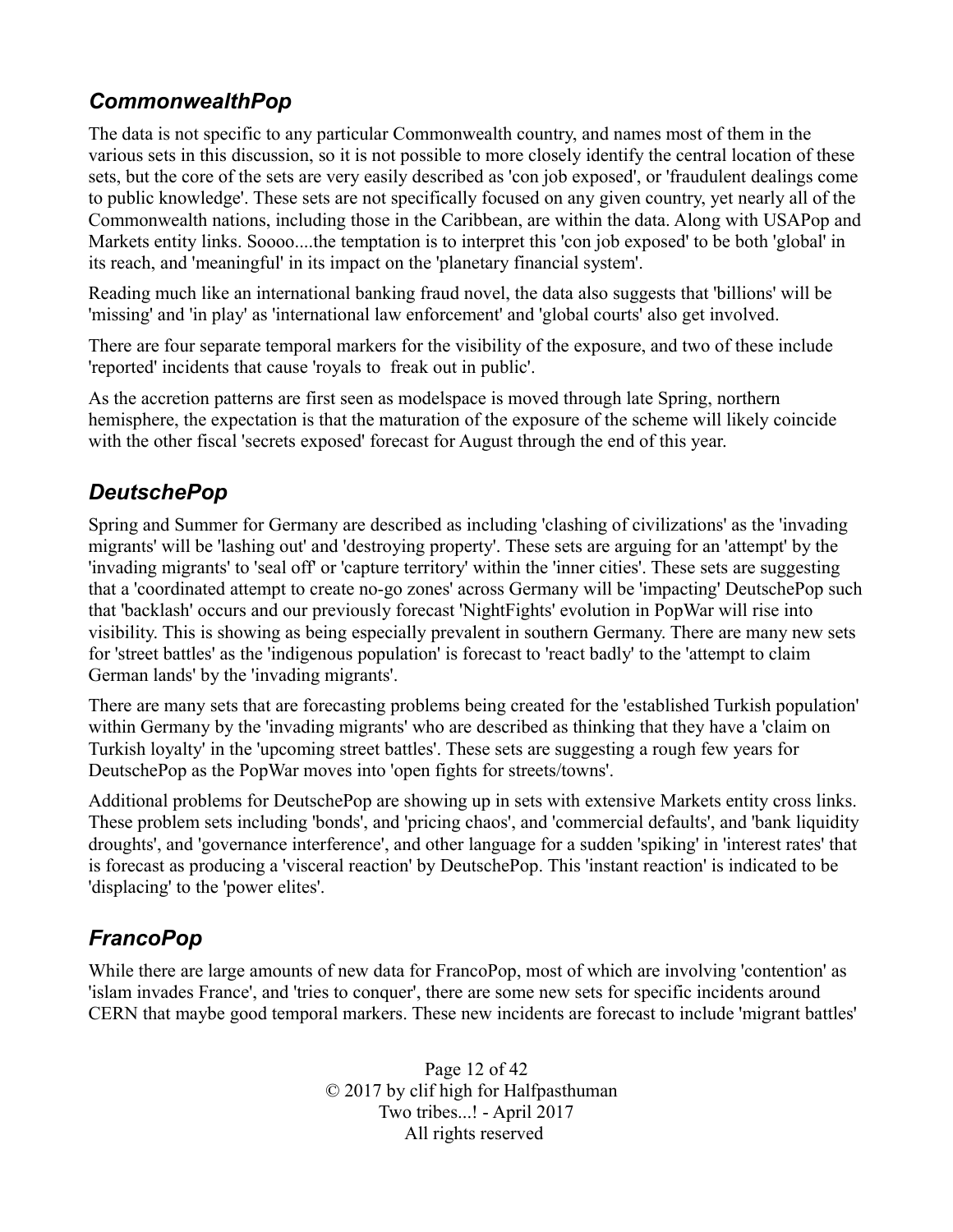### *CommonwealthPop*

The data is not specific to any particular Commonwealth country, and names most of them in the various sets in this discussion, so it is not possible to more closely identify the central location of these sets, but the core of the sets are very easily described as 'con job exposed', or 'fraudulent dealings come to public knowledge'. These sets are not specifically focused on any given country, yet nearly all of the Commonwealth nations, including those in the Caribbean, are within the data. Along with USAPop and Markets entity links. Soooo....the temptation is to interpret this 'con job exposed' to be both 'global' in its reach, and 'meaningful' in its impact on the 'planetary financial system'.

Reading much like an international banking fraud novel, the data also suggests that 'billions' will be 'missing' and 'in play' as 'international law enforcement' and 'global courts' also get involved.

There are four separate temporal markers for the visibility of the exposure, and two of these include 'reported' incidents that cause 'royals to freak out in public'.

As the accretion patterns are first seen as modelspace is moved through late Spring, northern hemisphere, the expectation is that the maturation of the exposure of the scheme will likely coincide with the other fiscal 'secrets exposed' forecast for August through the end of this year.

### *DeutschePop*

Spring and Summer for Germany are described as including 'clashing of civilizations' as the 'invading migrants' will be 'lashing out' and 'destroying property'. These sets are arguing for an 'attempt' by the 'invading migrants' to 'seal off' or 'capture territory' within the 'inner cities'. These sets are suggesting that a 'coordinated attempt to create no-go zones' across Germany will be 'impacting' DeutschePop such that 'backlash' occurs and our previously forecast 'NightFights' evolution in PopWar will rise into visibility. This is showing as being especially prevalent in southern Germany. There are many new sets for 'street battles' as the 'indigenous population' is forecast to 'react badly' to the 'attempt to claim German lands' by the 'invading migrants'.

There are many sets that are forecasting problems being created for the 'established Turkish population' within Germany by the 'invading migrants' who are described as thinking that they have a 'claim on Turkish loyalty' in the 'upcoming street battles'. These sets are suggesting a rough few years for DeutschePop as the PopWar moves into 'open fights for streets/towns'.

Additional problems for DeutschePop are showing up in sets with extensive Markets entity cross links. These problem sets including 'bonds', and 'pricing chaos', and 'commercial defaults', and 'bank liquidity droughts', and 'governance interference', and other language for a sudden 'spiking' in 'interest rates' that is forecast as producing a 'visceral reaction' by DeutschePop. This 'instant reaction' is indicated to be 'displacing' to the 'power elites'.

### *FrancoPop*

While there are large amounts of new data for FrancoPop, most of which are involving 'contention' as 'islam invades France', and 'tries to conquer', there are some new sets for specific incidents around CERN that maybe good temporal markers. These new incidents are forecast to include 'migrant battles'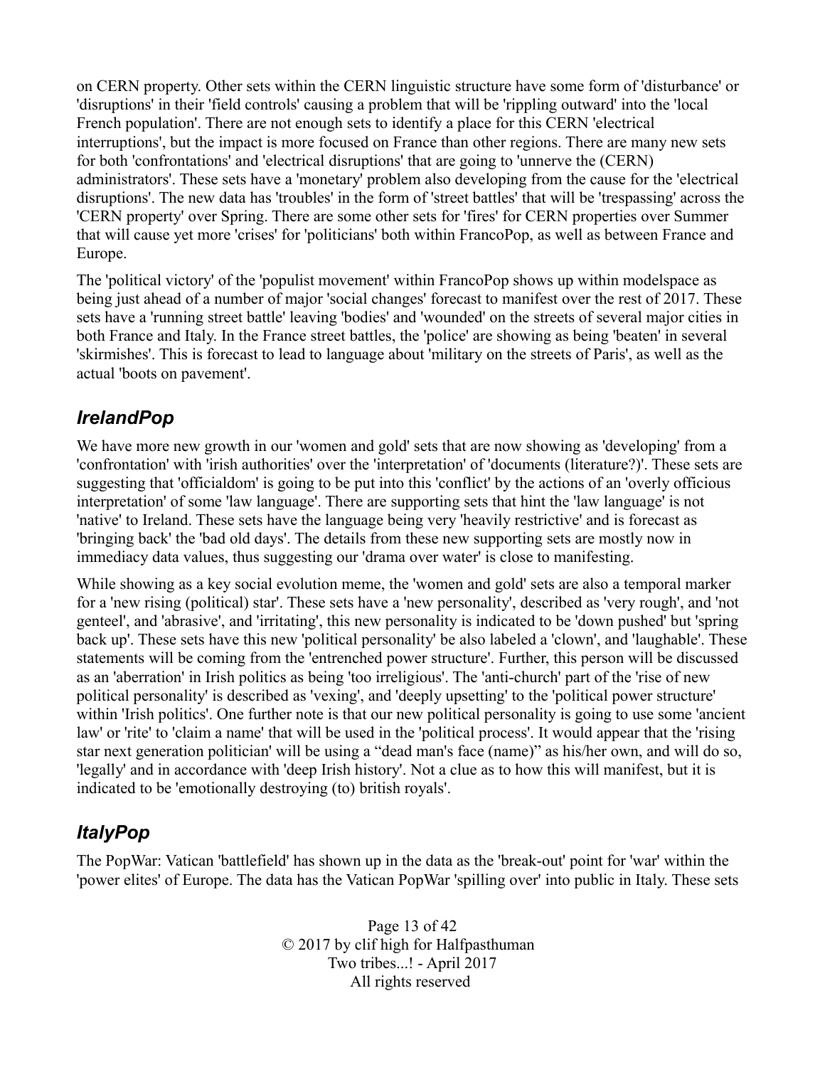on CERN property. Other sets within the CERN linguistic structure have some form of 'disturbance' or 'disruptions' in their 'field controls' causing a problem that will be 'rippling outward' into the 'local French population'. There are not enough sets to identify a place for this CERN 'electrical interruptions', but the impact is more focused on France than other regions. There are many new sets for both 'confrontations' and 'electrical disruptions' that are going to 'unnerve the (CERN) administrators'. These sets have a 'monetary' problem also developing from the cause for the 'electrical disruptions'. The new data has 'troubles' in the form of 'street battles' that will be 'trespassing' across the 'CERN property' over Spring. There are some other sets for 'fires' for CERN properties over Summer that will cause yet more 'crises' for 'politicians' both within FrancoPop, as well as between France and Europe.

The 'political victory' of the 'populist movement' within FrancoPop shows up within modelspace as being just ahead of a number of major 'social changes' forecast to manifest over the rest of 2017. These sets have a 'running street battle' leaving 'bodies' and 'wounded' on the streets of several major cities in both France and Italy. In the France street battles, the 'police' are showing as being 'beaten' in several 'skirmishes'. This is forecast to lead to language about 'military on the streets of Paris', as well as the actual 'boots on pavement'.

## *IrelandPop*

We have more new growth in our 'women and gold' sets that are now showing as 'developing' from a 'confrontation' with 'irish authorities' over the 'interpretation' of 'documents (literature?)'. These sets are suggesting that 'officialdom' is going to be put into this 'conflict' by the actions of an 'overly officious interpretation' of some 'law language'. There are supporting sets that hint the 'law language' is not 'native' to Ireland. These sets have the language being very 'heavily restrictive' and is forecast as 'bringing back' the 'bad old days'. The details from these new supporting sets are mostly now in immediacy data values, thus suggesting our 'drama over water' is close to manifesting.

While showing as a key social evolution meme, the 'women and gold' sets are also a temporal marker for a 'new rising (political) star'. These sets have a 'new personality', described as 'very rough', and 'not genteel', and 'abrasive', and 'irritating', this new personality is indicated to be 'down pushed' but 'spring back up'. These sets have this new 'political personality' be also labeled a 'clown', and 'laughable'. These statements will be coming from the 'entrenched power structure'. Further, this person will be discussed as an 'aberration' in Irish politics as being 'too irreligious'. The 'anti-church' part of the 'rise of new political personality' is described as 'vexing', and 'deeply upsetting' to the 'political power structure' within 'Irish politics'. One further note is that our new political personality is going to use some 'ancient law' or 'rite' to 'claim a name' that will be used in the 'political process'. It would appear that the 'rising star next generation politician' will be using a “dead man's face (name)” as his/her own, and will do so, 'legally' and in accordance with 'deep Irish history'. Not a clue as to how this will manifest, but it is indicated to be 'emotionally destroying (to) british royals'.

## *ItalyPop*

The PopWar: Vatican 'battlefield' has shown up in the data as the 'break-out' point for 'war' within the 'power elites' of Europe. The data has the Vatican PopWar 'spilling over' into public in Italy. These sets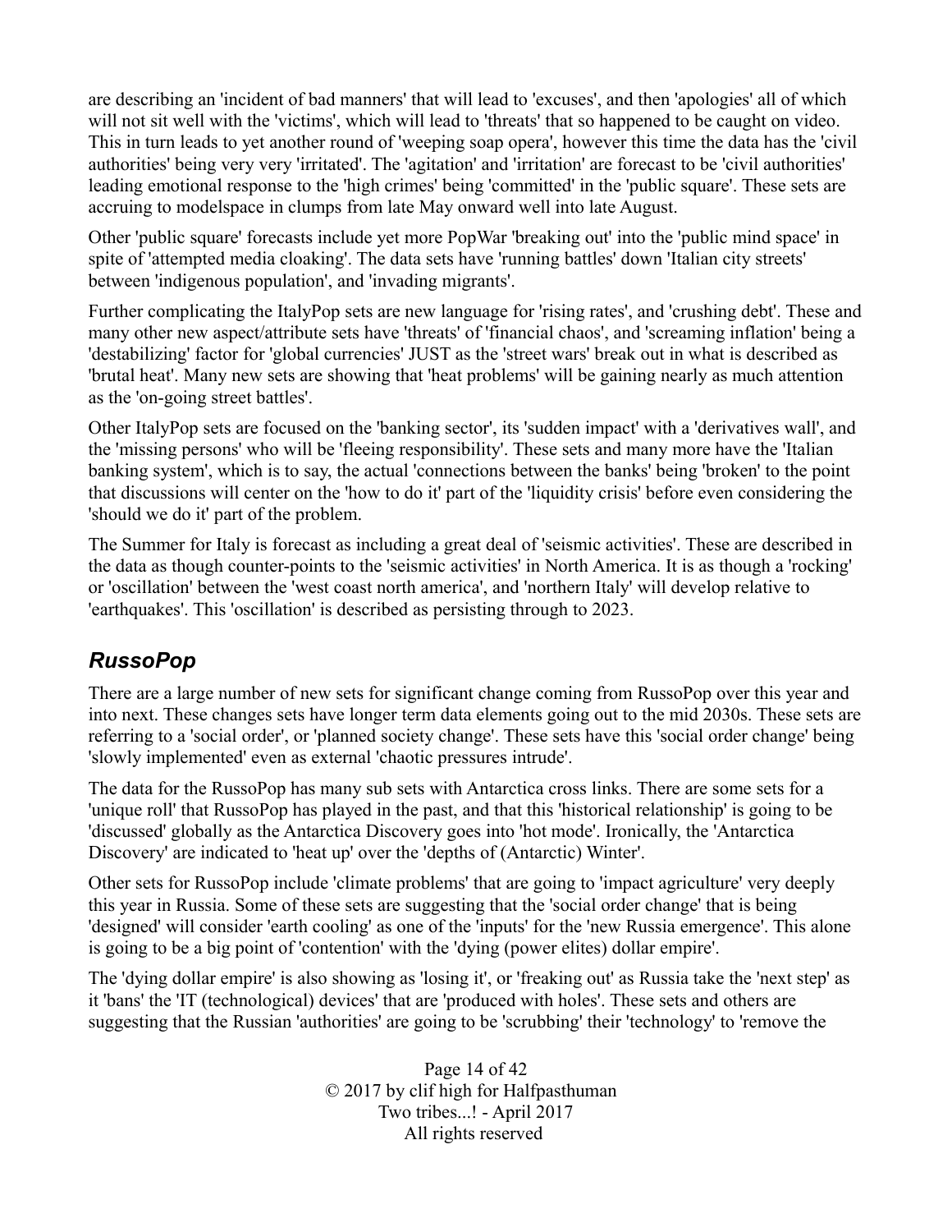are describing an 'incident of bad manners' that will lead to 'excuses', and then 'apologies' all of which will not sit well with the 'victims', which will lead to 'threats' that so happened to be caught on video. This in turn leads to yet another round of 'weeping soap opera', however this time the data has the 'civil authorities' being very very 'irritated'. The 'agitation' and 'irritation' are forecast to be 'civil authorities' leading emotional response to the 'high crimes' being 'committed' in the 'public square'. These sets are accruing to modelspace in clumps from late May onward well into late August.

Other 'public square' forecasts include yet more PopWar 'breaking out' into the 'public mind space' in spite of 'attempted media cloaking'. The data sets have 'running battles' down 'Italian city streets' between 'indigenous population', and 'invading migrants'.

Further complicating the ItalyPop sets are new language for 'rising rates', and 'crushing debt'. These and many other new aspect/attribute sets have 'threats' of 'financial chaos', and 'screaming inflation' being a 'destabilizing' factor for 'global currencies' JUST as the 'street wars' break out in what is described as 'brutal heat'. Many new sets are showing that 'heat problems' will be gaining nearly as much attention as the 'on-going street battles'.

Other ItalyPop sets are focused on the 'banking sector', its 'sudden impact' with a 'derivatives wall', and the 'missing persons' who will be 'fleeing responsibility'. These sets and many more have the 'Italian banking system', which is to say, the actual 'connections between the banks' being 'broken' to the point that discussions will center on the 'how to do it' part of the 'liquidity crisis' before even considering the 'should we do it' part of the problem.

The Summer for Italy is forecast as including a great deal of 'seismic activities'. These are described in the data as though counter-points to the 'seismic activities' in North America. It is as though a 'rocking' or 'oscillation' between the 'west coast north america', and 'northern Italy' will develop relative to 'earthquakes'. This 'oscillation' is described as persisting through to 2023.

## *RussoPop*

There are a large number of new sets for significant change coming from RussoPop over this year and into next. These changes sets have longer term data elements going out to the mid 2030s. These sets are referring to a 'social order', or 'planned society change'. These sets have this 'social order change' being 'slowly implemented' even as external 'chaotic pressures intrude'.

The data for the RussoPop has many sub sets with Antarctica cross links. There are some sets for a 'unique roll' that RussoPop has played in the past, and that this 'historical relationship' is going to be 'discussed' globally as the Antarctica Discovery goes into 'hot mode'. Ironically, the 'Antarctica Discovery' are indicated to 'heat up' over the 'depths of (Antarctic) Winter'.

Other sets for RussoPop include 'climate problems' that are going to 'impact agriculture' very deeply this year in Russia. Some of these sets are suggesting that the 'social order change' that is being 'designed' will consider 'earth cooling' as one of the 'inputs' for the 'new Russia emergence'. This alone is going to be a big point of 'contention' with the 'dying (power elites) dollar empire'.

The 'dying dollar empire' is also showing as 'losing it', or 'freaking out' as Russia take the 'next step' as it 'bans' the 'IT (technological) devices' that are 'produced with holes'. These sets and others are suggesting that the Russian 'authorities' are going to be 'scrubbing' their 'technology' to 'remove the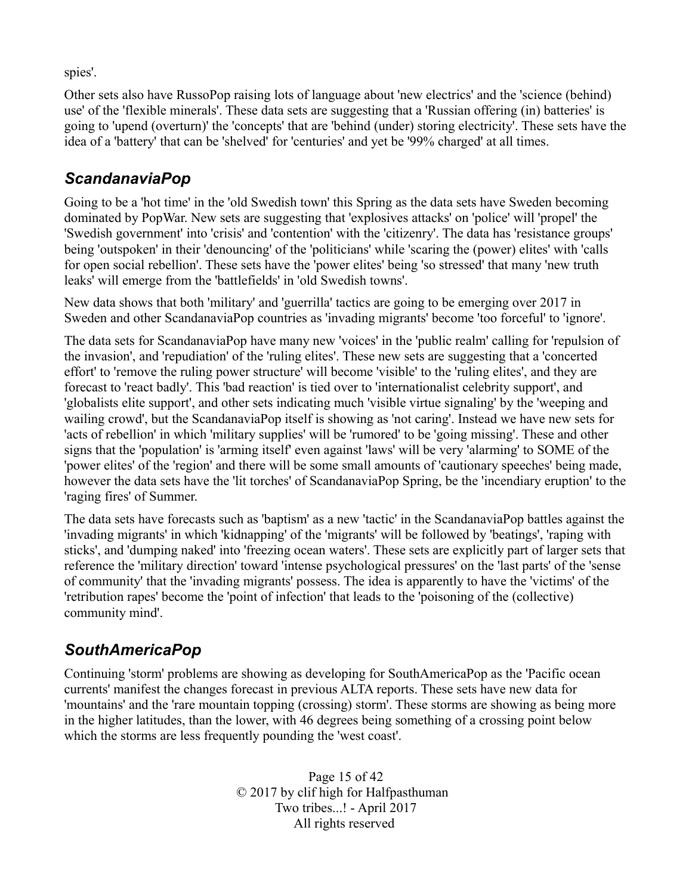spies'.

Other sets also have RussoPop raising lots of language about 'new electrics' and the 'science (behind) use' of the 'flexible minerals'. These data sets are suggesting that a 'Russian offering (in) batteries' is going to 'upend (overturn)' the 'concepts' that are 'behind (under) storing electricity'. These sets have the idea of a 'battery' that can be 'shelved' for 'centuries' and yet be '99% charged' at all times.

## *ScandanaviaPop*

Going to be a 'hot time' in the 'old Swedish town' this Spring as the data sets have Sweden becoming dominated by PopWar. New sets are suggesting that 'explosives attacks' on 'police' will 'propel' the 'Swedish government' into 'crisis' and 'contention' with the 'citizenry'. The data has 'resistance groups' being 'outspoken' in their 'denouncing' of the 'politicians' while 'scaring the (power) elites' with 'calls for open social rebellion'. These sets have the 'power elites' being 'so stressed' that many 'new truth leaks' will emerge from the 'battlefields' in 'old Swedish towns'.

New data shows that both 'military' and 'guerrilla' tactics are going to be emerging over 2017 in Sweden and other ScandanaviaPop countries as 'invading migrants' become 'too forceful' to 'ignore'.

The data sets for ScandanaviaPop have many new 'voices' in the 'public realm' calling for 'repulsion of the invasion', and 'repudiation' of the 'ruling elites'. These new sets are suggesting that a 'concerted effort' to 'remove the ruling power structure' will become 'visible' to the 'ruling elites', and they are forecast to 'react badly'. This 'bad reaction' is tied over to 'internationalist celebrity support', and 'globalists elite support', and other sets indicating much 'visible virtue signaling' by the 'weeping and wailing crowd', but the ScandanaviaPop itself is showing as 'not caring'. Instead we have new sets for 'acts of rebellion' in which 'military supplies' will be 'rumored' to be 'going missing'. These and other signs that the 'population' is 'arming itself' even against 'laws' will be very 'alarming' to SOME of the 'power elites' of the 'region' and there will be some small amounts of 'cautionary speeches' being made, however the data sets have the 'lit torches' of ScandanaviaPop Spring, be the 'incendiary eruption' to the 'raging fires' of Summer.

The data sets have forecasts such as 'baptism' as a new 'tactic' in the ScandanaviaPop battles against the 'invading migrants' in which 'kidnapping' of the 'migrants' will be followed by 'beatings', 'raping with sticks', and 'dumping naked' into 'freezing ocean waters'. These sets are explicitly part of larger sets that reference the 'military direction' toward 'intense psychological pressures' on the 'last parts' of the 'sense of community' that the 'invading migrants' possess. The idea is apparently to have the 'victims' of the 'retribution rapes' become the 'point of infection' that leads to the 'poisoning of the (collective) community mind'.

## *SouthAmericaPop*

Continuing 'storm' problems are showing as developing for SouthAmericaPop as the 'Pacific ocean currents' manifest the changes forecast in previous ALTA reports. These sets have new data for 'mountains' and the 'rare mountain topping (crossing) storm'. These storms are showing as being more in the higher latitudes, than the lower, with 46 degrees being something of a crossing point below which the storms are less frequently pounding the 'west coast'.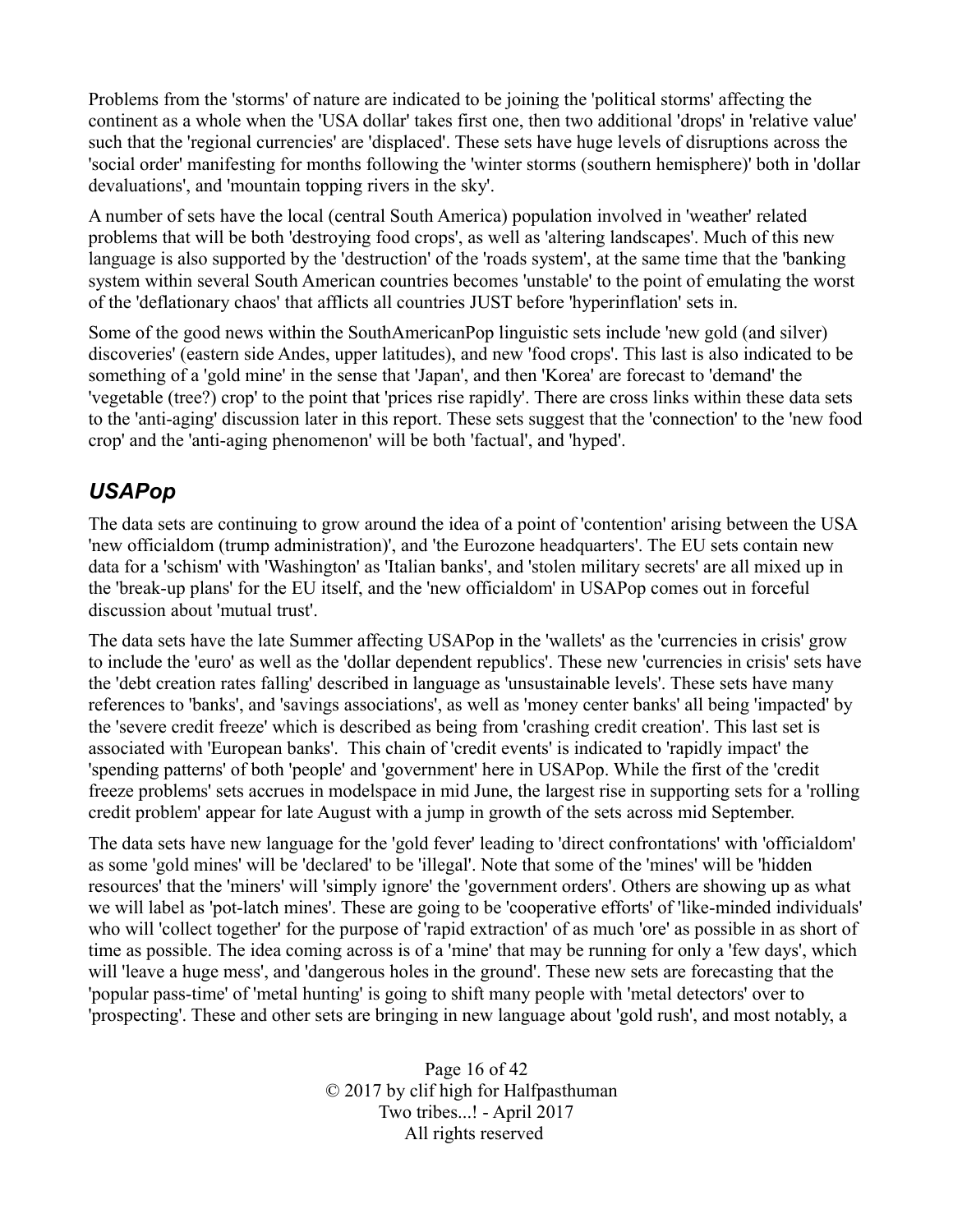Problems from the 'storms' of nature are indicated to be joining the 'political storms' affecting the continent as a whole when the 'USA dollar' takes first one, then two additional 'drops' in 'relative value' such that the 'regional currencies' are 'displaced'. These sets have huge levels of disruptions across the 'social order' manifesting for months following the 'winter storms (southern hemisphere)' both in 'dollar devaluations', and 'mountain topping rivers in the sky'.

A number of sets have the local (central South America) population involved in 'weather' related problems that will be both 'destroying food crops', as well as 'altering landscapes'. Much of this new language is also supported by the 'destruction' of the 'roads system', at the same time that the 'banking system within several South American countries becomes 'unstable' to the point of emulating the worst of the 'deflationary chaos' that afflicts all countries JUST before 'hyperinflation' sets in.

Some of the good news within the SouthAmericanPop linguistic sets include 'new gold (and silver) discoveries' (eastern side Andes, upper latitudes), and new 'food crops'. This last is also indicated to be something of a 'gold mine' in the sense that 'Japan', and then 'Korea' are forecast to 'demand' the 'vegetable (tree?) crop' to the point that 'prices rise rapidly'. There are cross links within these data sets to the 'anti-aging' discussion later in this report. These sets suggest that the 'connection' to the 'new food crop' and the 'anti-aging phenomenon' will be both 'factual', and 'hyped'.

## *USAPop*

The data sets are continuing to grow around the idea of a point of 'contention' arising between the USA 'new officialdom (trump administration)', and 'the Eurozone headquarters'. The EU sets contain new data for a 'schism' with 'Washington' as 'Italian banks', and 'stolen military secrets' are all mixed up in the 'break-up plans' for the EU itself, and the 'new officialdom' in USAPop comes out in forceful discussion about 'mutual trust'.

The data sets have the late Summer affecting USAPop in the 'wallets' as the 'currencies in crisis' grow to include the 'euro' as well as the 'dollar dependent republics'. These new 'currencies in crisis' sets have the 'debt creation rates falling' described in language as 'unsustainable levels'. These sets have many references to 'banks', and 'savings associations', as well as 'money center banks' all being 'impacted' by the 'severe credit freeze' which is described as being from 'crashing credit creation'. This last set is associated with 'European banks'. This chain of 'credit events' is indicated to 'rapidly impact' the 'spending patterns' of both 'people' and 'government' here in USAPop. While the first of the 'credit freeze problems' sets accrues in modelspace in mid June, the largest rise in supporting sets for a 'rolling credit problem' appear for late August with a jump in growth of the sets across mid September.

The data sets have new language for the 'gold fever' leading to 'direct confrontations' with 'officialdom' as some 'gold mines' will be 'declared' to be 'illegal'. Note that some of the 'mines' will be 'hidden resources' that the 'miners' will 'simply ignore' the 'government orders'. Others are showing up as what we will label as 'pot-latch mines'. These are going to be 'cooperative efforts' of 'like-minded individuals' who will 'collect together' for the purpose of 'rapid extraction' of as much 'ore' as possible in as short of time as possible. The idea coming across is of a 'mine' that may be running for only a 'few days', which will 'leave a huge mess', and 'dangerous holes in the ground'. These new sets are forecasting that the 'popular pass-time' of 'metal hunting' is going to shift many people with 'metal detectors' over to 'prospecting'. These and other sets are bringing in new language about 'gold rush', and most notably, a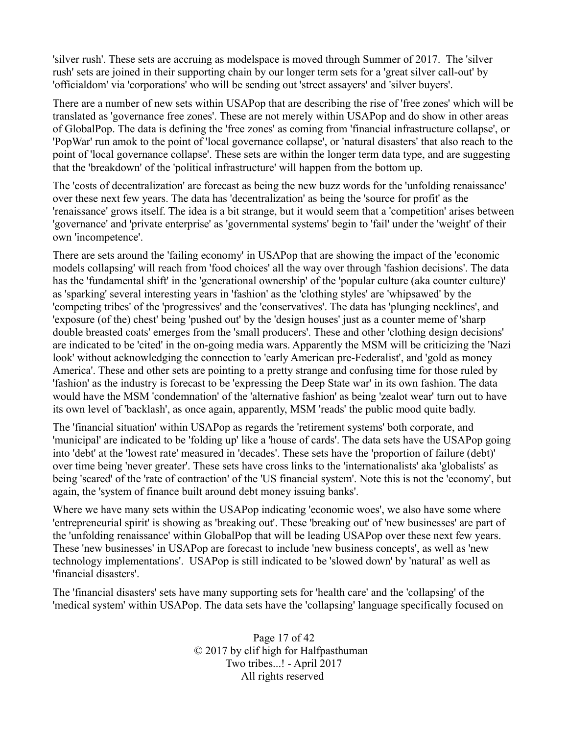'silver rush'. These sets are accruing as modelspace is moved through Summer of 2017. The 'silver rush' sets are joined in their supporting chain by our longer term sets for a 'great silver call-out' by 'officialdom' via 'corporations' who will be sending out 'street assayers' and 'silver buyers'.

There are a number of new sets within USAPop that are describing the rise of 'free zones' which will be translated as 'governance free zones'. These are not merely within USAPop and do show in other areas of GlobalPop. The data is defining the 'free zones' as coming from 'financial infrastructure collapse', or 'PopWar' run amok to the point of 'local governance collapse', or 'natural disasters' that also reach to the point of 'local governance collapse'. These sets are within the longer term data type, and are suggesting that the 'breakdown' of the 'political infrastructure' will happen from the bottom up.

The 'costs of decentralization' are forecast as being the new buzz words for the 'unfolding renaissance' over these next few years. The data has 'decentralization' as being the 'source for profit' as the 'renaissance' grows itself. The idea is a bit strange, but it would seem that a 'competition' arises between 'governance' and 'private enterprise' as 'governmental systems' begin to 'fail' under the 'weight' of their own 'incompetence'.

There are sets around the 'failing economy' in USAPop that are showing the impact of the 'economic models collapsing' will reach from 'food choices' all the way over through 'fashion decisions'. The data has the 'fundamental shift' in the 'generational ownership' of the 'popular culture (aka counter culture)' as 'sparking' several interesting years in 'fashion' as the 'clothing styles' are 'whipsawed' by the 'competing tribes' of the 'progressives' and the 'conservatives'. The data has 'plunging necklines', and 'exposure (of the) chest' being 'pushed out' by the 'design houses' just as a counter meme of 'sharp double breasted coats' emerges from the 'small producers'. These and other 'clothing design decisions' are indicated to be 'cited' in the on-going media wars. Apparently the MSM will be criticizing the 'Nazi look' without acknowledging the connection to 'early American pre-Federalist', and 'gold as money America'. These and other sets are pointing to a pretty strange and confusing time for those ruled by 'fashion' as the industry is forecast to be 'expressing the Deep State war' in its own fashion. The data would have the MSM 'condemnation' of the 'alternative fashion' as being 'zealot wear' turn out to have its own level of 'backlash', as once again, apparently, MSM 'reads' the public mood quite badly.

The 'financial situation' within USAPop as regards the 'retirement systems' both corporate, and 'municipal' are indicated to be 'folding up' like a 'house of cards'. The data sets have the USAPop going into 'debt' at the 'lowest rate' measured in 'decades'. These sets have the 'proportion of failure (debt)' over time being 'never greater'. These sets have cross links to the 'internationalists' aka 'globalists' as being 'scared' of the 'rate of contraction' of the 'US financial system'. Note this is not the 'economy', but again, the 'system of finance built around debt money issuing banks'.

Where we have many sets within the USAPop indicating 'economic woes', we also have some where 'entrepreneurial spirit' is showing as 'breaking out'. These 'breaking out' of 'new businesses' are part of the 'unfolding renaissance' within GlobalPop that will be leading USAPop over these next few years. These 'new businesses' in USAPop are forecast to include 'new business concepts', as well as 'new technology implementations'. USAPop is still indicated to be 'slowed down' by 'natural' as well as 'financial disasters'.

The 'financial disasters' sets have many supporting sets for 'health care' and the 'collapsing' of the 'medical system' within USAPop. The data sets have the 'collapsing' language specifically focused on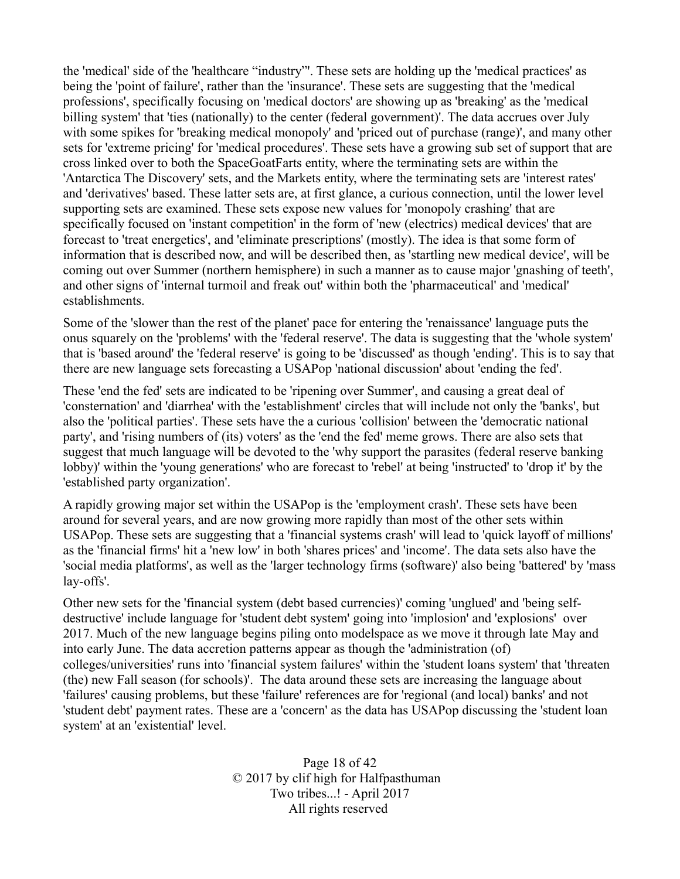the 'medical' side of the 'healthcare "industry"'. These sets are holding up the 'medical practices' as being the 'point of failure', rather than the 'insurance'. These sets are suggesting that the 'medical professions', specifically focusing on 'medical doctors' are showing up as 'breaking' as the 'medical billing system' that 'ties (nationally) to the center (federal government)'. The data accrues over July with some spikes for 'breaking medical monopoly' and 'priced out of purchase (range)', and many other sets for 'extreme pricing' for 'medical procedures'. These sets have a growing sub set of support that are cross linked over to both the SpaceGoatFarts entity, where the terminating sets are within the 'Antarctica The Discovery' sets, and the Markets entity, where the terminating sets are 'interest rates' and 'derivatives' based. These latter sets are, at first glance, a curious connection, until the lower level supporting sets are examined. These sets expose new values for 'monopoly crashing' that are specifically focused on 'instant competition' in the form of 'new (electrics) medical devices' that are forecast to 'treat energetics', and 'eliminate prescriptions' (mostly). The idea is that some form of information that is described now, and will be described then, as 'startling new medical device', will be coming out over Summer (northern hemisphere) in such a manner as to cause major 'gnashing of teeth', and other signs of 'internal turmoil and freak out' within both the 'pharmaceutical' and 'medical' establishments.

Some of the 'slower than the rest of the planet' pace for entering the 'renaissance' language puts the onus squarely on the 'problems' with the 'federal reserve'. The data is suggesting that the 'whole system' that is 'based around' the 'federal reserve' is going to be 'discussed' as though 'ending'. This is to say that there are new language sets forecasting a USAPop 'national discussion' about 'ending the fed'.

These 'end the fed' sets are indicated to be 'ripening over Summer', and causing a great deal of 'consternation' and 'diarrhea' with the 'establishment' circles that will include not only the 'banks', but also the 'political parties'. These sets have the a curious 'collision' between the 'democratic national party', and 'rising numbers of (its) voters' as the 'end the fed' meme grows. There are also sets that suggest that much language will be devoted to the 'why support the parasites (federal reserve banking lobby)' within the 'young generations' who are forecast to 'rebel' at being 'instructed' to 'drop it' by the 'established party organization'.

A rapidly growing major set within the USAPop is the 'employment crash'. These sets have been around for several years, and are now growing more rapidly than most of the other sets within USAPop. These sets are suggesting that a 'financial systems crash' will lead to 'quick layoff of millions' as the 'financial firms' hit a 'new low' in both 'shares prices' and 'income'. The data sets also have the 'social media platforms', as well as the 'larger technology firms (software)' also being 'battered' by 'mass lay-offs'.

Other new sets for the 'financial system (debt based currencies)' coming 'unglued' and 'being self-destructive' include language for 'student debt system' going into 'implosion' and 'explosions' over 2017. Much of the new language begins piling onto modelspace as we move it through late May and into early June. The data accretion patterns appear as though the 'administration (of) colleges/universities' runs into 'financial system failures' within the 'student loans system' that 'threaten (the) new Fall season (for schools)'. The data around these sets are increasing the language about 'failures' causing problems, but these 'failure' references are for 'regional (and local) banks' and not 'student debt' payment rates. These are a 'concern' as the data has USAPop discussing the 'student loan system' at an 'existential' level.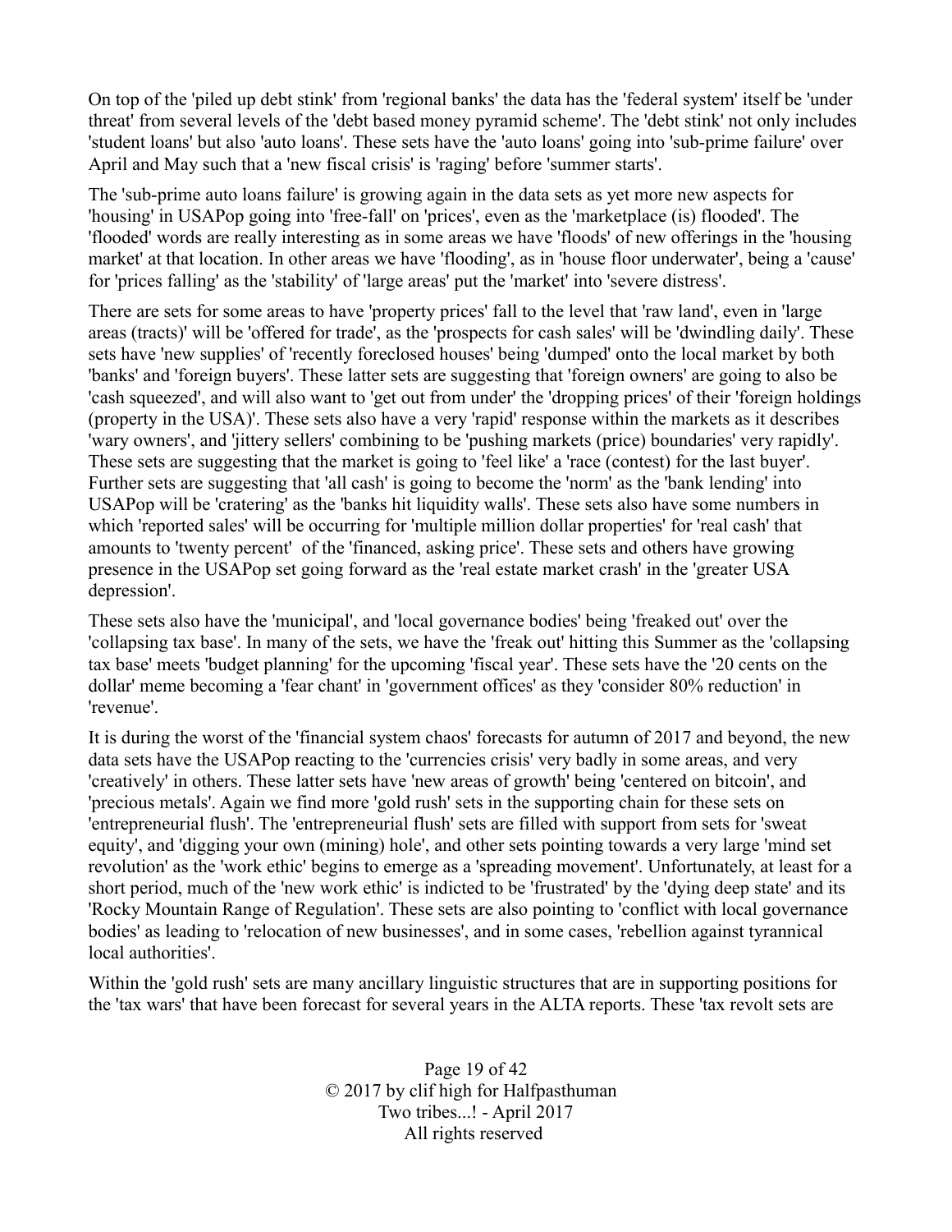On top of the 'piled up debt stink' from 'regional banks' the data has the 'federal system' itself be 'under threat' from several levels of the 'debt based money pyramid scheme'. The 'debt stink' not only includes 'student loans' but also 'auto loans'. These sets have the 'auto loans' going into 'sub-prime failure' over April and May such that a 'new fiscal crisis' is 'raging' before 'summer starts'.

The 'sub-prime auto loans failure' is growing again in the data sets as yet more new aspects for 'housing' in USAPop going into 'free-fall' on 'prices', even as the 'marketplace (is) flooded'. The 'flooded' words are really interesting as in some areas we have 'floods' of new offerings in the 'housing market' at that location. In other areas we have 'flooding', as in 'house floor underwater', being a 'cause' for 'prices falling' as the 'stability' of 'large areas' put the 'market' into 'severe distress'.

There are sets for some areas to have 'property prices' fall to the level that 'raw land', even in 'large areas (tracts)' will be 'offered for trade', as the 'prospects for cash sales' will be 'dwindling daily'. These sets have 'new supplies' of 'recently foreclosed houses' being 'dumped' onto the local market by both 'banks' and 'foreign buyers'. These latter sets are suggesting that 'foreign owners' are going to also be 'cash squeezed', and will also want to 'get out from under' the 'dropping prices' of their 'foreign holdings (property in the USA)'. These sets also have a very 'rapid' response within the markets as it describes 'wary owners', and 'jittery sellers' combining to be 'pushing markets (price) boundaries' very rapidly'. These sets are suggesting that the market is going to 'feel like' a 'race (contest) for the last buyer'. Further sets are suggesting that 'all cash' is going to become the 'norm' as the 'bank lending' into USAPop will be 'cratering' as the 'banks hit liquidity walls'. These sets also have some numbers in which 'reported sales' will be occurring for 'multiple million dollar properties' for 'real cash' that amounts to 'twenty percent' of the 'financed, asking price'. These sets and others have growing presence in the USAPop set going forward as the 'real estate market crash' in the 'greater USA depression'.

These sets also have the 'municipal', and 'local governance bodies' being 'freaked out' over the 'collapsing tax base'. In many of the sets, we have the 'freak out' hitting this Summer as the 'collapsing tax base' meets 'budget planning' for the upcoming 'fiscal year'. These sets have the '20 cents on the dollar' meme becoming a 'fear chant' in 'government offices' as they 'consider 80% reduction' in 'revenue'.

It is during the worst of the 'financial system chaos' forecasts for autumn of 2017 and beyond, the new data sets have the USAPop reacting to the 'currencies crisis' very badly in some areas, and very 'creatively' in others. These latter sets have 'new areas of growth' being 'centered on bitcoin', and 'precious metals'. Again we find more 'gold rush' sets in the supporting chain for these sets on 'entrepreneurial flush'. The 'entrepreneurial flush' sets are filled with support from sets for 'sweat equity', and 'digging your own (mining) hole', and other sets pointing towards a very large 'mind set revolution' as the 'work ethic' begins to emerge as a 'spreading movement'. Unfortunately, at least for a short period, much of the 'new work ethic' is indicted to be 'frustrated' by the 'dying deep state' and its 'Rocky Mountain Range of Regulation'. These sets are also pointing to 'conflict with local governance bodies' as leading to 'relocation of new businesses', and in some cases, 'rebellion against tyrannical local authorities'.

Within the 'gold rush' sets are many ancillary linguistic structures that are in supporting positions for the 'tax wars' that have been forecast for several years in the ALTA reports. These 'tax revolt sets are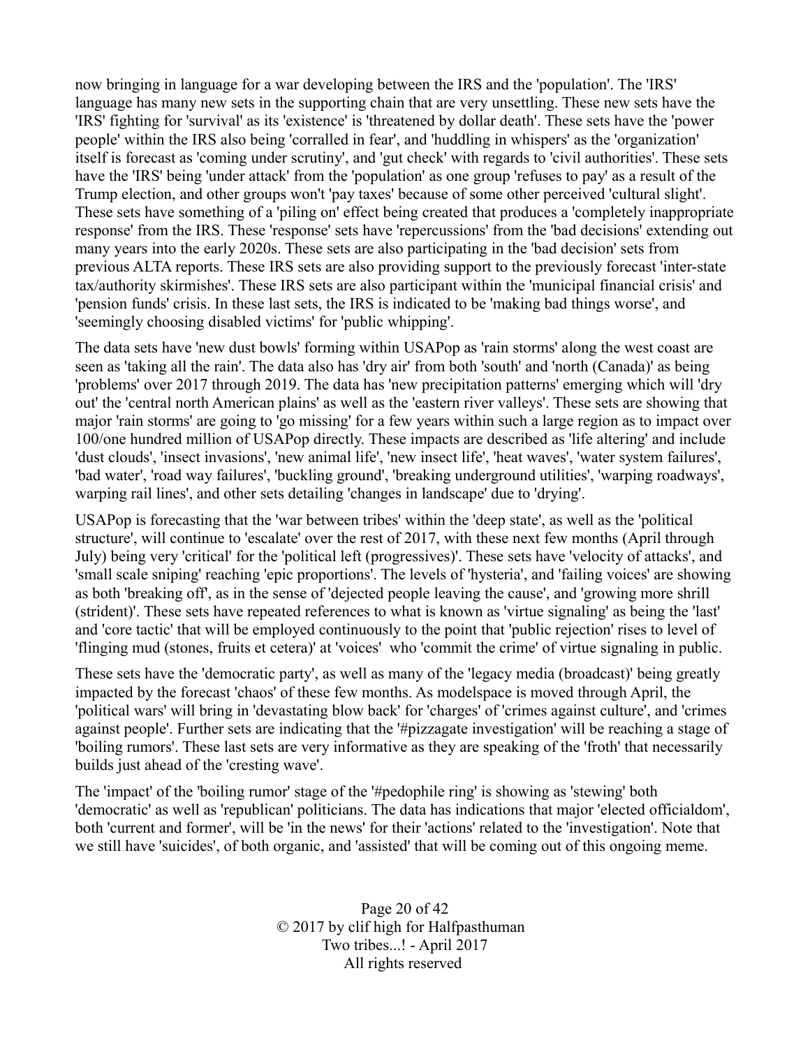now bringing in language for a war developing between the IRS and the 'population'. The 'IRS' language has many new sets in the supporting chain that are very unsettling. These new sets have the 'IRS' fighting for 'survival' as its 'existence' is 'threatened by dollar death'. These sets have the 'power people' within the IRS also being 'corralled in fear', and 'huddling in whispers' as the 'organization' itself is forecast as 'coming under scrutiny', and 'gut check' with regards to 'civil authorities'. These sets have the 'IRS' being 'under attack' from the 'population' as one group 'refuses to pay' as a result of the Trump election, and other groups won't 'pay taxes' because of some other perceived 'cultural slight'. These sets have something of a 'piling on' effect being created that produces a 'completely inappropriate response' from the IRS. These 'response' sets have 'repercussions' from the 'bad decisions' extending out many years into the early 2020s. These sets are also participating in the 'bad decision' sets from previous ALTA reports. These IRS sets are also providing support to the previously forecast 'inter-state tax/authority skirmishes'. These IRS sets are also participant within the 'municipal financial crisis' and 'pension funds' crisis. In these last sets, the IRS is indicated to be 'making bad things worse', and 'seemingly choosing disabled victims' for 'public whipping'.

The data sets have 'new dust bowls' forming within USAPop as 'rain storms' along the west coast are seen as 'taking all the rain'. The data also has 'dry air' from both 'south' and 'north (Canada)' as being 'problems' over 2017 through 2019. The data has 'new precipitation patterns' emerging which will 'dry out' the 'central north American plains' as well as the 'eastern river valleys'. These sets are showing that major 'rain storms' are going to 'go missing' for a few years within such a large region as to impact over 100/one hundred million of USAPop directly. These impacts are described as 'life altering' and include 'dust clouds', 'insect invasions', 'new animal life', 'new insect life', 'heat waves', 'water system failures', 'bad water', 'road way failures', 'buckling ground', 'breaking underground utilities', 'warping roadways', warping rail lines', and other sets detailing 'changes in landscape' due to 'drying'.

USAPop is forecasting that the 'war between tribes' within the 'deep state', as well as the 'political structure', will continue to 'escalate' over the rest of 2017, with these next few months (April through July) being very 'critical' for the 'political left (progressives)'. These sets have 'velocity of attacks', and 'small scale sniping' reaching 'epic proportions'. The levels of 'hysteria', and 'failing voices' are showing as both 'breaking off', as in the sense of 'dejected people leaving the cause', and 'growing more shrill (strident)'. These sets have repeated references to what is known as 'virtue signaling' as being the 'last' and 'core tactic' that will be employed continuously to the point that 'public rejection' rises to level of 'flinging mud (stones, fruits et cetera)' at 'voices' who 'commit the crime' of virtue signaling in public.

These sets have the 'democratic party', as well as many of the 'legacy media (broadcast)' being greatly impacted by the forecast 'chaos' of these few months. As modelspace is moved through April, the 'political wars' will bring in 'devastating blow back' for 'charges' of 'crimes against culture', and 'crimes against people'. Further sets are indicating that the '#pizzagate investigation' will be reaching a stage of 'boiling rumors'. These last sets are very informative as they are speaking of the 'froth' that necessarily builds just ahead of the 'cresting wave'.

The 'impact' of the 'boiling rumor' stage of the '#pedophile ring' is showing as 'stewing' both 'democratic' as well as 'republican' politicians. The data has indications that major 'elected officialdom', both 'current and former', will be 'in the news' for their 'actions' related to the 'investigation'. Note that we still have 'suicides', of both organic, and 'assisted' that will be coming out of this ongoing meme.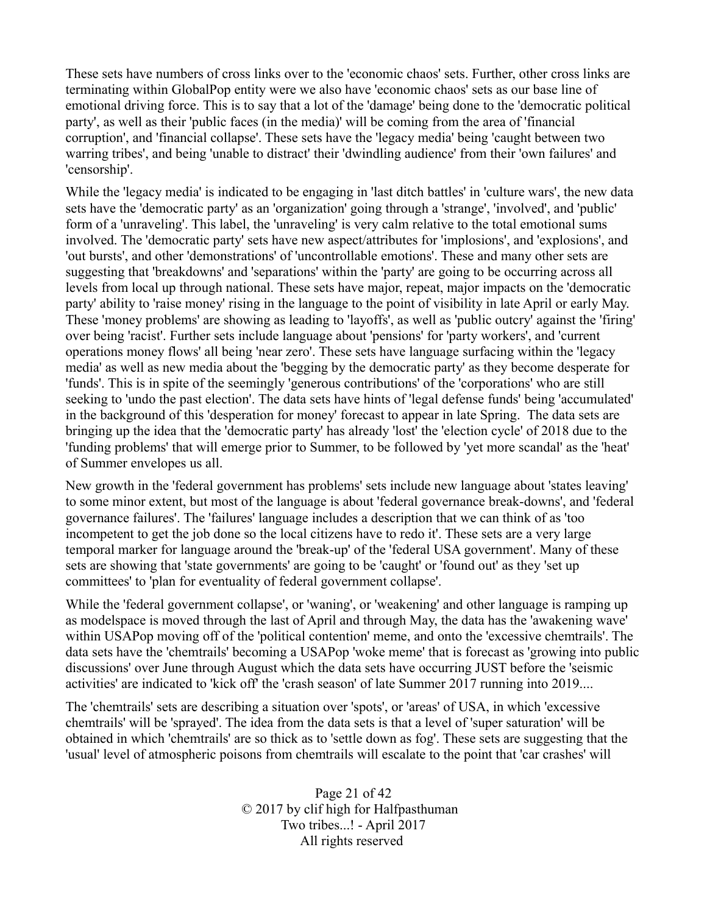These sets have numbers of cross links over to the 'economic chaos' sets. Further, other cross links are terminating within GlobalPop entity were we also have 'economic chaos' sets as our base line of emotional driving force. This is to say that a lot of the 'damage' being done to the 'democratic political party', as well as their 'public faces (in the media)' will be coming from the area of 'financial corruption', and 'financial collapse'. These sets have the 'legacy media' being 'caught between two warring tribes', and being 'unable to distract' their 'dwindling audience' from their 'own failures' and 'censorship'.

While the 'legacy media' is indicated to be engaging in 'last ditch battles' in 'culture wars', the new data sets have the 'democratic party' as an 'organization' going through a 'strange', 'involved', and 'public' form of a 'unraveling'. This label, the 'unraveling' is very calm relative to the total emotional sums involved. The 'democratic party' sets have new aspect/attributes for 'implosions', and 'explosions', and 'out bursts', and other 'demonstrations' of 'uncontrollable emotions'. These and many other sets are suggesting that 'breakdowns' and 'separations' within the 'party' are going to be occurring across all levels from local up through national. These sets have major, repeat, major impacts on the 'democratic party' ability to 'raise money' rising in the language to the point of visibility in late April or early May. These 'money problems' are showing as leading to 'layoffs', as well as 'public outcry' against the 'firing' over being 'racist'. Further sets include language about 'pensions' for 'party workers', and 'current operations money flows' all being 'near zero'. These sets have language surfacing within the 'legacy media' as well as new media about the 'begging by the democratic party' as they become desperate for 'funds'. This is in spite of the seemingly 'generous contributions' of the 'corporations' who are still seeking to 'undo the past election'. The data sets have hints of 'legal defense funds' being 'accumulated' in the background of this 'desperation for money' forecast to appear in late Spring. The data sets are bringing up the idea that the 'democratic party' has already 'lost' the 'election cycle' of 2018 due to the 'funding problems' that will emerge prior to Summer, to be followed by 'yet more scandal' as the 'heat' of Summer envelopes us all.

New growth in the 'federal government has problems' sets include new language about 'states leaving' to some minor extent, but most of the language is about 'federal governance break-downs', and 'federal governance failures'. The 'failures' language includes a description that we can think of as 'too incompetent to get the job done so the local citizens have to redo it'. These sets are a very large temporal marker for language around the 'break-up' of the 'federal USA government'. Many of these sets are showing that 'state governments' are going to be 'caught' or 'found out' as they 'set up committees' to 'plan for eventuality of federal government collapse'.

While the 'federal government collapse', or 'waning', or 'weakening' and other language is ramping up as modelspace is moved through the last of April and through May, the data has the 'awakening wave' within USAPop moving off of the 'political contention' meme, and onto the 'excessive chemtrails'. The data sets have the 'chemtrails' becoming a USAPop 'woke meme' that is forecast as 'growing into public discussions' over June through August which the data sets have occurring JUST before the 'seismic activities' are indicated to 'kick off' the 'crash season' of late Summer 2017 running into 2019....

The 'chemtrails' sets are describing a situation over 'spots', or 'areas' of USA, in which 'excessive chemtrails' will be 'sprayed'. The idea from the data sets is that a level of 'super saturation' will be obtained in which 'chemtrails' are so thick as to 'settle down as fog'. These sets are suggesting that the 'usual' level of atmospheric poisons from chemtrails will escalate to the point that 'car crashes' will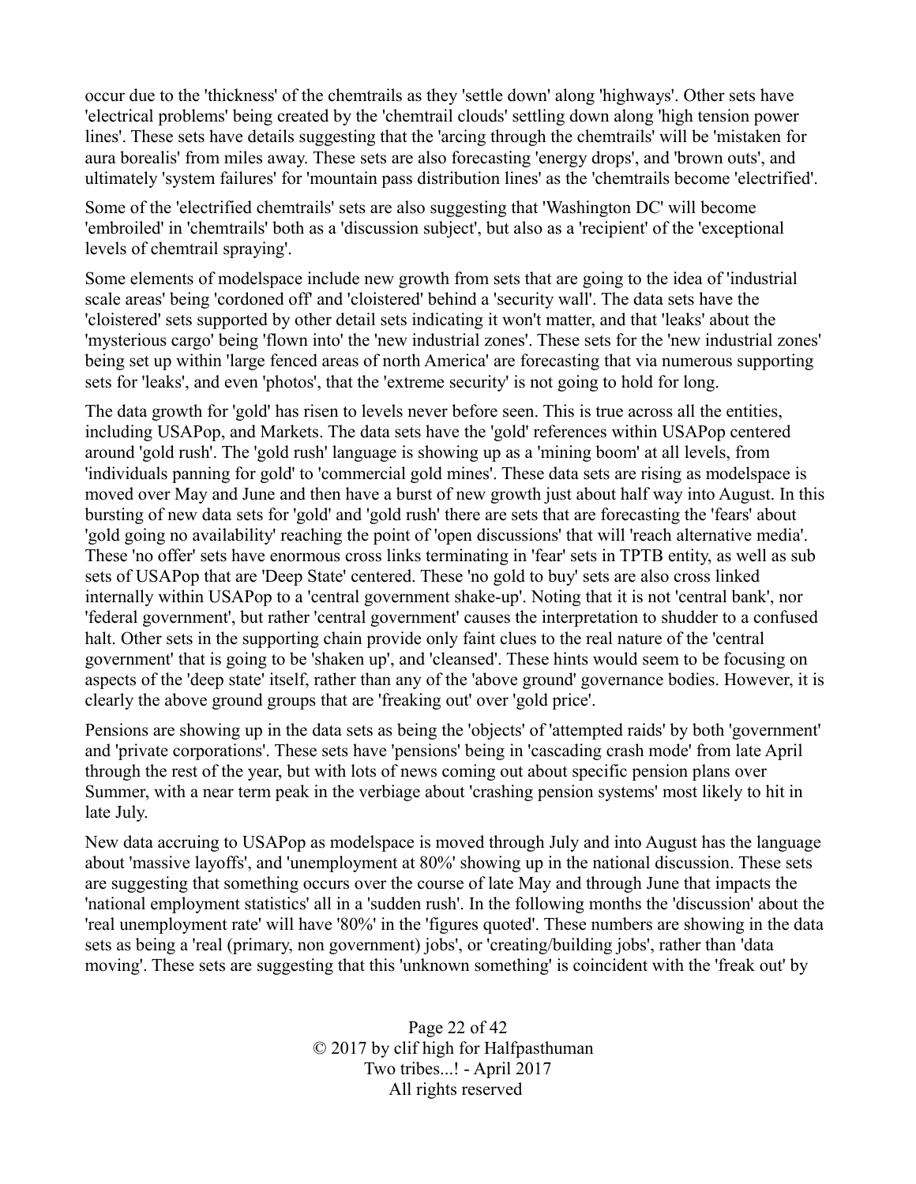occur due to the 'thickness' of the chemtrails as they 'settle down' along 'highways'. Other sets have 'electrical problems' being created by the 'chemtrail clouds' settling down along 'high tension power lines'. These sets have details suggesting that the 'arcing through the chemtrails' will be 'mistaken for aura borealis' from miles away. These sets are also forecasting 'energy drops', and 'brown outs', and ultimately 'system failures' for 'mountain pass distribution lines' as the 'chemtrails become 'electrified'.

Some of the 'electrified chemtrails' sets are also suggesting that 'Washington DC' will become 'embroiled' in 'chemtrails' both as a 'discussion subject', but also as a 'recipient' of the 'exceptional levels of chemtrail spraying'.

Some elements of modelspace include new growth from sets that are going to the idea of 'industrial scale areas' being 'cordoned off' and 'cloistered' behind a 'security wall'. The data sets have the 'cloistered' sets supported by other detail sets indicating it won't matter, and that 'leaks' about the 'mysterious cargo' being 'flown into' the 'new industrial zones'. These sets for the 'new industrial zones' being set up within 'large fenced areas of north America' are forecasting that via numerous supporting sets for 'leaks', and even 'photos', that the 'extreme security' is not going to hold for long.

The data growth for 'gold' has risen to levels never before seen. This is true across all the entities, including USAPop, and Markets. The data sets have the 'gold' references within USAPop centered around 'gold rush'. The 'gold rush' language is showing up as a 'mining boom' at all levels, from 'individuals panning for gold' to 'commercial gold mines'. These data sets are rising as modelspace is moved over May and June and then have a burst of new growth just about half way into August. In this bursting of new data sets for 'gold' and 'gold rush' there are sets that are forecasting the 'fears' about 'gold going no availability' reaching the point of 'open discussions' that will 'reach alternative media'. These 'no offer' sets have enormous cross links terminating in 'fear' sets in TPTB entity, as well as sub sets of USAPop that are 'Deep State' centered. These 'no gold to buy' sets are also cross linked internally within USAPop to a 'central government shake-up'. Noting that it is not 'central bank', nor 'federal government', but rather 'central government' causes the interpretation to shudder to a confused halt. Other sets in the supporting chain provide only faint clues to the real nature of the 'central government' that is going to be 'shaken up', and 'cleansed'. These hints would seem to be focusing on aspects of the 'deep state' itself, rather than any of the 'above ground' governance bodies. However, it is clearly the above ground groups that are 'freaking out' over 'gold price'.

Pensions are showing up in the data sets as being the 'objects' of 'attempted raids' by both 'government' and 'private corporations'. These sets have 'pensions' being in 'cascading crash mode' from late April through the rest of the year, but with lots of news coming out about specific pension plans over Summer, with a near term peak in the verbiage about 'crashing pension systems' most likely to hit in late July.

New data accruing to USAPop as modelspace is moved through July and into August has the language about 'massive layoffs', and 'unemployment at 80%' showing up in the national discussion. These sets are suggesting that something occurs over the course of late May and through June that impacts the 'national employment statistics' all in a 'sudden rush'. In the following months the 'discussion' about the 'real unemployment rate' will have '80%' in the 'figures quoted'. These numbers are showing in the data sets as being a 'real (primary, non government) jobs', or 'creating/building jobs', rather than 'data moving'. These sets are suggesting that this 'unknown something' is coincident with the 'freak out' by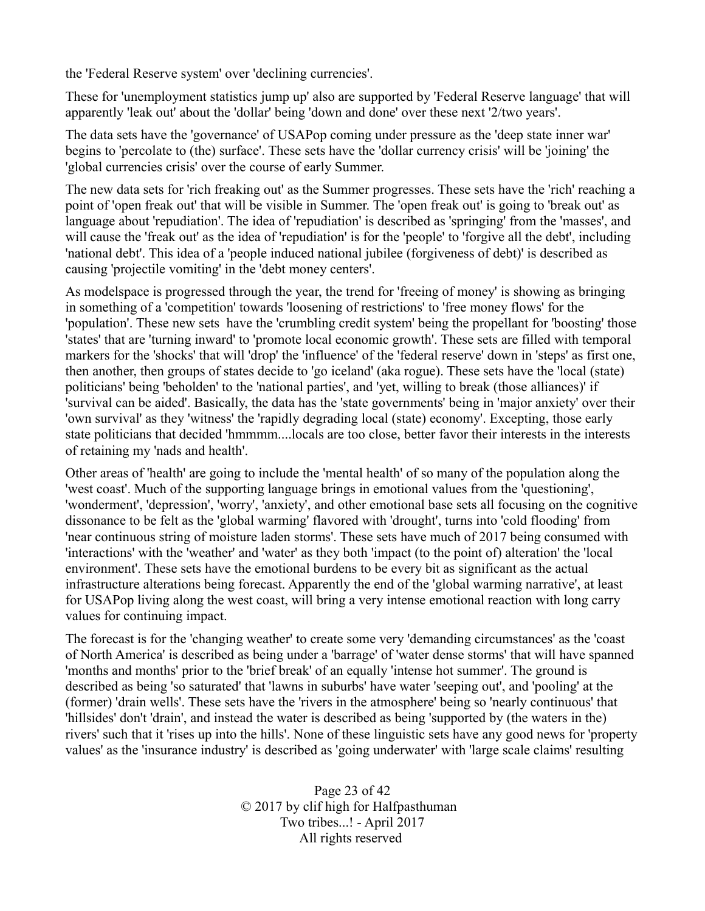the 'Federal Reserve system' over 'declining currencies'.

These for 'unemployment statistics jump up' also are supported by 'Federal Reserve language' that will apparently 'leak out' about the 'dollar' being 'down and done' over these next '2/two years'.

The data sets have the 'governance' of USAPop coming under pressure as the 'deep state inner war' begins to 'percolate to (the) surface'. These sets have the 'dollar currency crisis' will be 'joining' the 'global currencies crisis' over the course of early Summer.

The new data sets for 'rich freaking out' as the Summer progresses. These sets have the 'rich' reaching a point of 'open freak out' that will be visible in Summer. The 'open freak out' is going to 'break out' as language about 'repudiation'. The idea of 'repudiation' is described as 'springing' from the 'masses', and will cause the 'freak out' as the idea of 'repudiation' is for the 'people' to 'forgive all the debt', including 'national debt'. This idea of a 'people induced national jubilee (forgiveness of debt)' is described as causing 'projectile vomiting' in the 'debt money centers'.

As modelspace is progressed through the year, the trend for 'freeing of money' is showing as bringing in something of a 'competition' towards 'loosening of restrictions' to 'free money flows' for the 'population'. These new sets  have the 'crumbling credit system' being the propellant for 'boosting' those 'states' that are 'turning inward' to 'promote local economic growth'. These sets are filled with temporal markers for the 'shocks' that will 'drop' the 'influence' of the 'federal reserve' down in 'steps' as first one, then another, then groups of states decide to 'go iceland' (aka rogue). These sets have the 'local (state) politicians' being 'beholden' to the 'national parties', and 'yet, willing to break (those alliances)' if 'survival can be aided'. Basically, the data has the 'state governments' being in 'major anxiety' over their 'own survival' as they 'witness' the 'rapidly degrading local (state) economy'. Excepting, those early state politicians that decided 'hmmmm....locals are too close, better favor their interests in the interests of retaining my 'nads and health'.

Other areas of 'health' are going to include the 'mental health' of so many of the population along the 'west coast'. Much of the supporting language brings in emotional values from the 'questioning', 'wonderment', 'depression', 'worry', 'anxiety', and other emotional base sets all focusing on the cognitive dissonance to be felt as the 'global warming' flavored with 'drought', turns into 'cold flooding' from 'near continuous string of moisture laden storms'. These sets have much of 2017 being consumed with 'interactions' with the 'weather' and 'water' as they both 'impact (to the point of) alteration' the 'local environment'. These sets have the emotional burdens to be every bit as significant as the actual infrastructure alterations being forecast. Apparently the end of the 'global warming narrative', at least for USAPop living along the west coast, will bring a very intense emotional reaction with long carry values for continuing impact.

The forecast is for the 'changing weather' to create some very 'demanding circumstances' as the 'coast of North America' is described as being under a 'barrage' of 'water dense storms' that will have spanned 'months and months' prior to the 'brief break' of an equally 'intense hot summer'. The ground is described as being 'so saturated' that 'lawns in suburbs' have water 'seeping out', and 'pooling' at the (former) 'drain wells'. These sets have the 'rivers in the atmosphere' being so 'nearly continuous' that 'hillsides' don't 'drain', and instead the water is described as being 'supported by (the waters in the) rivers' such that it 'rises up into the hills'. None of these linguistic sets have any good news for 'property values' as the 'insurance industry' is described as 'going underwater' with 'large scale claims' resulting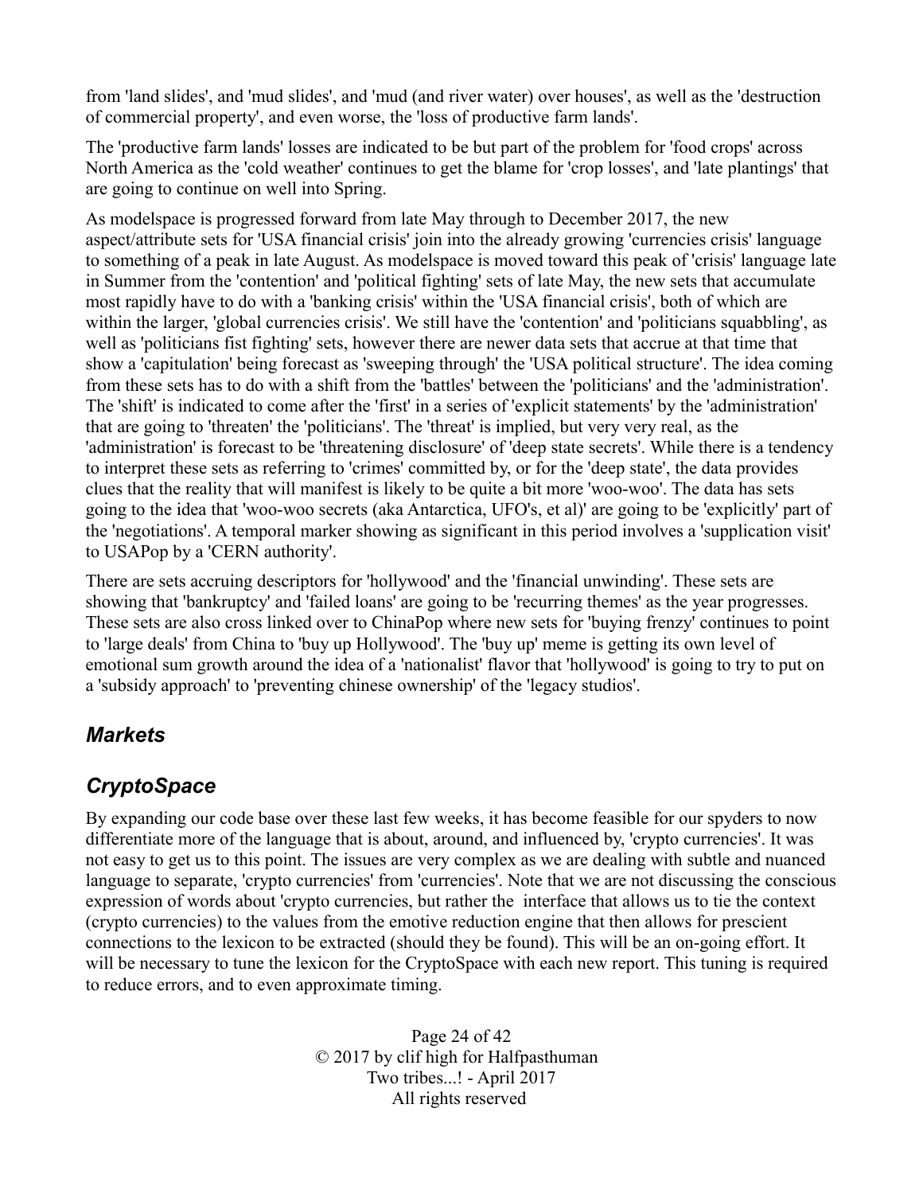from 'land slides', and 'mud slides', and 'mud (and river water) over houses', as well as the 'destruction of commercial property', and even worse, the 'loss of productive farm lands'.

The 'productive farm lands' losses are indicated to be but part of the problem for 'food crops' across North America as the 'cold weather' continues to get the blame for 'crop losses', and 'late plantings' that are going to continue on well into Spring.

As modelspace is progressed forward from late May through to December 2017, the new aspect/attribute sets for 'USA financial crisis' join into the already growing 'currencies crisis' language to something of a peak in late August. As modelspace is moved toward this peak of 'crisis' language late in Summer from the 'contention' and 'political fighting' sets of late May, the new sets that accumulate most rapidly have to do with a 'banking crisis' within the 'USA financial crisis', both of which are within the larger, 'global currencies crisis'. We still have the 'contention' and 'politicians squabbling', as well as 'politicians fist fighting' sets, however there are newer data sets that accrue at that time that show a 'capitulation' being forecast as 'sweeping through' the 'USA political structure'. The idea coming from these sets has to do with a shift from the 'battles' between the 'politicians' and the 'administration'. The 'shift' is indicated to come after the 'first' in a series of 'explicit statements' by the 'administration' that are going to 'threaten' the 'politicians'. The 'threat' is implied, but very very real, as the 'administration' is forecast to be 'threatening disclosure' of 'deep state secrets'. While there is a tendency to interpret these sets as referring to 'crimes' committed by, or for the 'deep state', the data provides clues that the reality that will manifest is likely to be quite a bit more 'woo-woo'. The data has sets going to the idea that 'woo-woo secrets (aka Antarctica, UFO's, et al)' are going to be 'explicitly' part of the 'negotiations'. A temporal marker showing as significant in this period involves a 'supplication visit' to USAPop by a 'CERN authority'.

There are sets accruing descriptors for 'hollywood' and the 'financial unwinding'. These sets are showing that 'bankruptcy' and 'failed loans' are going to be 'recurring themes' as the year progresses. These sets are also cross linked over to ChinaPop where new sets for 'buying frenzy' continues to point to 'large deals' from China to 'buy up Hollywood'. The 'buy up' meme is getting its own level of emotional sum growth around the idea of a 'nationalist' flavor that 'hollywood' is going to try to put on a 'subsidy approach' to 'preventing chinese ownership' of the 'legacy studios'.

## *Markets*

## *CryptoSpace*

By expanding our code base over these last few weeks, it has become feasible for our spyders to now differentiate more of the language that is about, around, and influenced by, 'crypto currencies'. It was not easy to get us to this point. The issues are very complex as we are dealing with subtle and nuanced language to separate, 'crypto currencies' from 'currencies'. Note that we are not discussing the conscious expression of words about 'crypto currencies, but rather the interface that allows us to tie the context (crypto currencies) to the values from the emotive reduction engine that then allows for prescient connections to the lexicon to be extracted (should they be found). This will be an on-going effort. It will be necessary to tune the lexicon for the CryptoSpace with each new report. This tuning is required to reduce errors, and to even approximate timing.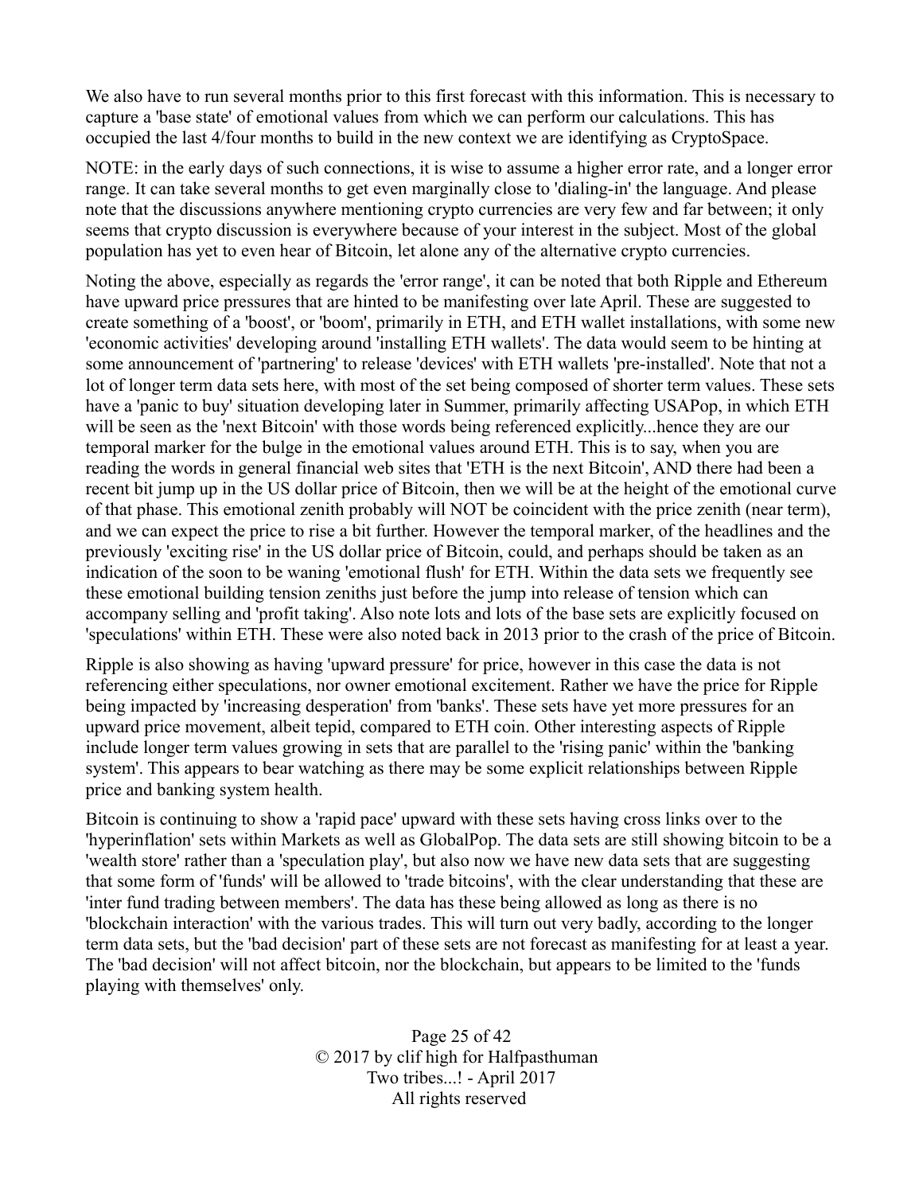We also have to run several months prior to this first forecast with this information. This is necessary to capture a 'base state' of emotional values from which we can perform our calculations. This has occupied the last 4/four months to build in the new context we are identifying as CryptoSpace.

NOTE: in the early days of such connections, it is wise to assume a higher error rate, and a longer error range. It can take several months to get even marginally close to 'dialing-in' the language. And please note that the discussions anywhere mentioning crypto currencies are very few and far between; it only seems that crypto discussion is everywhere because of your interest in the subject. Most of the global population has yet to even hear of Bitcoin, let alone any of the alternative crypto currencies.

Noting the above, especially as regards the 'error range', it can be noted that both Ripple and Ethereum have upward price pressures that are hinted to be manifesting over late April. These are suggested to create something of a 'boost', or 'boom', primarily in ETH, and ETH wallet installations, with some new 'economic activities' developing around 'installing ETH wallets'. The data would seem to be hinting at some announcement of 'partnering' to release 'devices' with ETH wallets 'pre-installed'. Note that not a lot of longer term data sets here, with most of the set being composed of shorter term values. These sets have a 'panic to buy' situation developing later in Summer, primarily affecting USAPop, in which ETH will be seen as the 'next Bitcoin' with those words being referenced explicitly...hence they are our temporal marker for the bulge in the emotional values around ETH. This is to say, when you are reading the words in general financial web sites that 'ETH is the next Bitcoin', AND there had been a recent bit jump up in the US dollar price of Bitcoin, then we will be at the height of the emotional curve of that phase. This emotional zenith probably will NOT be coincident with the price zenith (near term), and we can expect the price to rise a bit further. However the temporal marker, of the headlines and the previously 'exciting rise' in the US dollar price of Bitcoin, could, and perhaps should be taken as an indication of the soon to be waning 'emotional flush' for ETH. Within the data sets we frequently see these emotional building tension zeniths just before the jump into release of tension which can accompany selling and 'profit taking'. Also note lots and lots of the base sets are explicitly focused on 'speculations' within ETH. These were also noted back in 2013 prior to the crash of the price of Bitcoin.

Ripple is also showing as having 'upward pressure' for price, however in this case the data is not referencing either speculations, nor owner emotional excitement. Rather we have the price for Ripple being impacted by 'increasing desperation' from 'banks'. These sets have yet more pressures for an upward price movement, albeit tepid, compared to ETH coin. Other interesting aspects of Ripple include longer term values growing in sets that are parallel to the 'rising panic' within the 'banking system'. This appears to bear watching as there may be some explicit relationships between Ripple price and banking system health.

Bitcoin is continuing to show a 'rapid pace' upward with these sets having cross links over to the 'hyperinflation' sets within Markets as well as GlobalPop. The data sets are still showing bitcoin to be a 'wealth store' rather than a 'speculation play', but also now we have new data sets that are suggesting that some form of 'funds' will be allowed to 'trade bitcoins', with the clear understanding that these are 'inter fund trading between members'. The data has these being allowed as long as there is no 'blockchain interaction' with the various trades. This will turn out very badly, according to the longer term data sets, but the 'bad decision' part of these sets are not forecast as manifesting for at least a year. The 'bad decision' will not affect bitcoin, nor the blockchain, but appears to be limited to the 'funds playing with themselves' only.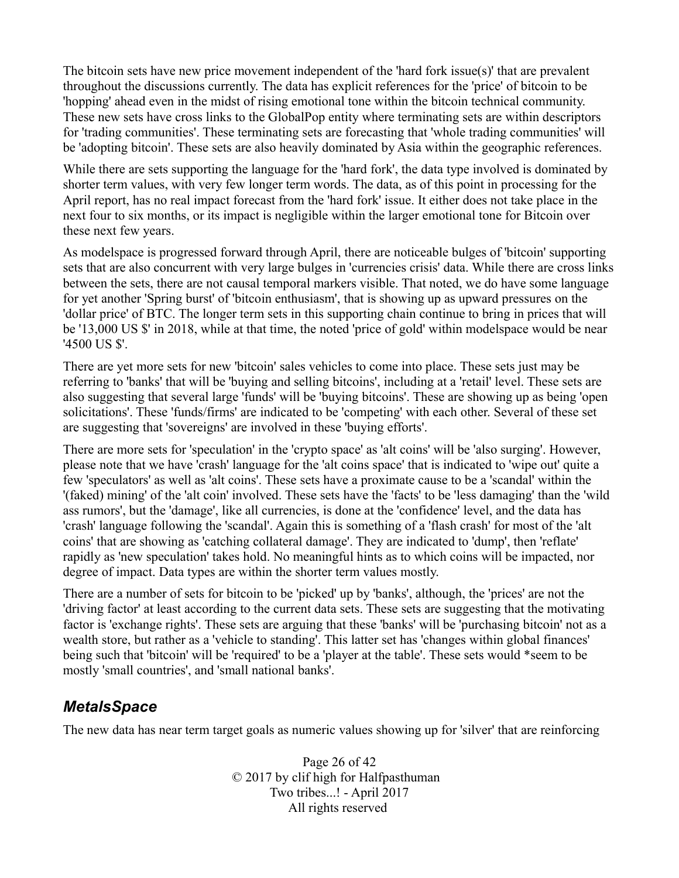The bitcoin sets have new price movement independent of the 'hard fork issue(s)' that are prevalent throughout the discussions currently. The data has explicit references for the 'price' of bitcoin to be 'hopping' ahead even in the midst of rising emotional tone within the bitcoin technical community. These new sets have cross links to the GlobalPop entity where terminating sets are within descriptors for 'trading communities'. These terminating sets are forecasting that 'whole trading communities' will be 'adopting bitcoin'. These sets are also heavily dominated by Asia within the geographic references.

While there are sets supporting the language for the 'hard fork', the data type involved is dominated by shorter term values, with very few longer term words. The data, as of this point in processing for the April report, has no real impact forecast from the 'hard fork' issue. It either does not take place in the next four to six months, or its impact is negligible within the larger emotional tone for Bitcoin over these next few years.

As modelspace is progressed forward through April, there are noticeable bulges of 'bitcoin' supporting sets that are also concurrent with very large bulges in 'currencies crisis' data. While there are cross links between the sets, there are not causal temporal markers visible. That noted, we do have some language for yet another 'Spring burst' of 'bitcoin enthusiasm', that is showing up as upward pressures on the 'dollar price' of BTC. The longer term sets in this supporting chain continue to bring in prices that will be '13,000 US $' in 2018, while at that time, the noted 'price of gold' within modelspace would be near '4500 US $'.

There are yet more sets for new 'bitcoin' sales vehicles to come into place. These sets just may be referring to 'banks' that will be 'buying and selling bitcoins', including at a 'retail' level. These sets are also suggesting that several large 'funds' will be 'buying bitcoins'. These are showing up as being 'open solicitations'. These 'funds/firms' are indicated to be 'competing' with each other. Several of these set are suggesting that 'sovereigns' are involved in these 'buying efforts'.

There are more sets for 'speculation' in the 'crypto space' as 'alt coins' will be 'also surging'. However, please note that we have 'crash' language for the 'alt coins space' that is indicated to 'wipe out' quite a few 'speculators' as well as 'alt coins'. These sets have a proximate cause to be a 'scandal' within the '(faked) mining' of the 'alt coin' involved. These sets have the 'facts' to be 'less damaging' than the 'wild ass rumors', but the 'damage', like all currencies, is done at the 'confidence' level, and the data has 'crash' language following the 'scandal'. Again this is something of a 'flash crash' for most of the 'alt coins' that are showing as 'catching collateral damage'. They are indicated to 'dump', then 'reflate' rapidly as 'new speculation' takes hold. No meaningful hints as to which coins will be impacted, nor degree of impact. Data types are within the shorter term values mostly.

There are a number of sets for bitcoin to be 'picked' up by 'banks', although, the 'prices' are not the 'driving factor' at least according to the current data sets. These sets are suggesting that the motivating factor is 'exchange rights'. These sets are arguing that these 'banks' will be 'purchasing bitcoin' not as a wealth store, but rather as a 'vehicle to standing'. This latter set has 'changes within global finances' being such that 'bitcoin' will be 'required' to be a 'player at the table'. These sets would *seem to be mostly 'small countries', and 'small national banks'.

## *MetalsSpace*

The new data has near term target goals as numeric values showing up for 'silver' that are reinforcing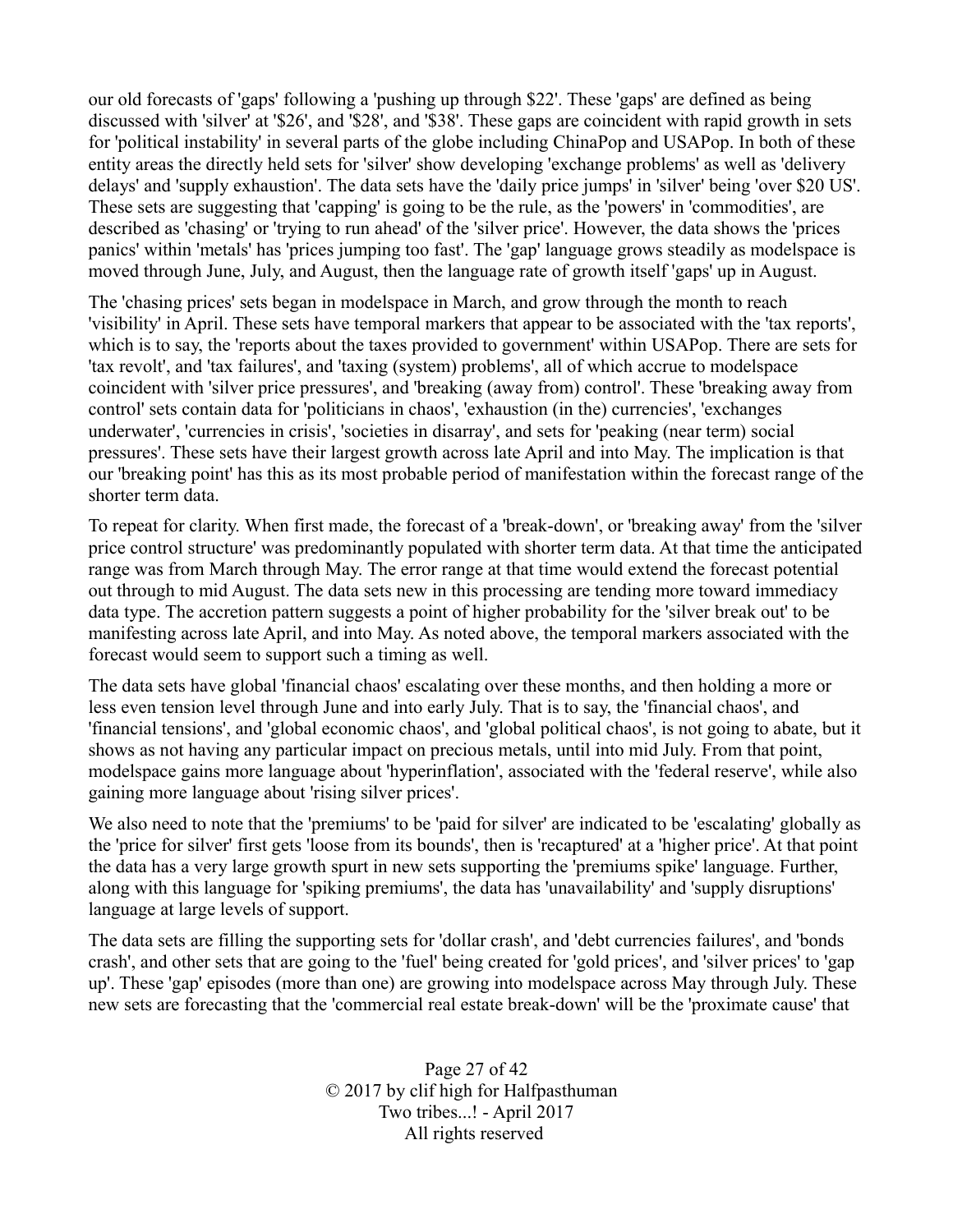our old forecasts of 'gaps' following a 'pushing up through $22'. These 'gaps' are defined as being discussed with 'silver' at '$26', and '$28', and '$38'. These gaps are coincident with rapid growth in sets for 'political instability' in several parts of the globe including ChinaPop and USAPop. In both of these entity areas the directly held sets for 'silver' show developing 'exchange problems' as well as 'delivery delays' and 'supply exhaustion'. The data sets have the 'daily price jumps' in 'silver' being 'over $20 US'. These sets are suggesting that 'capping' is going to be the rule, as the 'powers' in 'commodities', are described as 'chasing' or 'trying to run ahead' of the 'silver price'. However, the data shows the 'prices panics' within 'metals' has 'prices jumping too fast'. The 'gap' language grows steadily as modelspace is moved through June, July, and August, then the language rate of growth itself 'gaps' up in August.

The 'chasing prices' sets began in modelspace in March, and grow through the month to reach 'visibility' in April. These sets have temporal markers that appear to be associated with the 'tax reports', which is to say, the 'reports about the taxes provided to government' within USAPop. There are sets for 'tax revolt', and 'tax failures', and 'taxing (system) problems', all of which accrue to modelspace coincident with 'silver price pressures', and 'breaking (away from) control'. These 'breaking away from control' sets contain data for 'politicians in chaos', 'exhaustion (in the) currencies', 'exchanges underwater', 'currencies in crisis', 'societies in disarray', and sets for 'peaking (near term) social pressures'. These sets have their largest growth across late April and into May. The implication is that our 'breaking point' has this as its most probable period of manifestation within the forecast range of the shorter term data.

To repeat for clarity. When first made, the forecast of a 'break-down', or 'breaking away' from the 'silver price control structure' was predominantly populated with shorter term data. At that time the anticipated range was from March through May. The error range at that time would extend the forecast potential out through to mid August. The data sets new in this processing are tending more toward immediacy data type. The accretion pattern suggests a point of higher probability for the 'silver break out' to be manifesting across late April, and into May. As noted above, the temporal markers associated with the forecast would seem to support such a timing as well.

The data sets have global 'financial chaos' escalating over these months, and then holding a more or less even tension level through June and into early July. That is to say, the 'financial chaos', and 'financial tensions', and 'global economic chaos', and 'global political chaos', is not going to abate, but it shows as not having any particular impact on precious metals, until into mid July. From that point, modelspace gains more language about 'hyperinflation', associated with the 'federal reserve', while also gaining more language about 'rising silver prices'.

We also need to note that the 'premiums' to be 'paid for silver' are indicated to be 'escalating' globally as the 'price for silver' first gets 'loose from its bounds', then is 'recaptured' at a 'higher price'. At that point the data has a very large growth spurt in new sets supporting the 'premiums spike' language. Further, along with this language for 'spiking premiums', the data has 'unavailability' and 'supply disruptions' language at large levels of support.

The data sets are filling the supporting sets for 'dollar crash', and 'debt currencies failures', and 'bonds crash', and other sets that are going to the 'fuel' being created for 'gold prices', and 'silver prices' to 'gap up'. These 'gap' episodes (more than one) are growing into modelspace across May through July. These new sets are forecasting that the 'commercial real estate break-down' will be the 'proximate cause' that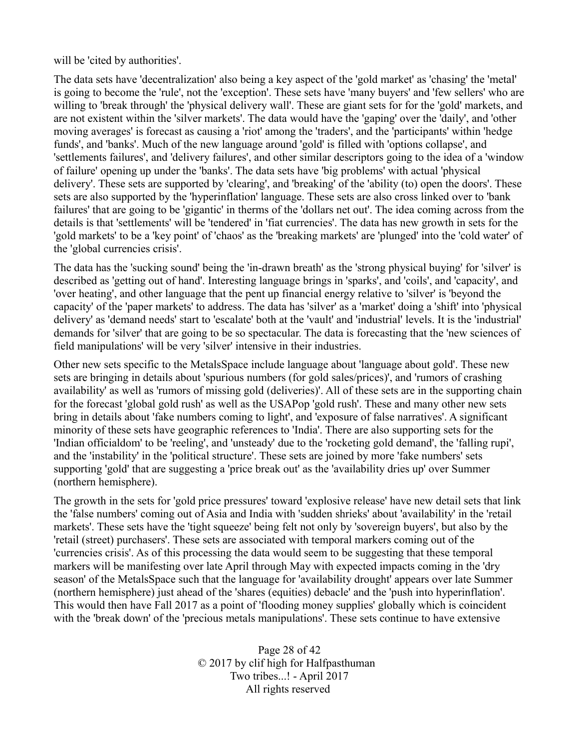will be 'cited by authorities'.

The data sets have 'decentralization' also being a key aspect of the 'gold market' as 'chasing' the 'metal' is going to become the 'rule', not the 'exception'. These sets have 'many buyers' and 'few sellers' who are willing to 'break through' the 'physical delivery wall'. These are giant sets for for the 'gold' markets, and are not existent within the 'silver markets'. The data would have the 'gaping' over the 'daily', and 'other moving averages' is forecast as causing a 'riot' among the 'traders', and the 'participants' within 'hedge funds', and 'banks'. Much of the new language around 'gold' is filled with 'options collapse', and 'settlements failures', and 'delivery failures', and other similar descriptors going to the idea of a 'window of failure' opening up under the 'banks'. The data sets have 'big problems' with actual 'physical delivery'. These sets are supported by 'clearing', and 'breaking' of the 'ability (to) open the doors'. These sets are also supported by the 'hyperinflation' language. These sets are also cross linked over to 'bank failures' that are going to be 'gigantic' in therms of the 'dollars net out'. The idea coming across from the details is that 'settlements' will be 'tendered' in 'fiat currencies'. The data has new growth in sets for the 'gold markets' to be a 'key point' of 'chaos' as the 'breaking markets' are 'plunged' into the 'cold water' of the 'global currencies crisis'.

The data has the 'sucking sound' being the 'in-drawn breath' as the 'strong physical buying' for 'silver' is described as 'getting out of hand'. Interesting language brings in 'sparks', and 'coils', and 'capacity', and 'over heating', and other language that the pent up financial energy relative to 'silver' is 'beyond the capacity' of the 'paper markets' to address. The data has 'silver' as a 'market' doing a 'shift' into 'physical delivery' as 'demand needs' start to 'escalate' both at the 'vault' and 'industrial' levels. It is the 'industrial' demands for 'silver' that are going to be so spectacular. The data is forecasting that the 'new sciences of field manipulations' will be very 'silver' intensive in their industries.

Other new sets specific to the MetalsSpace include language about 'language about gold'. These new sets are bringing in details about 'spurious numbers (for gold sales/prices)', and 'rumors of crashing availability' as well as 'rumors of missing gold (deliveries)'. All of these sets are in the supporting chain for the forecast 'global gold rush' as well as the USAPop 'gold rush'. These and many other new sets bring in details about 'fake numbers coming to light', and 'exposure of false narratives'. A significant minority of these sets have geographic references to 'India'. There are also supporting sets for the 'Indian officialdom' to be 'reeling', and 'unsteady' due to the 'rocketing gold demand', the 'falling rupi', and the 'instability' in the 'political structure'. These sets are joined by more 'fake numbers' sets supporting 'gold' that are suggesting a 'price break out' as the 'availability dries up' over Summer (northern hemisphere).

The growth in the sets for 'gold price pressures' toward 'explosive release' have new detail sets that link the 'false numbers' coming out of Asia and India with 'sudden shrieks' about 'availability' in the 'retail markets'. These sets have the 'tight squeeze' being felt not only by 'sovereign buyers', but also by the 'retail (street) purchasers'. These sets are associated with temporal markers coming out of the 'currencies crisis'. As of this processing the data would seem to be suggesting that these temporal markers will be manifesting over late April through May with expected impacts coming in the 'dry season' of the MetalsSpace such that the language for 'availability drought' appears over late Summer (northern hemisphere) just ahead of the 'shares (equities) debacle' and the 'push into hyperinflation'. This would then have Fall 2017 as a point of 'flooding money supplies' globally which is coincident with the 'break down' of the 'precious metals manipulations'. These sets continue to have extensive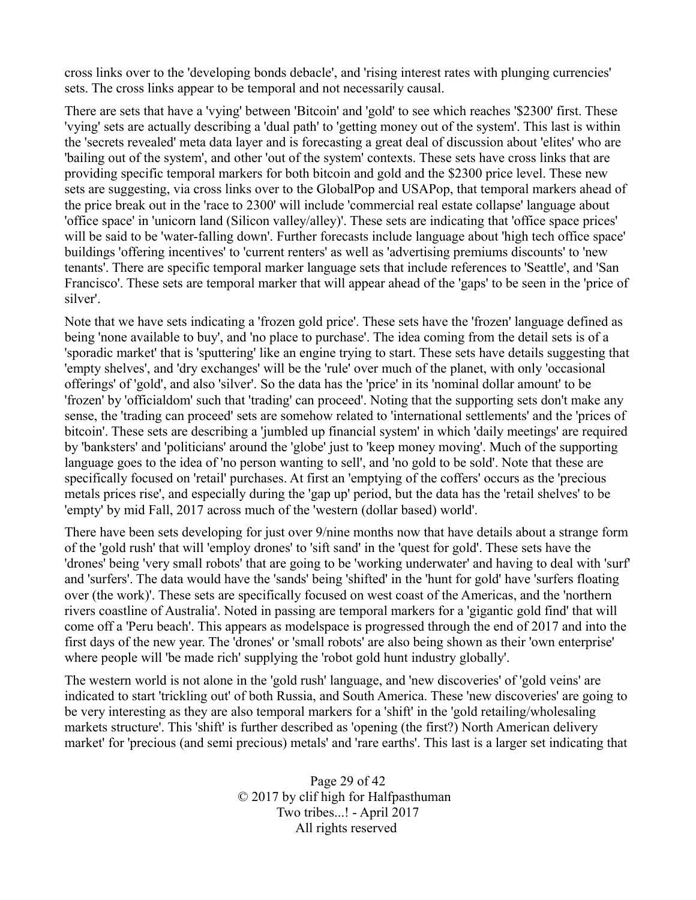cross links over to the 'developing bonds debacle', and 'rising interest rates with plunging currencies' sets. The cross links appear to be temporal and not necessarily causal.

There are sets that have a 'vying' between 'Bitcoin' and 'gold' to see which reaches '$2300' first. These 'vying' sets are actually describing a 'dual path' to 'getting money out of the system'. This last is within the 'secrets revealed' meta data layer and is forecasting a great deal of discussion about 'elites' who are 'bailing out of the system', and other 'out of the system' contexts. These sets have cross links that are providing specific temporal markers for both bitcoin and gold and the $2300 price level. These new sets are suggesting, via cross links over to the GlobalPop and USAPop, that temporal markers ahead of the price break out in the 'race to 2300' will include 'commercial real estate collapse' language about 'office space' in 'unicorn land (Silicon valley/alley)'. These sets are indicating that 'office space prices' will be said to be 'water-falling down'. Further forecasts include language about 'high tech office space' buildings 'offering incentives' to 'current renters' as well as 'advertising premiums discounts' to 'new tenants'. There are specific temporal marker language sets that include references to 'Seattle', and 'San Francisco'. These sets are temporal marker that will appear ahead of the 'gaps' to be seen in the 'price of silver'.

Note that we have sets indicating a 'frozen gold price'. These sets have the 'frozen' language defined as being 'none available to buy', and 'no place to purchase'. The idea coming from the detail sets is of a 'sporadic market' that is 'sputtering' like an engine trying to start. These sets have details suggesting that 'empty shelves', and 'dry exchanges' will be the 'rule' over much of the planet, with only 'occasional offerings' of 'gold', and also 'silver'. So the data has the 'price' in its 'nominal dollar amount' to be 'frozen' by 'officialdom' such that 'trading' can proceed'. Noting that the supporting sets don't make any sense, the 'trading can proceed' sets are somehow related to 'international settlements' and the 'prices of bitcoin'. These sets are describing a 'jumbled up financial system' in which 'daily meetings' are required by 'banksters' and 'politicians' around the 'globe' just to 'keep money moving'. Much of the supporting language goes to the idea of 'no person wanting to sell', and 'no gold to be sold'. Note that these are specifically focused on 'retail' purchases. At first an 'emptying of the coffers' occurs as the 'precious metals prices rise', and especially during the 'gap up' period, but the data has the 'retail shelves' to be 'empty' by mid Fall, 2017 across much of the 'western (dollar based) world'.

There have been sets developing for just over 9/nine months now that have details about a strange form of the 'gold rush' that will 'employ drones' to 'sift sand' in the 'quest for gold'. These sets have the 'drones' being 'very small robots' that are going to be 'working underwater' and having to deal with 'surf' and 'surfers'. The data would have the 'sands' being 'shifted' in the 'hunt for gold' have 'surfers floating over (the work)'. These sets are specifically focused on west coast of the Americas, and the 'northern rivers coastline of Australia'. Noted in passing are temporal markers for a 'gigantic gold find' that will come off a 'Peru beach'. This appears as modelspace is progressed through the end of 2017 and into the first days of the new year. The 'drones' or 'small robots' are also being shown as their 'own enterprise' where people will 'be made rich' supplying the 'robot gold hunt industry globally'.

The western world is not alone in the 'gold rush' language, and 'new discoveries' of 'gold veins' are indicated to start 'trickling out' of both Russia, and South America. These 'new discoveries' are going to be very interesting as they are also temporal markers for a 'shift' in the 'gold retailing/wholesaling markets structure'. This 'shift' is further described as 'opening (the first?) North American delivery market' for 'precious (and semi precious) metals' and 'rare earths'. This last is a larger set indicating that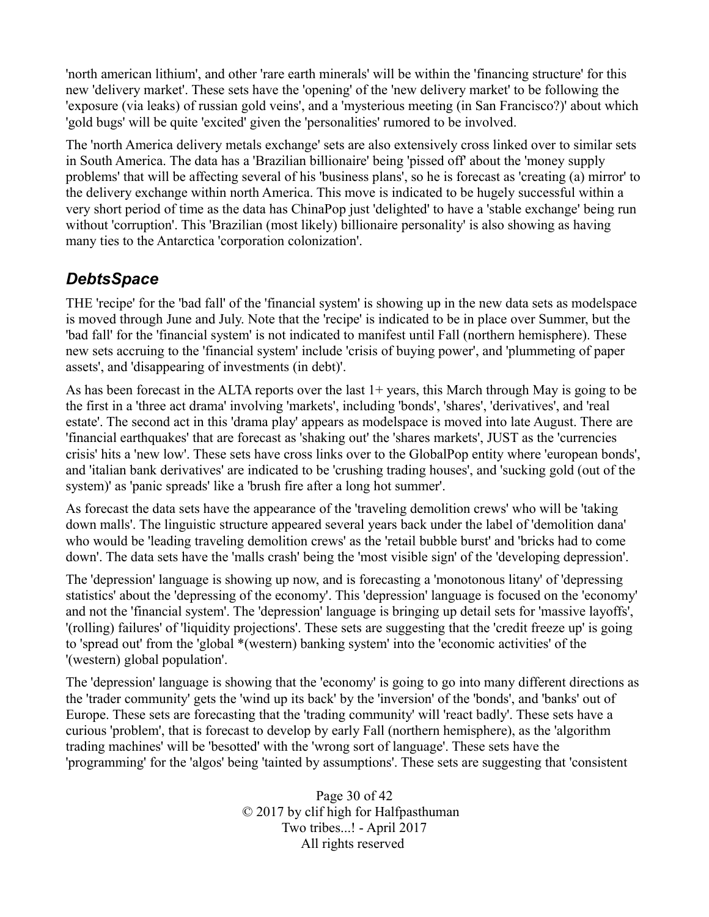'north american lithium', and other 'rare earth minerals' will be within the 'financing structure' for this new 'delivery market'. These sets have the 'opening' of the 'new delivery market' to be following the 'exposure (via leaks) of russian gold veins', and a 'mysterious meeting (in San Francisco?)' about which 'gold bugs' will be quite 'excited' given the 'personalities' rumored to be involved.

The 'north America delivery metals exchange' sets are also extensively cross linked over to similar sets in South America. The data has a 'Brazilian billionaire' being 'pissed off' about the 'money supply problems' that will be affecting several of his 'business plans', so he is forecast as 'creating (a) mirror' to the delivery exchange within north America. This move is indicated to be hugely successful within a very short period of time as the data has ChinaPop just 'delighted' to have a 'stable exchange' being run without 'corruption'. This 'Brazilian (most likely) billionaire personality' is also showing as having many ties to the Antarctica 'corporation colonization'.

## *DebtsSpace*

THE 'recipe' for the 'bad fall' of the 'financial system' is showing up in the new data sets as modelspace is moved through June and July. Note that the 'recipe' is indicated to be in place over Summer, but the 'bad fall' for the 'financial system' is not indicated to manifest until Fall (northern hemisphere). These new sets accruing to the 'financial system' include 'crisis of buying power', and 'plummeting of paper assets', and 'disappearing of investments (in debt)'.

As has been forecast in the ALTA reports over the last 1+ years, this March through May is going to be the first in a 'three act drama' involving 'markets', including 'bonds', 'shares', 'derivatives', and 'real estate'. The second act in this 'drama play' appears as modelspace is moved into late August. There are 'financial earthquakes' that are forecast as 'shaking out' the 'shares markets', JUST as the 'currencies crisis' hits a 'new low'. These sets have cross links over to the GlobalPop entity where 'european bonds', and 'italian bank derivatives' are indicated to be 'crushing trading houses', and 'sucking gold (out of the system)' as 'panic spreads' like a 'brush fire after a long hot summer'.

As forecast the data sets have the appearance of the 'traveling demolition crews' who will be 'taking down malls'. The linguistic structure appeared several years back under the label of 'demolition dana' who would be 'leading traveling demolition crews' as the 'retail bubble burst' and 'bricks had to come down'. The data sets have the 'malls crash' being the 'most visible sign' of the 'developing depression'.

The 'depression' language is showing up now, and is forecasting a 'monotonous litany' of 'depressing statistics' about the 'depressing of the economy'. This 'depression' language is focused on the 'economy' and not the 'financial system'. The 'depression' language is bringing up detail sets for 'massive layoffs', '(rolling) failures' of 'liquidity projections'. These sets are suggesting that the 'credit freeze up' is going to 'spread out' from the 'global *(western) banking system' into the 'economic activities' of the '(western) global population'.

The 'depression' language is showing that the 'economy' is going to go into many different directions as the 'trader community' gets the 'wind up its back' by the 'inversion' of the 'bonds', and 'banks' out of Europe. These sets are forecasting that the 'trading community' will 'react badly'. These sets have a curious 'problem', that is forecast to develop by early Fall (northern hemisphere), as the 'algorithm trading machines' will be 'besotted' with the 'wrong sort of language'. These sets have the 'programming' for the 'algos' being 'tainted by assumptions'. These sets are suggesting that 'consistent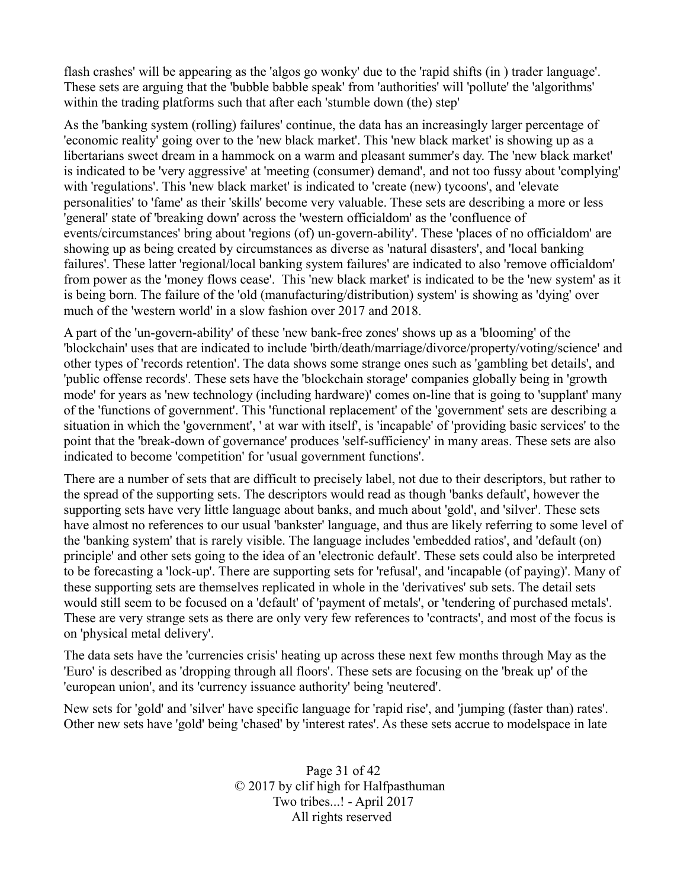flash crashes' will be appearing as the 'algos go wonky' due to the 'rapid shifts (in ) trader language'. These sets are arguing that the 'bubble babble speak' from 'authorities' will 'pollute' the 'algorithms' within the trading platforms such that after each 'stumble down (the) step'

As the 'banking system (rolling) failures' continue, the data has an increasingly larger percentage of 'economic reality' going over to the 'new black market'. This 'new black market' is showing up as a libertarians sweet dream in a hammock on a warm and pleasant summer's day. The 'new black market' is indicated to be 'very aggressive' at 'meeting (consumer) demand', and not too fussy about 'complying' with 'regulations'. This 'new black market' is indicated to 'create (new) tycoons', and 'elevate personalities' to 'fame' as their 'skills' become very valuable. These sets are describing a more or less 'general' state of 'breaking down' across the 'western officialdom' as the 'confluence of events/circumstances' bring about 'regions (of) un-govern-ability'. These 'places of no officialdom' are showing up as being created by circumstances as diverse as 'natural disasters', and 'local banking failures'. These latter 'regional/local banking system failures' are indicated to also 'remove officialdom' from power as the 'money flows cease'. This 'new black market' is indicated to be the 'new system' as it is being born. The failure of the 'old (manufacturing/distribution) system' is showing as 'dying' over much of the 'western world' in a slow fashion over 2017 and 2018.

A part of the 'un-govern-ability' of these 'new bank-free zones' shows up as a 'blooming' of the 'blockchain' uses that are indicated to include 'birth/death/marriage/divorce/property/voting/science' and other types of 'records retention'. The data shows some strange ones such as 'gambling bet details', and 'public offense records'. These sets have the 'blockchain storage' companies globally being in 'growth mode' for years as 'new technology (including hardware)' comes on-line that is going to 'supplant' many of the 'functions of government'. This 'functional replacement' of the 'government' sets are describing a situation in which the 'government', ' at war with itself', is 'incapable' of 'providing basic services' to the point that the 'break-down of governance' produces 'self-sufficiency' in many areas. These sets are also indicated to become 'competition' for 'usual government functions'.

There are a number of sets that are difficult to precisely label, not due to their descriptors, but rather to the spread of the supporting sets. The descriptors would read as though 'banks default', however the supporting sets have very little language about banks, and much about 'gold', and 'silver'. These sets have almost no references to our usual 'bankster' language, and thus are likely referring to some level of the 'banking system' that is rarely visible. The language includes 'embedded ratios', and 'default (on) principle' and other sets going to the idea of an 'electronic default'. These sets could also be interpreted to be forecasting a 'lock-up'. There are supporting sets for 'refusal', and 'incapable (of paying)'. Many of these supporting sets are themselves replicated in whole in the 'derivatives' sub sets. The detail sets would still seem to be focused on a 'default' of 'payment of metals', or 'tendering of purchased metals'. These are very strange sets as there are only very few references to 'contracts', and most of the focus is on 'physical metal delivery'.

The data sets have the 'currencies crisis' heating up across these next few months through May as the 'Euro' is described as 'dropping through all floors'. These sets are focusing on the 'break up' of the 'european union', and its 'currency issuance authority' being 'neutered'.

New sets for 'gold' and 'silver' have specific language for 'rapid rise', and 'jumping (faster than) rates'. Other new sets have 'gold' being 'chased' by 'interest rates'. As these sets accrue to modelspace in late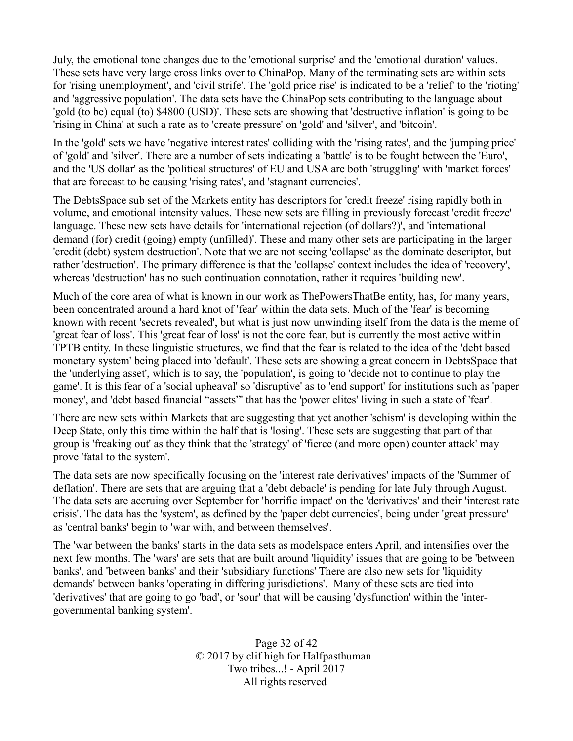July, the emotional tone changes due to the 'emotional surprise' and the 'emotional duration' values. These sets have very large cross links over to ChinaPop. Many of the terminating sets are within sets for 'rising unemployment', and 'civil strife'. The 'gold price rise' is indicated to be a 'relief' to the 'rioting' and 'aggressive population'. The data sets have the ChinaPop sets contributing to the language about 'gold (to be) equal (to) $4800 (USD)'. These sets are showing that 'destructive inflation' is going to be 'rising in China' at such a rate as to 'create pressure' on 'gold' and 'silver', and 'bitcoin'.

In the 'gold' sets we have 'negative interest rates' colliding with the 'rising rates', and the 'jumping price' of 'gold' and 'silver'. There are a number of sets indicating a 'battle' is to be fought between the 'Euro', and the 'US dollar' as the 'political structures' of EU and USA are both 'struggling' with 'market forces' that are forecast to be causing 'rising rates', and 'stagnant currencies'.

The DebtsSpace sub set of the Markets entity has descriptors for 'credit freeze' rising rapidly both in volume, and emotional intensity values. These new sets are filling in previously forecast 'credit freeze' language. These new sets have details for 'international rejection (of dollars?)', and 'international demand (for) credit (going) empty (unfilled)'. These and many other sets are participating in the larger 'credit (debt) system destruction'. Note that we are not seeing 'collapse' as the dominate descriptor, but rather 'destruction'. The primary difference is that the 'collapse' context includes the idea of 'recovery', whereas 'destruction' has no such continuation connotation, rather it requires 'building new'.

Much of the core area of what is known in our work as ThePowersThatBe entity, has, for many years, been concentrated around a hard knot of 'fear' within the data sets. Much of the 'fear' is becoming known with recent 'secrets revealed', but what is just now unwinding itself from the data is the meme of 'great fear of loss'. This 'great fear of loss' is not the core fear, but is currently the most active within TPTB entity. In these linguistic structures, we find that the fear is related to the idea of the 'debt based monetary system' being placed into 'default'. These sets are showing a great concern in DebtsSpace that the 'underlying asset', which is to say, the 'population', is going to 'decide not to continue to play the game'. It is this fear of a 'social upheaval' so 'disruptive' as to 'end support' for institutions such as 'paper money', and 'debt based financial “assets”' that has the 'power elites' living in such a state of 'fear'.

There are new sets within Markets that are suggesting that yet another 'schism' is developing within the Deep State, only this time within the half that is 'losing'. These sets are suggesting that part of that group is 'freaking out' as they think that the 'strategy' of 'fierce (and more open) counter attack' may prove 'fatal to the system'.

The data sets are now specifically focusing on the 'interest rate derivatives' impacts of the 'Summer of deflation'. There are sets that are arguing that a 'debt debacle' is pending for late July through August. The data sets are accruing over September for 'horrific impact' on the 'derivatives' and their 'interest rate crisis'. The data has the 'system', as defined by the 'paper debt currencies', being under 'great pressure' as 'central banks' begin to 'war with, and between themselves'.

The 'war between the banks' starts in the data sets as modelspace enters April, and intensifies over the next few months. The 'wars' are sets that are built around 'liquidity' issues that are going to be 'between banks', and 'between banks' and their 'subsidiary functions' There are also new sets for 'liquidity demands' between banks 'operating in differing jurisdictions'. Many of these sets are tied into 'derivatives' that are going to go 'bad', or 'sour' that will be causing 'dysfunction' within the 'inter-governmental banking system'.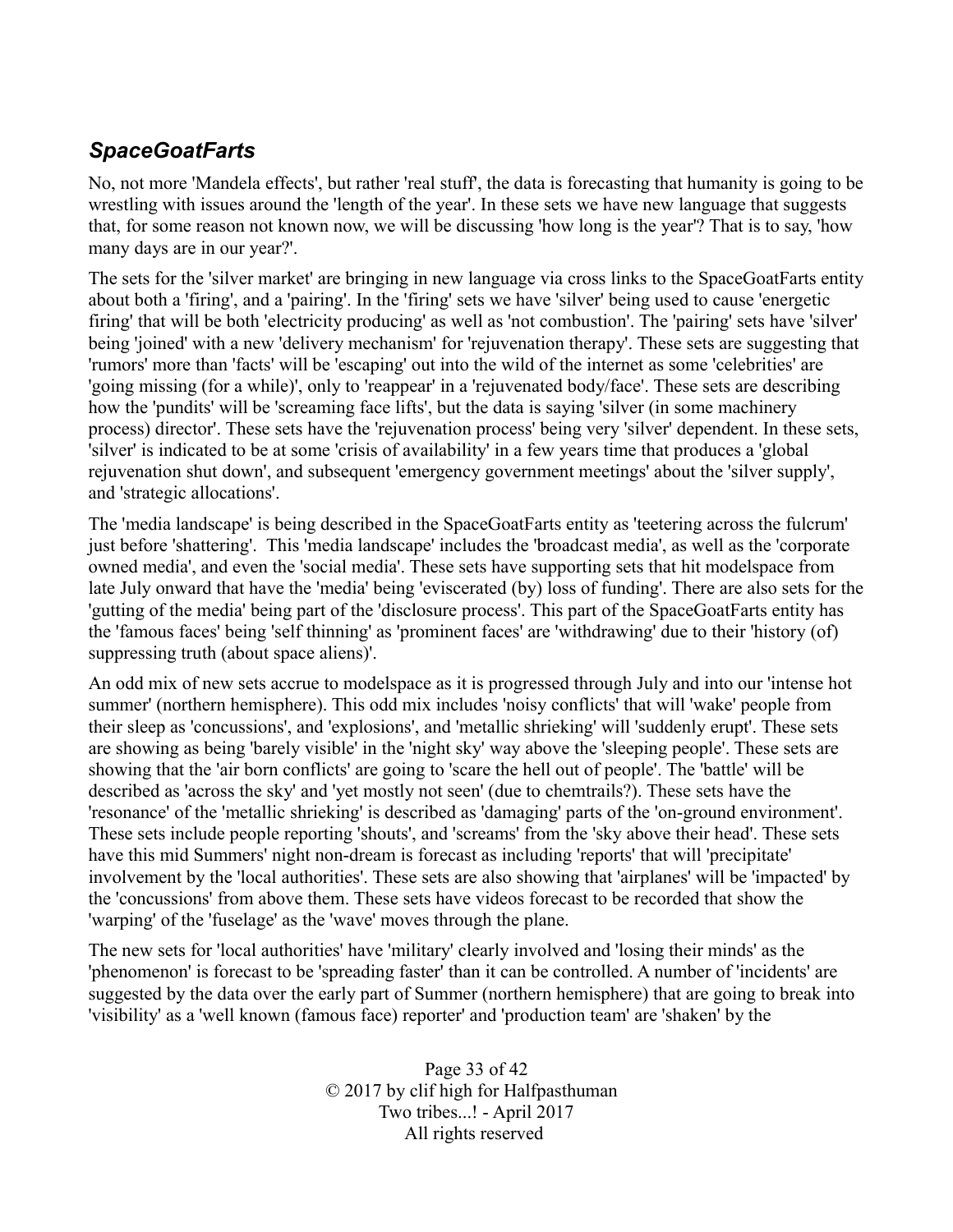### *SpaceGoatFarts*

No, not more 'Mandela effects', but rather 'real stuff', the data is forecasting that humanity is going to be wrestling with issues around the 'length of the year'. In these sets we have new language that suggests that, for some reason not known now, we will be discussing 'how long is the year'? That is to say, 'how many days are in our year?'.

The sets for the 'silver market' are bringing in new language via cross links to the SpaceGoatFarts entity about both a 'firing', and a 'pairing'. In the 'firing' sets we have 'silver' being used to cause 'energetic firing' that will be both 'electricity producing' as well as 'not combustion'. The 'pairing' sets have 'silver' being 'joined' with a new 'delivery mechanism' for 'rejuvenation therapy'. These sets are suggesting that 'rumors' more than 'facts' will be 'escaping' out into the wild of the internet as some 'celebrities' are 'going missing (for a while)', only to 'reappear' in a 'rejuvenated body/face'. These sets are describing how the 'pundits' will be 'screaming face lifts', but the data is saying 'silver (in some machinery process) director'. These sets have the 'rejuvenation process' being very 'silver' dependent. In these sets, 'silver' is indicated to be at some 'crisis of availability' in a few years time that produces a 'global rejuvenation shut down', and subsequent 'emergency government meetings' about the 'silver supply', and 'strategic allocations'.

The 'media landscape' is being described in the SpaceGoatFarts entity as 'teetering across the fulcrum' just before 'shattering'. This 'media landscape' includes the 'broadcast media', as well as the 'corporate owned media', and even the 'social media'. These sets have supporting sets that hit modelspace from late July onward that have the 'media' being 'eviscerated (by) loss of funding'. There are also sets for the 'gutting of the media' being part of the 'disclosure process'. This part of the SpaceGoatFarts entity has the 'famous faces' being 'self thinning' as 'prominent faces' are 'withdrawing' due to their 'history (of) suppressing truth (about space aliens)'.

An odd mix of new sets accrue to modelspace as it is progressed through July and into our 'intense hot summer' (northern hemisphere). This odd mix includes 'noisy conflicts' that will 'wake' people from their sleep as 'concussions', and 'explosions', and 'metallic shrieking' will 'suddenly erupt'. These sets are showing as being 'barely visible' in the 'night sky' way above the 'sleeping people'. These sets are showing that the 'air born conflicts' are going to 'scare the hell out of people'. The 'battle' will be described as 'across the sky' and 'yet mostly not seen' (due to chemtrails?). These sets have the 'resonance' of the 'metallic shrieking' is described as 'damaging' parts of the 'on-ground environment'. These sets include people reporting 'shouts', and 'screams' from the 'sky above their head'. These sets have this mid Summers' night non-dream is forecast as including 'reports' that will 'precipitate' involvement by the 'local authorities'. These sets are also showing that 'airplanes' will be 'impacted' by the 'concussions' from above them. These sets have videos forecast to be recorded that show the 'warping' of the 'fuselage' as the 'wave' moves through the plane.

The new sets for 'local authorities' have 'military' clearly involved and 'losing their minds' as the 'phenomenon' is forecast to be 'spreading faster' than it can be controlled. A number of 'incidents' are suggested by the data over the early part of Summer (northern hemisphere) that are going to break into 'visibility' as a 'well known (famous face) reporter' and 'production team' are 'shaken' by the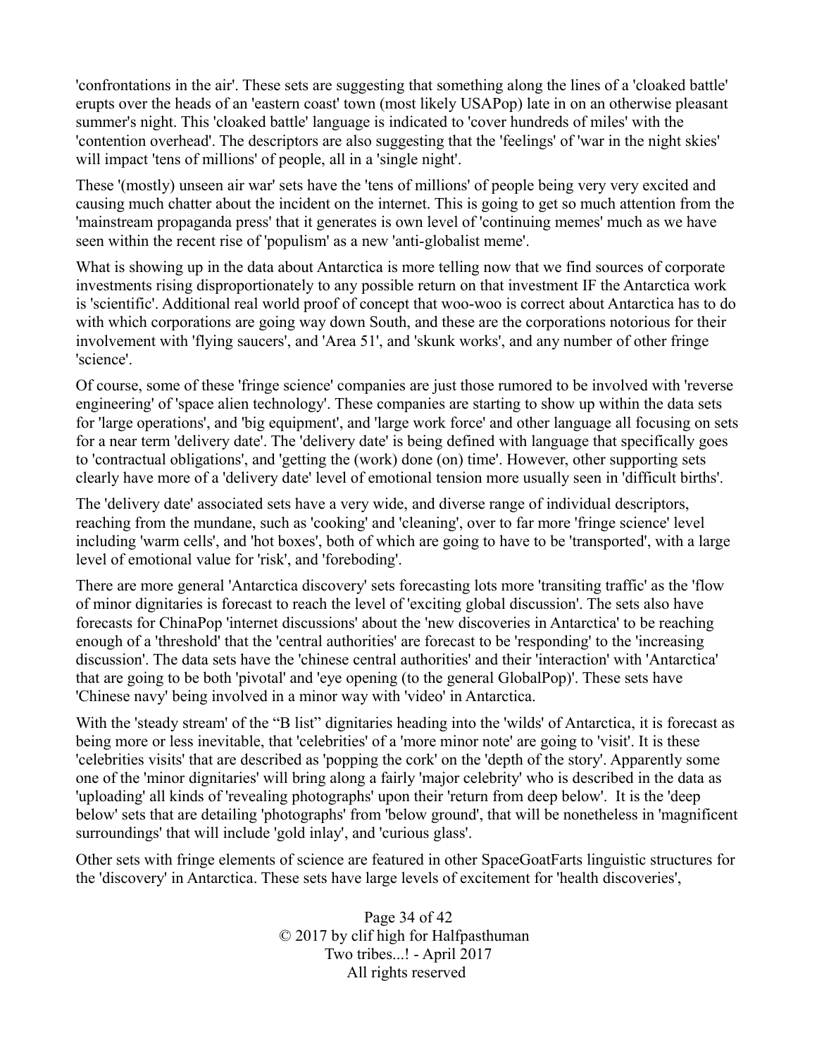'confrontations in the air'. These sets are suggesting that something along the lines of a 'cloaked battle' erupts over the heads of an 'eastern coast' town (most likely USAPop) late in on an otherwise pleasant summer's night. This 'cloaked battle' language is indicated to 'cover hundreds of miles' with the 'contention overhead'. The descriptors are also suggesting that the 'feelings' of 'war in the night skies' will impact 'tens of millions' of people, all in a 'single night'.

These '(mostly) unseen air war' sets have the 'tens of millions' of people being very very excited and causing much chatter about the incident on the internet. This is going to get so much attention from the 'mainstream propaganda press' that it generates is own level of 'continuing memes' much as we have seen within the recent rise of 'populism' as a new 'anti-globalist meme'.

What is showing up in the data about Antarctica is more telling now that we find sources of corporate investments rising disproportionately to any possible return on that investment IF the Antarctica work is 'scientific'. Additional real world proof of concept that woo-woo is correct about Antarctica has to do with which corporations are going way down South, and these are the corporations notorious for their involvement with 'flying saucers', and 'Area 51', and 'skunk works', and any number of other fringe 'science'.

Of course, some of these 'fringe science' companies are just those rumored to be involved with 'reverse engineering' of 'space alien technology'. These companies are starting to show up within the data sets for 'large operations', and 'big equipment', and 'large work force' and other language all focusing on sets for a near term 'delivery date'. The 'delivery date' is being defined with language that specifically goes to 'contractual obligations', and 'getting the (work) done (on) time'. However, other supporting sets clearly have more of a 'delivery date' level of emotional tension more usually seen in 'difficult births'.

The 'delivery date' associated sets have a very wide, and diverse range of individual descriptors, reaching from the mundane, such as 'cooking' and 'cleaning', over to far more 'fringe science' level including 'warm cells', and 'hot boxes', both of which are going to have to be 'transported', with a large level of emotional value for 'risk', and 'foreboding'.

There are more general 'Antarctica discovery' sets forecasting lots more 'transiting traffic' as the 'flow of minor dignitaries is forecast to reach the level of 'exciting global discussion'. The sets also have forecasts for ChinaPop 'internet discussions' about the 'new discoveries in Antarctica' to be reaching enough of a 'threshold' that the 'central authorities' are forecast to be 'responding' to the 'increasing discussion'. The data sets have the 'chinese central authorities' and their 'interaction' with 'Antarctica' that are going to be both 'pivotal' and 'eye opening (to the general GlobalPop)'. These sets have 'Chinese navy' being involved in a minor way with 'video' in Antarctica.

With the 'steady stream' of the "B list" dignitaries heading into the 'wilds' of Antarctica, it is forecast as being more or less inevitable, that 'celebrities' of a 'more minor note' are going to 'visit'. It is these 'celebrities visits' that are described as 'popping the cork' on the 'depth of the story'. Apparently some one of the 'minor dignitaries' will bring along a fairly 'major celebrity' who is described in the data as 'uploading' all kinds of 'revealing photographs' upon their 'return from deep below'. It is the 'deep below' sets that are detailing 'photographs' from 'below ground', that will be nonetheless in 'magnificent surroundings' that will include 'gold inlay', and 'curious glass'.

Other sets with fringe elements of science are featured in other SpaceGoatFarts linguistic structures for the 'discovery' in Antarctica. These sets have large levels of excitement for 'health discoveries',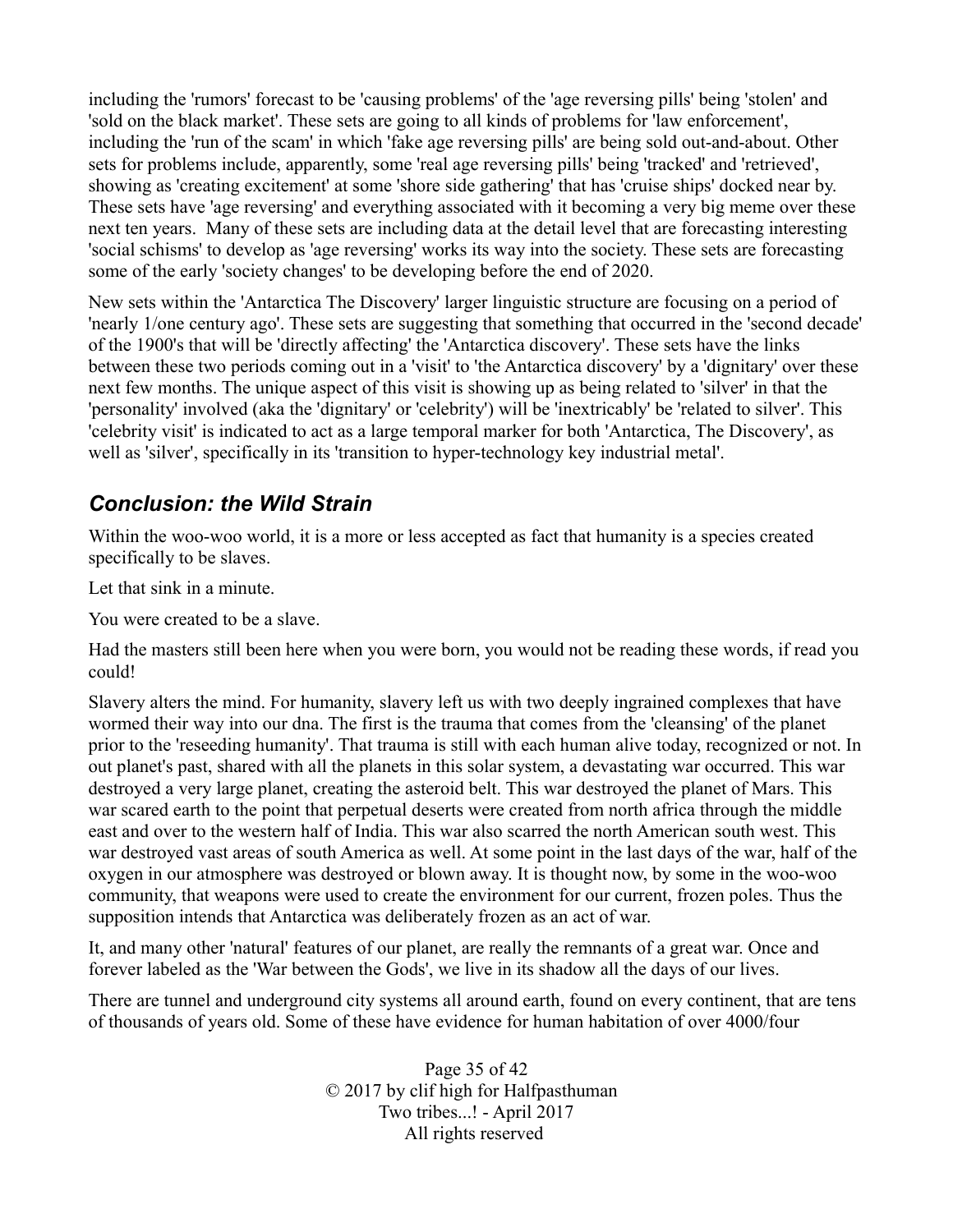including the 'rumors' forecast to be 'causing problems' of the 'age reversing pills' being 'stolen' and 'sold on the black market'. These sets are going to all kinds of problems for 'law enforcement', including the 'run of the scam' in which 'fake age reversing pills' are being sold out-and-about. Other sets for problems include, apparently, some 'real age reversing pills' being 'tracked' and 'retrieved', showing as 'creating excitement' at some 'shore side gathering' that has 'cruise ships' docked near by. These sets have 'age reversing' and everything associated with it becoming a very big meme over these next ten years. Many of these sets are including data at the detail level that are forecasting interesting 'social schisms' to develop as 'age reversing' works its way into the society. These sets are forecasting some of the early 'society changes' to be developing before the end of 2020.

New sets within the 'Antarctica The Discovery' larger linguistic structure are focusing on a period of 'nearly 1/one century ago'. These sets are suggesting that something that occurred in the 'second decade' of the 1900's that will be 'directly affecting' the 'Antarctica discovery'. These sets have the links between these two periods coming out in a 'visit' to 'the Antarctica discovery' by a 'dignitary' over these next few months. The unique aspect of this visit is showing up as being related to 'silver' in that the 'personality' involved (aka the 'dignitary' or 'celebrity') will be 'inextricably' be 'related to silver'. This 'celebrity visit' is indicated to act as a large temporal marker for both 'Antarctica, The Discovery', as well as 'silver', specifically in its 'transition to hyper-technology key industrial metal'.

## *Conclusion: the Wild Strain*

Within the woo-woo world, it is a more or less accepted as fact that humanity is a species created specifically to be slaves.

Let that sink in a minute.

You were created to be a slave.

Had the masters still been here when you were born, you would not be reading these words, if read you could!

Slavery alters the mind. For humanity, slavery left us with two deeply ingrained complexes that have wormed their way into our dna. The first is the trauma that comes from the 'cleansing' of the planet prior to the 'reseeding humanity'. That trauma is still with each human alive today, recognized or not. In out planet's past, shared with all the planets in this solar system, a devastating war occurred. This war destroyed a very large planet, creating the asteroid belt. This war destroyed the planet of Mars. This war scared earth to the point that perpetual deserts were created from north africa through the middle east and over to the western half of India. This war also scarred the north American south west. This war destroyed vast areas of south America as well. At some point in the last days of the war, half of the oxygen in our atmosphere was destroyed or blown away. It is thought now, by some in the woo-woo community, that weapons were used to create the environment for our current, frozen poles. Thus the supposition intends that Antarctica was deliberately frozen as an act of war.

It, and many other 'natural' features of our planet, are really the remnants of a great war. Once and forever labeled as the 'War between the Gods', we live in its shadow all the days of our lives.

There are tunnel and underground city systems all around earth, found on every continent, that are tens of thousands of years old. Some of these have evidence for human habitation of over 4000/four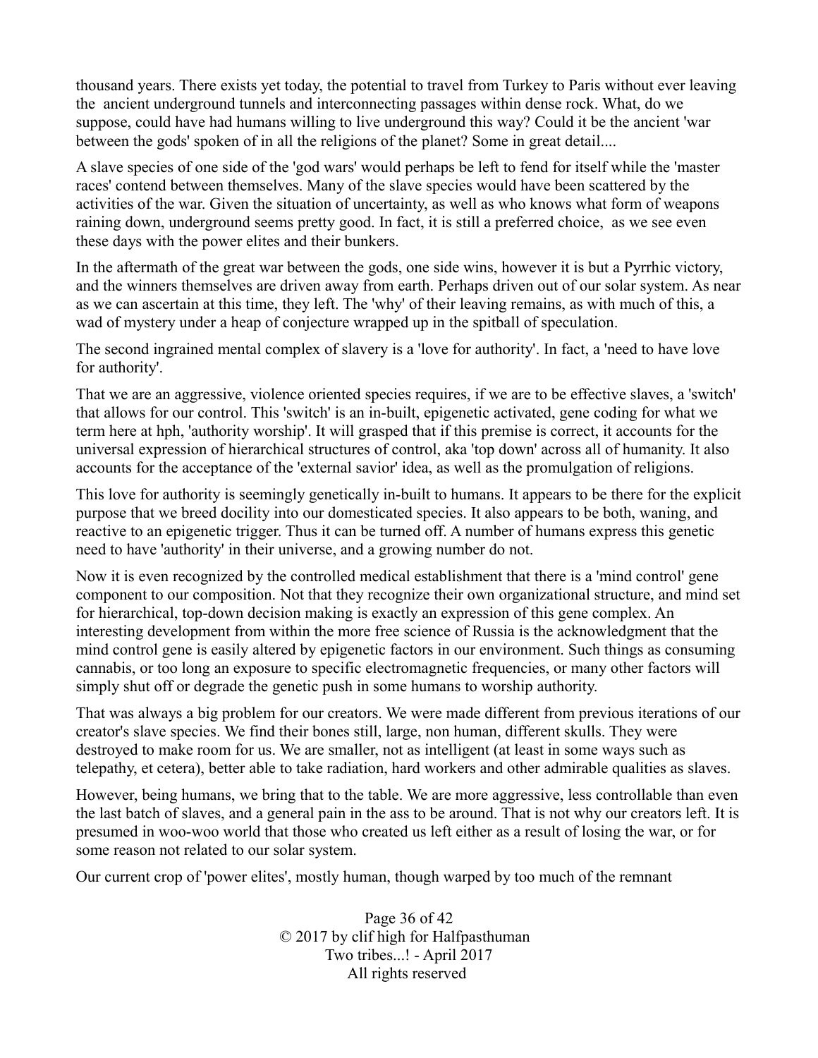thousand years. There exists yet today, the potential to travel from Turkey to Paris without ever leaving the ancient underground tunnels and interconnecting passages within dense rock. What, do we suppose, could have had humans willing to live underground this way? Could it be the ancient 'war between the gods' spoken of in all the religions of the planet? Some in great detail....

A slave species of one side of the 'god wars' would perhaps be left to fend for itself while the 'master races' contend between themselves. Many of the slave species would have been scattered by the activities of the war. Given the situation of uncertainty, as well as who knows what form of weapons raining down, underground seems pretty good. In fact, it is still a preferred choice, as we see even these days with the power elites and their bunkers.

In the aftermath of the great war between the gods, one side wins, however it is but a Pyrrhic victory, and the winners themselves are driven away from earth. Perhaps driven out of our solar system. As near as we can ascertain at this time, they left. The 'why' of their leaving remains, as with much of this, a wad of mystery under a heap of conjecture wrapped up in the spitball of speculation.

The second ingrained mental complex of slavery is a 'love for authority'. In fact, a 'need to have love for authority'.

That we are an aggressive, violence oriented species requires, if we are to be effective slaves, a 'switch' that allows for our control. This 'switch' is an in-built, epigenetic activated, gene coding for what we term here at hph, 'authority worship'. It will grasped that if this premise is correct, it accounts for the universal expression of hierarchical structures of control, aka 'top down' across all of humanity. It also accounts for the acceptance of the 'external savior' idea, as well as the promulgation of religions.

This love for authority is seemingly genetically in-built to humans. It appears to be there for the explicit purpose that we breed docility into our domesticated species. It also appears to be both, waning, and reactive to an epigenetic trigger. Thus it can be turned off. A number of humans express this genetic need to have 'authority' in their universe, and a growing number do not.

Now it is even recognized by the controlled medical establishment that there is a 'mind control' gene component to our composition. Not that they recognize their own organizational structure, and mind set for hierarchical, top-down decision making is exactly an expression of this gene complex. An interesting development from within the more free science of Russia is the acknowledgment that the mind control gene is easily altered by epigenetic factors in our environment. Such things as consuming cannabis, or too long an exposure to specific electromagnetic frequencies, or many other factors will simply shut off or degrade the genetic push in some humans to worship authority.

That was always a big problem for our creators. We were made different from previous iterations of our creator's slave species. We find their bones still, large, non human, different skulls. They were destroyed to make room for us. We are smaller, not as intelligent (at least in some ways such as telepathy, et cetera), better able to take radiation, hard workers and other admirable qualities as slaves.

However, being humans, we bring that to the table. We are more aggressive, less controllable than even the last batch of slaves, and a general pain in the ass to be around. That is not why our creators left. It is presumed in woo-woo world that those who created us left either as a result of losing the war, or for some reason not related to our solar system.

Our current crop of 'power elites', mostly human, though warped by too much of the remnant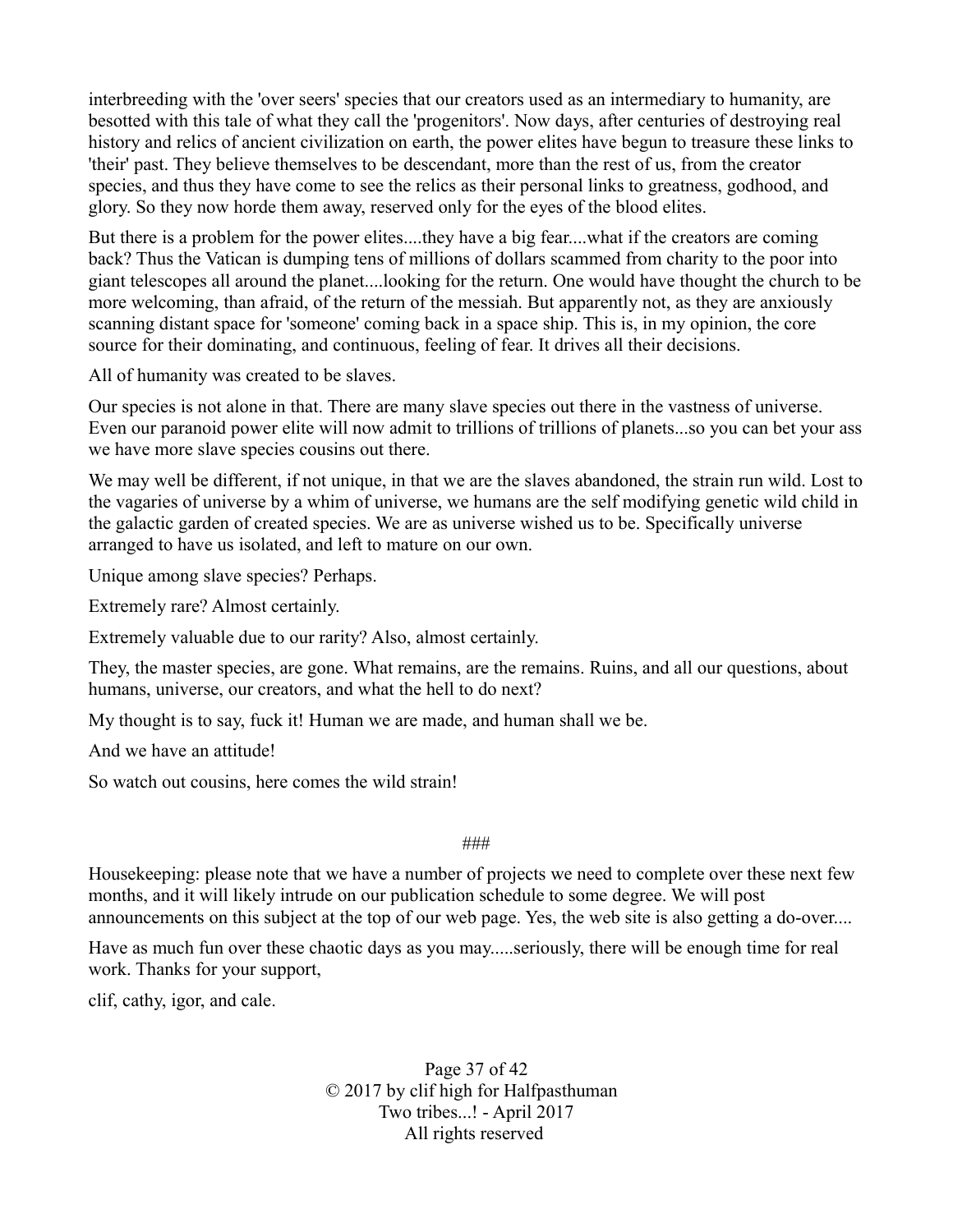interbreeding with the 'over seers' species that our creators used as an intermediary to humanity, are besotted with this tale of what they call the 'progenitors'. Now days, after centuries of destroying real history and relics of ancient civilization on earth, the power elites have begun to treasure these links to 'their' past. They believe themselves to be descendant, more than the rest of us, from the creator species, and thus they have come to see the relics as their personal links to greatness, godhood, and glory. So they now horde them away, reserved only for the eyes of the blood elites.

But there is a problem for the power elites....they have a big fear....what if the creators are coming back? Thus the Vatican is dumping tens of millions of dollars scammed from charity to the poor into giant telescopes all around the planet....looking for the return. One would have thought the church to be more welcoming, than afraid, of the return of the messiah. But apparently not, as they are anxiously scanning distant space for 'someone' coming back in a space ship. This is, in my opinion, the core source for their dominating, and continuous, feeling of fear. It drives all their decisions.

All of humanity was created to be slaves.

Our species is not alone in that. There are many slave species out there in the vastness of universe. Even our paranoid power elite will now admit to trillions of trillions of planets...so you can bet your ass we have more slave species cousins out there.

We may well be different, if not unique, in that we are the slaves abandoned, the strain run wild. Lost to the vagaries of universe by a whim of universe, we humans are the self modifying genetic wild child in the galactic garden of created species. We are as universe wished us to be. Specifically universe arranged to have us isolated, and left to mature on our own.

Unique among slave species? Perhaps.

Extremely rare? Almost certainly.

Extremely valuable due to our rarity? Also, almost certainly.

They, the master species, are gone. What remains, are the remains. Ruins, and all our questions, about humans, universe, our creators, and what the hell to do next?

My thought is to say, fuck it! Human we are made, and human shall we be.

And we have an attitude!

So watch out cousins, here comes the wild strain!

###

Housekeeping: please note that we have a number of projects we need to complete over these next few months, and it will likely intrude on our publication schedule to some degree. We will post announcements on this subject at the top of our web page. Yes, the web site is also getting a do-over....

Have as much fun over these chaotic days as you may.....seriously, there will be enough time for real work. Thanks for your support,

clif, cathy, igor, and cale.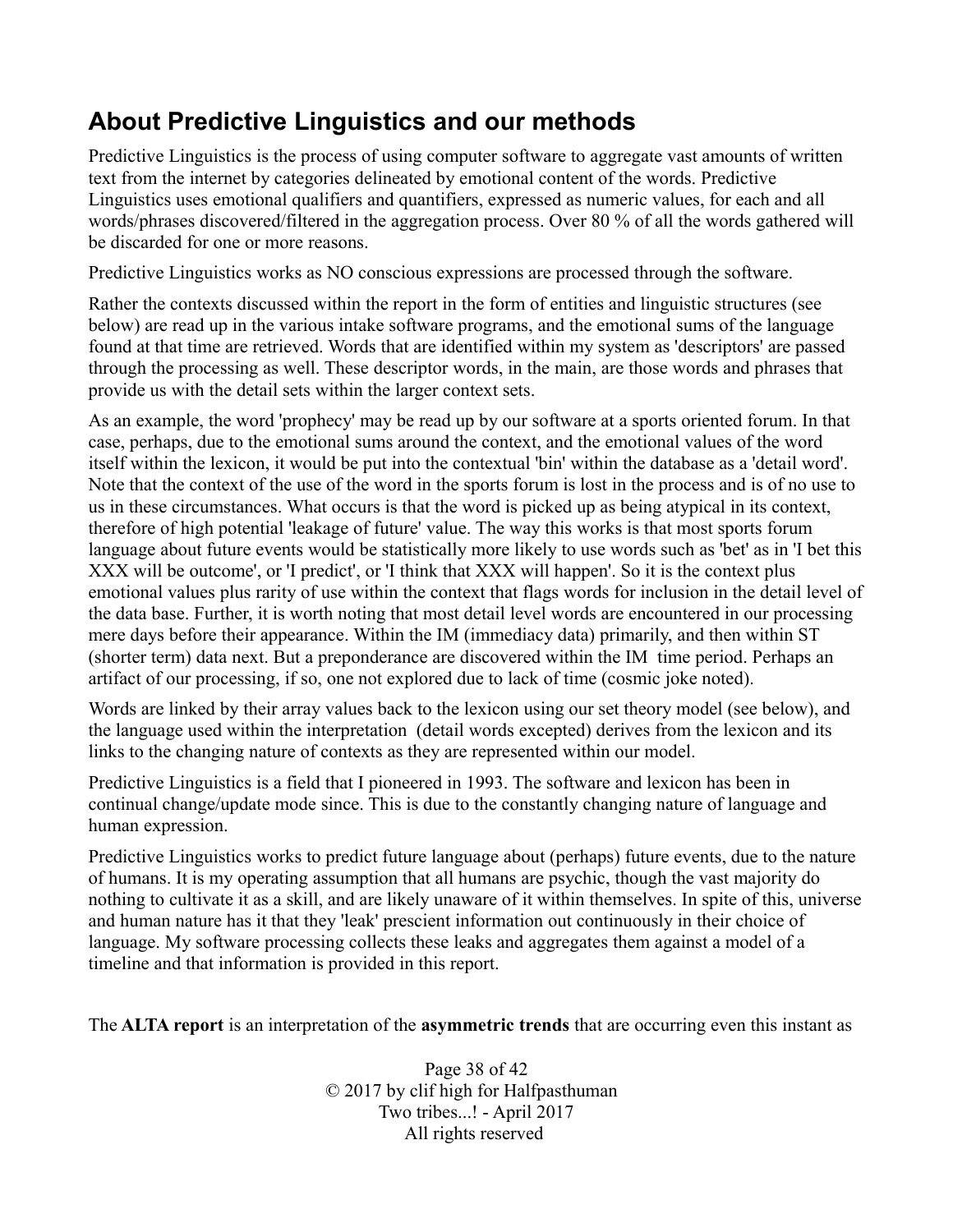## About Predictive Linguistics and our methods

Predictive Linguistics is the process of using computer software to aggregate vast amounts of written text from the internet by categories delineated by emotional content of the words. Predictive Linguistics uses emotional qualifiers and quantifiers, expressed as numeric values, for each and all words/phrases discovered/filtered in the aggregation process. Over 80 % of all the words gathered will be discarded for one or more reasons.

Predictive Linguistics works as NO conscious expressions are processed through the software.

Rather the contexts discussed within the report in the form of entities and linguistic structures (see below) are read up in the various intake software programs, and the emotional sums of the language found at that time are retrieved. Words that are identified within my system as 'descriptors' are passed through the processing as well. These descriptor words, in the main, are those words and phrases that provide us with the detail sets within the larger context sets.

As an example, the word 'prophecy' may be read up by our software at a sports oriented forum. In that case, perhaps, due to the emotional sums around the context, and the emotional values of the word itself within the lexicon, it would be put into the contextual 'bin' within the database as a 'detail word'. Note that the context of the use of the word in the sports forum is lost in the process and is of no use to us in these circumstances. What occurs is that the word is picked up as being atypical in its context, therefore of high potential 'leakage of future' value. The way this works is that most sports forum language about future events would be statistically more likely to use words such as 'bet' as in 'I bet this XXX will be outcome', or 'I predict', or 'I think that XXX will happen'. So it is the context plus emotional values plus rarity of use within the context that flags words for inclusion in the detail level of the data base. Further, it is worth noting that most detail level words are encountered in our processing mere days before their appearance. Within the IM (immediacy data) primarily, and then within ST (shorter term) data next. But a preponderance are discovered within the IM time period. Perhaps an artifact of our processing, if so, one not explored due to lack of time (cosmic joke noted).

Words are linked by their array values back to the lexicon using our set theory model (see below), and the language used within the interpretation (detail words excepted) derives from the lexicon and its links to the changing nature of contexts as they are represented within our model.

Predictive Linguistics is a field that I pioneered in 1993. The software and lexicon has been in continual change/update mode since. This is due to the constantly changing nature of language and human expression.

Predictive Linguistics works to predict future language about (perhaps) future events, due to the nature of humans. It is my operating assumption that all humans are psychic, though the vast majority do nothing to cultivate it as a skill, and are likely unaware of it within themselves. In spite of this, universe and human nature has it that they 'leak' prescient information out continuously in their choice of language. My software processing collects these leaks and aggregates them against a model of a timeline and that information is provided in this report.

The **ALTA report** is an interpretation of the **asymmetric trends** that are occurring even this instant as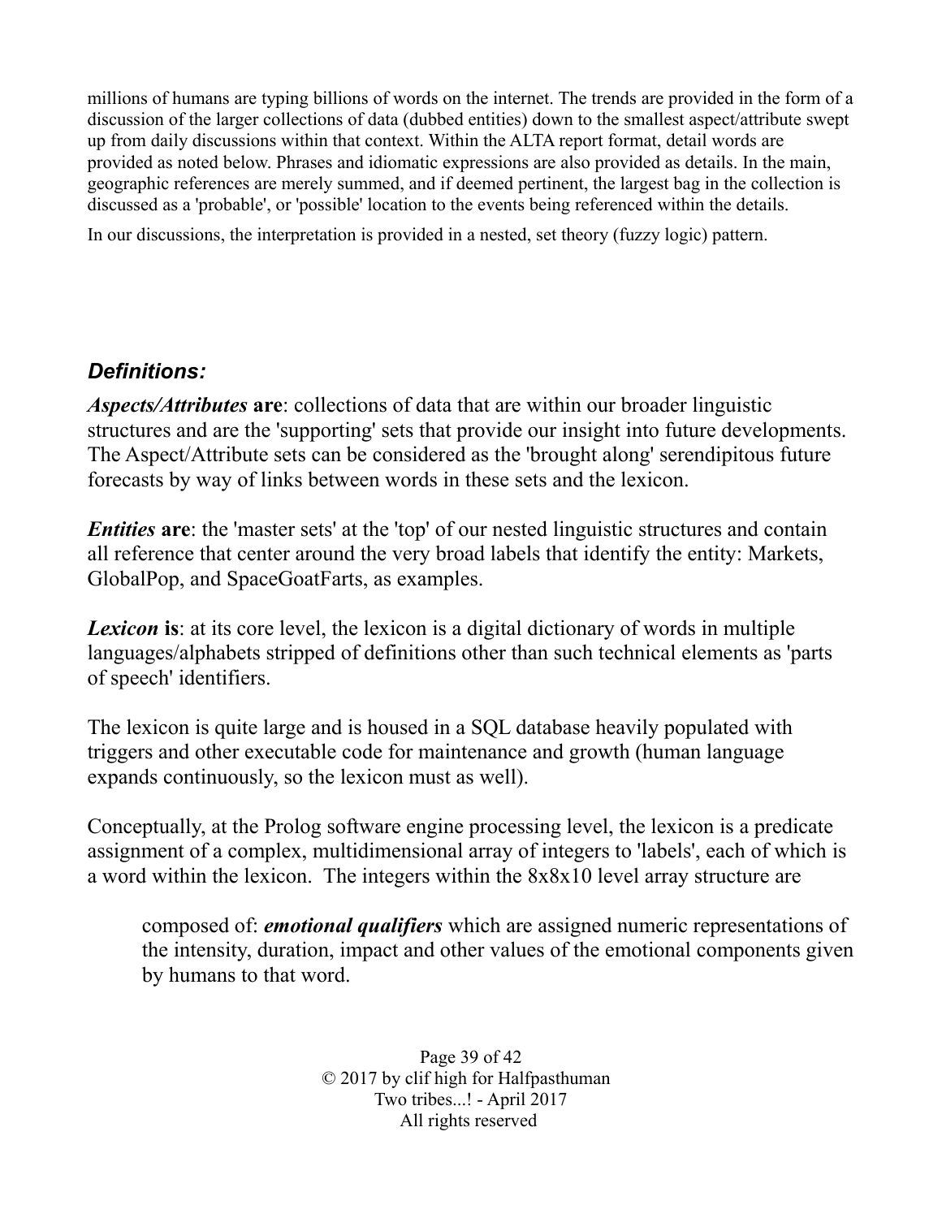millions of humans are typing billions of words on the internet. The trends are provided in the form of a discussion of the larger collections of data (dubbed entities) down to the smallest aspect/attribute swept up from daily discussions within that context. Within the ALTA report format, detail words are provided as noted below. Phrases and idiomatic expressions are also provided as details. In the main, geographic references are merely summed, and if deemed pertinent, the largest bag in the collection is discussed as a 'probable', or 'possible' location to the events being referenced within the details.

In our discussions, the interpretation is provided in a nested, set theory (fuzzy logic) pattern.

## *Definitions:*

***Aspects/Attributes* are**: collections of data that are within our broader linguistic structures and are the 'supporting' sets that provide our insight into future developments. The Aspect/Attribute sets can be considered as the 'brought along' serendipitous future forecasts by way of links between words in these sets and the lexicon.

***Entities* are**: the 'master sets' at the 'top' of our nested linguistic structures and contain all reference that center around the very broad labels that identify the entity: Markets, GlobalPop, and SpaceGoatFarts, as examples.

***Lexicon* is**: at its core level, the lexicon is a digital dictionary of words in multiple languages/alphabets stripped of definitions other than such technical elements as 'parts of speech' identifiers.

The lexicon is quite large and is housed in a SQL database heavily populated with triggers and other executable code for maintenance and growth (human language expands continuously, so the lexicon must as well).

Conceptually, at the Prolog software engine processing level, the lexicon is a predicate assignment of a complex, multidimensional array of integers to 'labels', each of which is a word within the lexicon. The integers within the 8x8x10 level array structure are

> composed of: ***emotional qualifiers*** which are assigned numeric representations of the intensity, duration, impact and other values of the emotional components given by humans to that word.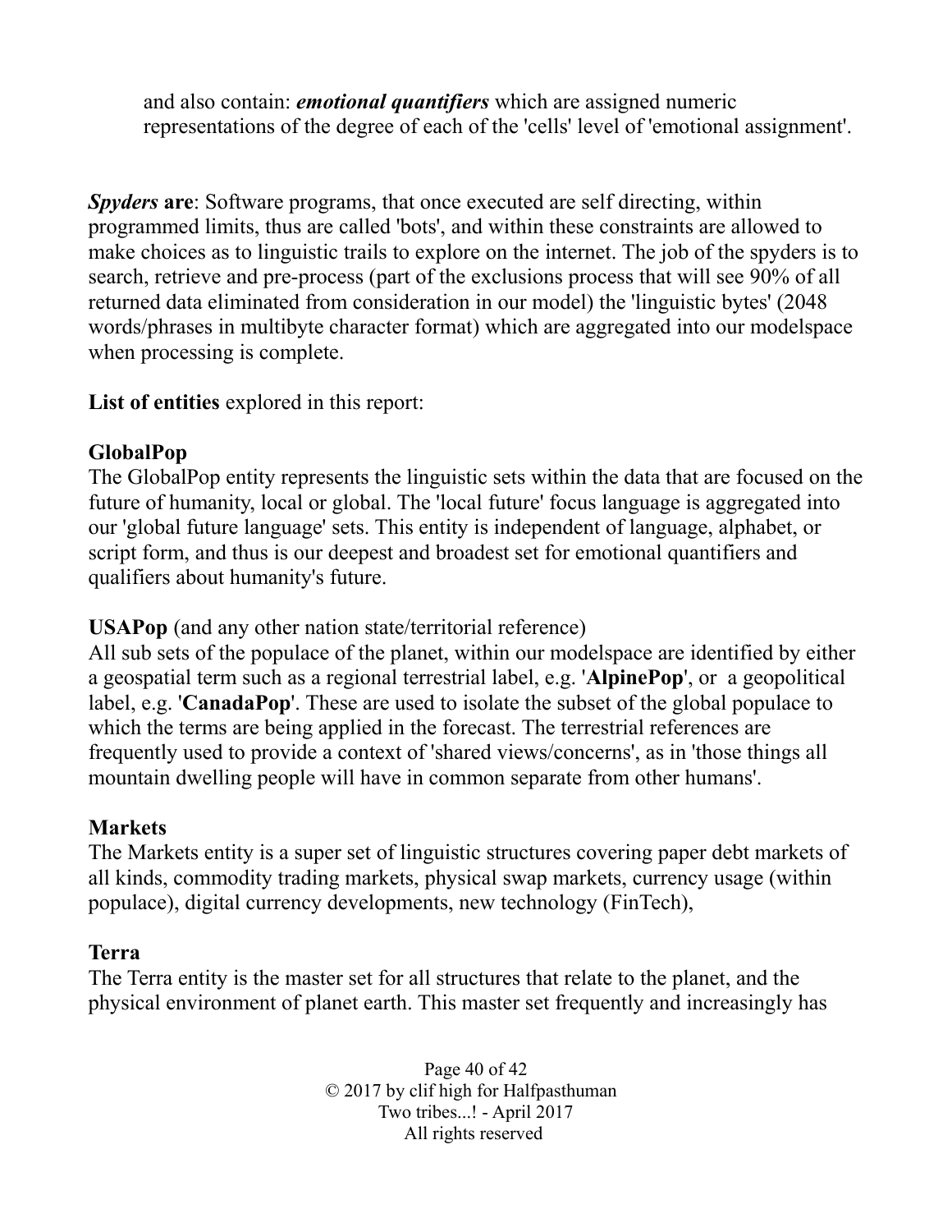and also contain: ***emotional quantifiers*** which are assigned numeric representations of the degree of each of the 'cells' level of 'emotional assignment'.

***Spyders* are**: Software programs, that once executed are self directing, within programmed limits, thus are called 'bots', and within these constraints are allowed to make choices as to linguistic trails to explore on the internet. The job of the spyders is to search, retrieve and pre-process (part of the exclusions process that will see 90% of all returned data eliminated from consideration in our model) the 'linguistic bytes' (2048 words/phrases in multibyte character format) which are aggregated into our modelspace when processing is complete.

**List of entities** explored in this report:

**GlobalPop**
The GlobalPop entity represents the linguistic sets within the data that are focused on the future of humanity, local or global. The 'local future' focus language is aggregated into our 'global future language' sets. This entity is independent of language, alphabet, or script form, and thus is our deepest and broadest set for emotional quantifiers and qualifiers about humanity's future.

**USAPop** (and any other nation state/territorial reference)
All sub sets of the populace of the planet, within our modelspace are identified by either a geospatial term such as a regional terrestrial label, e.g. '**AlpinePop**', or a geopolitical label, e.g. '**CanadaPop**'. These are used to isolate the subset of the global populace to which the terms are being applied in the forecast. The terrestrial references are frequently used to provide a context of 'shared views/concerns', as in 'those things all mountain dwelling people will have in common separate from other humans'.

**Markets**
The Markets entity is a super set of linguistic structures covering paper debt markets of all kinds, commodity trading markets, physical swap markets, currency usage (within populace), digital currency developments, new technology (FinTech),

**Terra**
The Terra entity is the master set for all structures that relate to the planet, and the physical environment of planet earth. This master set frequently and increasingly has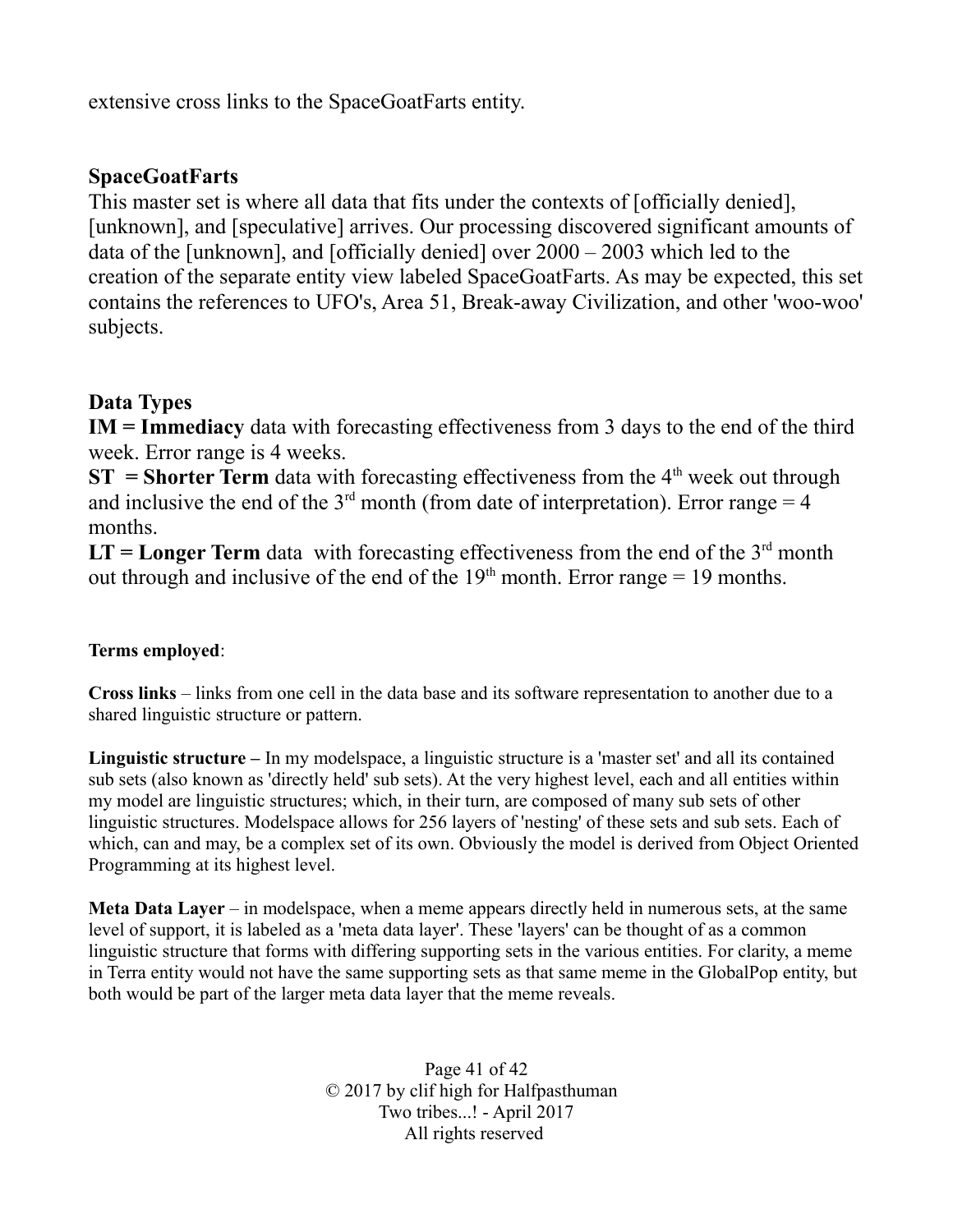extensive cross links to the SpaceGoatFarts entity.

## SpaceGoatFarts

This master set is where all data that fits under the contexts of [officially denied], [unknown], and [speculative] arrives. Our processing discovered significant amounts of data of the [unknown], and [officially denied] over 2000 – 2003 which led to the creation of the separate entity view labeled SpaceGoatFarts. As may be expected, this set contains the references to UFO's, Area 51, Break-away Civilization, and other 'woo-woo' subjects.

## Data Types

**IM = Immediacy** data with forecasting effectiveness from 3 days to the end of the third week. Error range is 4 weeks.

**ST = Shorter Term** data with forecasting effectiveness from the 4th week out through and inclusive the end of the 3rd month (from date of interpretation). Error range = 4 months.

**LT = Longer Term** data with forecasting effectiveness from the end of the 3rd month out through and inclusive of the end of the 19th month. Error range = 19 months.

**Terms employed**:

**Cross links** – links from one cell in the data base and its software representation to another due to a shared linguistic structure or pattern.

**Linguistic structure –** In my modelspace, a linguistic structure is a 'master set' and all its contained sub sets (also known as 'directly held' sub sets). At the very highest level, each and all entities within my model are linguistic structures; which, in their turn, are composed of many sub sets of other linguistic structures. Modelspace allows for 256 layers of 'nesting' of these sets and sub sets. Each of which, can and may, be a complex set of its own. Obviously the model is derived from Object Oriented Programming at its highest level.

**Meta Data Layer** – in modelspace, when a meme appears directly held in numerous sets, at the same level of support, it is labeled as a 'meta data layer'. These 'layers' can be thought of as a common linguistic structure that forms with differing supporting sets in the various entities. For clarity, a meme in Terra entity would not have the same supporting sets as that same meme in the GlobalPop entity, but both would be part of the larger meta data layer that the meme reveals.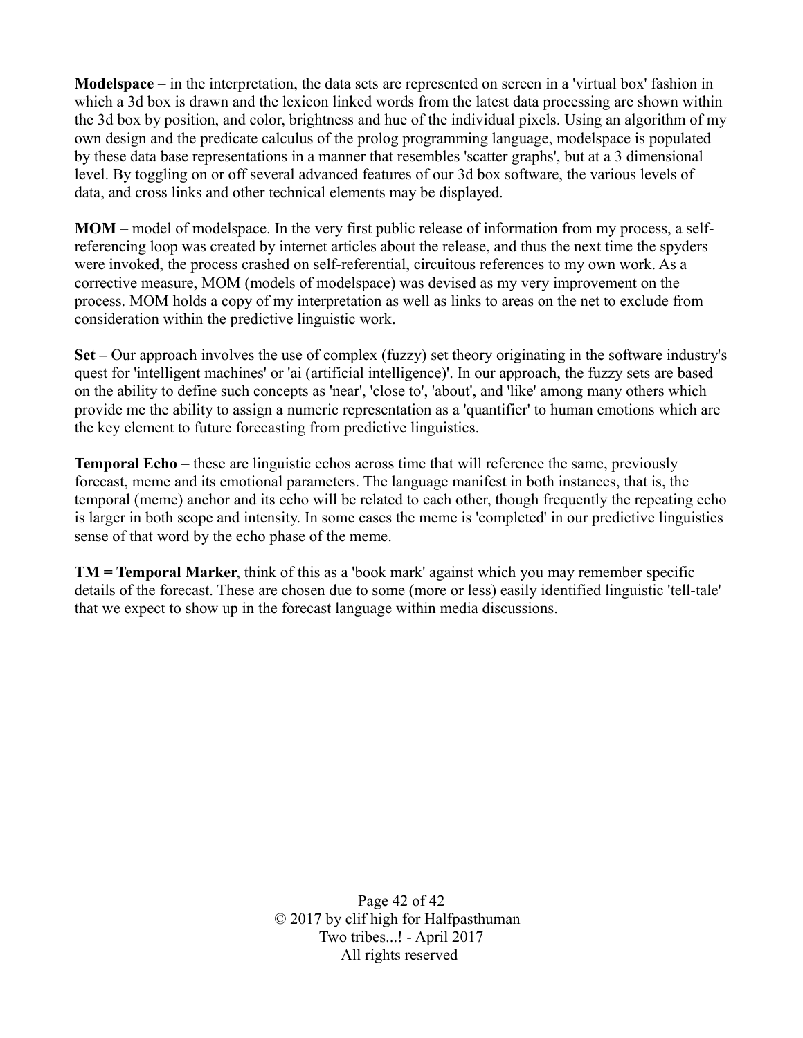**Modelspace** – in the interpretation, the data sets are represented on screen in a 'virtual box' fashion in which a 3d box is drawn and the lexicon linked words from the latest data processing are shown within the 3d box by position, and color, brightness and hue of the individual pixels. Using an algorithm of my own design and the predicate calculus of the prolog programming language, modelspace is populated by these data base representations in a manner that resembles 'scatter graphs', but at a 3 dimensional level. By toggling on or off several advanced features of our 3d box software, the various levels of data, and cross links and other technical elements may be displayed.

**MOM** – model of modelspace. In the very first public release of information from my process, a self-referencing loop was created by internet articles about the release, and thus the next time the spyders were invoked, the process crashed on self-referential, circuitous references to my own work. As a corrective measure, MOM (models of modelspace) was devised as my very improvement on the process. MOM holds a copy of my interpretation as well as links to areas on the net to exclude from consideration within the predictive linguistic work.

**Set –** Our approach involves the use of complex (fuzzy) set theory originating in the software industry's quest for 'intelligent machines' or 'ai (artificial intelligence)'. In our approach, the fuzzy sets are based on the ability to define such concepts as 'near', 'close to', 'about', and 'like' among many others which provide me the ability to assign a numeric representation as a 'quantifier' to human emotions which are the key element to future forecasting from predictive linguistics.

**Temporal Echo** – these are linguistic echos across time that will reference the same, previously forecast, meme and its emotional parameters. The language manifest in both instances, that is, the temporal (meme) anchor and its echo will be related to each other, though frequently the repeating echo is larger in both scope and intensity. In some cases the meme is 'completed' in our predictive linguistics sense of that word by the echo phase of the meme.

**TM = Temporal Marker**, think of this as a 'book mark' against which you may remember specific details of the forecast. These are chosen due to some (more or less) easily identified linguistic 'tell-tale' that we expect to show up in the forecast language within media discussions.